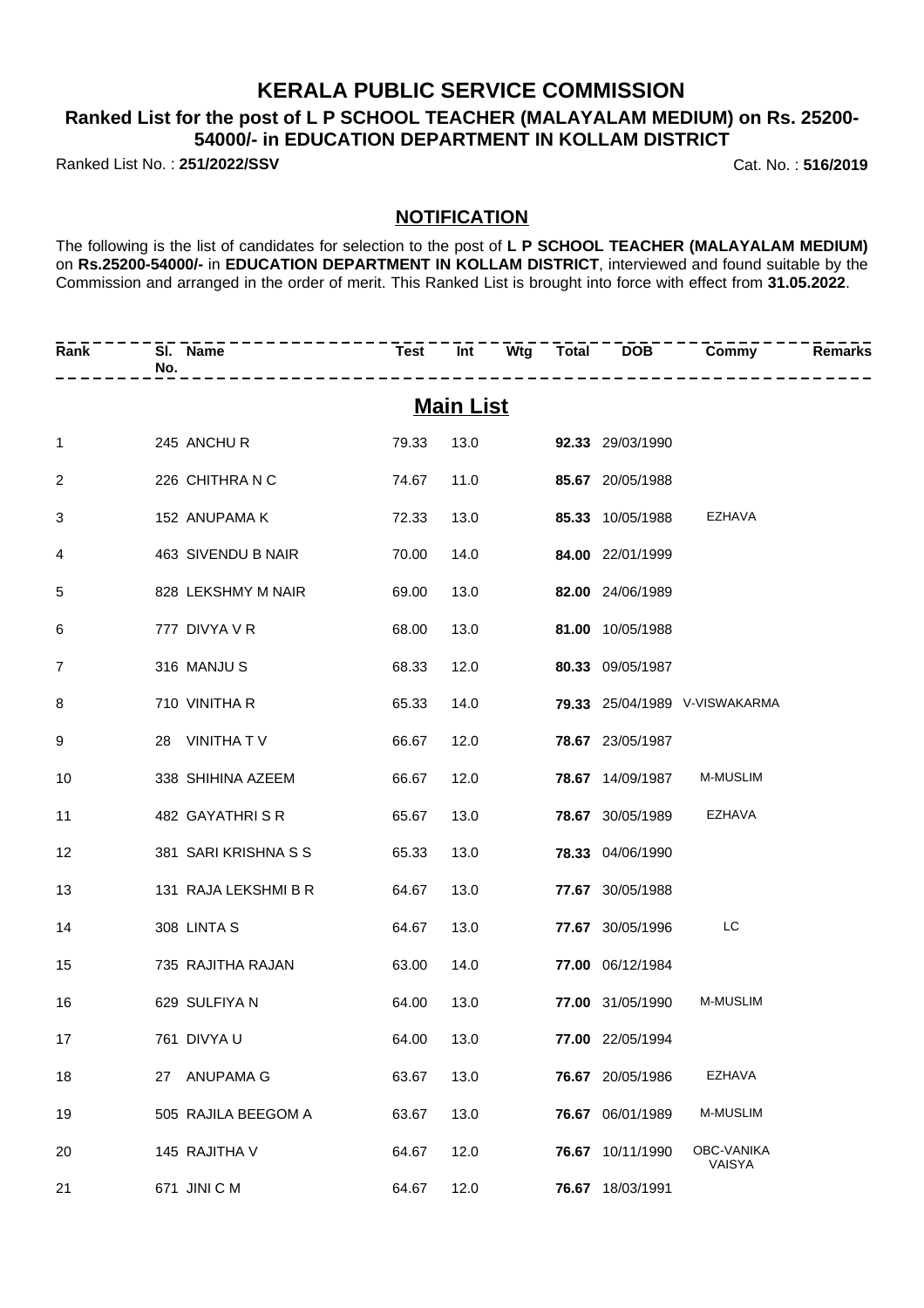# KERALA PUBLIC SERVICE COMMISSION

## Ranked List for the post of L P SCHOOL TEACHER (MALAYALAM MEDIUM) on Rs. 25200-54000/- in EDUCATION DEPARTMENT IN KOLLAM DISTRICT

Ranked List No. : **251/2022/SSV** Cat. No. : **516/2019**

### NOTIFICATION

The following is the list of candidates for selection to the post of **L P SCHOOL TEACHER (MALAYALAM MEDIUM)** on **Rs.25200-54000/-** in **EDUCATION DEPARTMENT IN KOLLAM DISTRICT**, interviewed and found suitable by the Commission and arranged in the order of merit. This Ranked List is brought into force with effect from **31.05.2022**.

### Main List

| Rank | Sl. No. | Name | Test | Int | Wtg | Total | DOB | Commy | Remarks |
|---|---|---|---|---|---|---|---|---|---|
| 1 | 245 | ANCHU R | 79.33 | 13.0 | | **92.33** | 29/03/1990 | | |
| 2 | 226 | CHITHRA N C | 74.67 | 11.0 | | **85.67** | 20/05/1988 | | |
| 3 | 152 | ANUPAMA K | 72.33 | 13.0 | | **85.33** | 10/05/1988 | EZHAVA | |
| 4 | 463 | SIVENDU B NAIR | 70.00 | 14.0 | | **84.00** | 22/01/1999 | | |
| 5 | 828 | LEKSHMY M NAIR | 69.00 | 13.0 | | **82.00** | 24/06/1989 | | |
| 6 | 777 | DIVYA V R | 68.00 | 13.0 | | **81.00** | 10/05/1988 | | |
| 7 | 316 | MANJU S | 68.33 | 12.0 | | **80.33** | 09/05/1987 | | |
| 8 | 710 | VINITHA R | 65.33 | 14.0 | | **79.33** | 25/04/1989 | V-VISWAKARMA | |
| 9 | 28 | VINITHA T V | 66.67 | 12.0 | | **78.67** | 23/05/1987 | | |
| 10 | 338 | SHIHINA AZEEM | 66.67 | 12.0 | | **78.67** | 14/09/1987 | M-MUSLIM | |
| 11 | 482 | GAYATHRI S R | 65.67 | 13.0 | | **78.67** | 30/05/1989 | EZHAVA | |
| 12 | 381 | SARI KRISHNA S S | 65.33 | 13.0 | | **78.33** | 04/06/1990 | | |
| 13 | 131 | RAJA LEKSHMI B R | 64.67 | 13.0 | | **77.67** | 30/05/1988 | | |
| 14 | 308 | LINTA S | 64.67 | 13.0 | | **77.67** | 30/05/1996 | LC | |
| 15 | 735 | RAJITHA RAJAN | 63.00 | 14.0 | | **77.00** | 06/12/1984 | | |
| 16 | 629 | SULFIYA N | 64.00 | 13.0 | | **77.00** | 31/05/1990 | M-MUSLIM | |
| 17 | 761 | DIVYA U | 64.00 | 13.0 | | **77.00** | 22/05/1994 | | |
| 18 | 27 | ANUPAMA G | 63.67 | 13.0 | | **76.67** | 20/05/1986 | EZHAVA | |
| 19 | 505 | RAJILA BEEGOM A | 63.67 | 13.0 | | **76.67** | 06/01/1989 | M-MUSLIM | |
| 20 | 145 | RAJITHA V | 64.67 | 12.0 | | **76.67** | 10/11/1990 | OBC-VANIKA VAISYA | |
| 21 | 671 | JINI C M | 64.67 | 12.0 | | **76.67** | 18/03/1991 | | |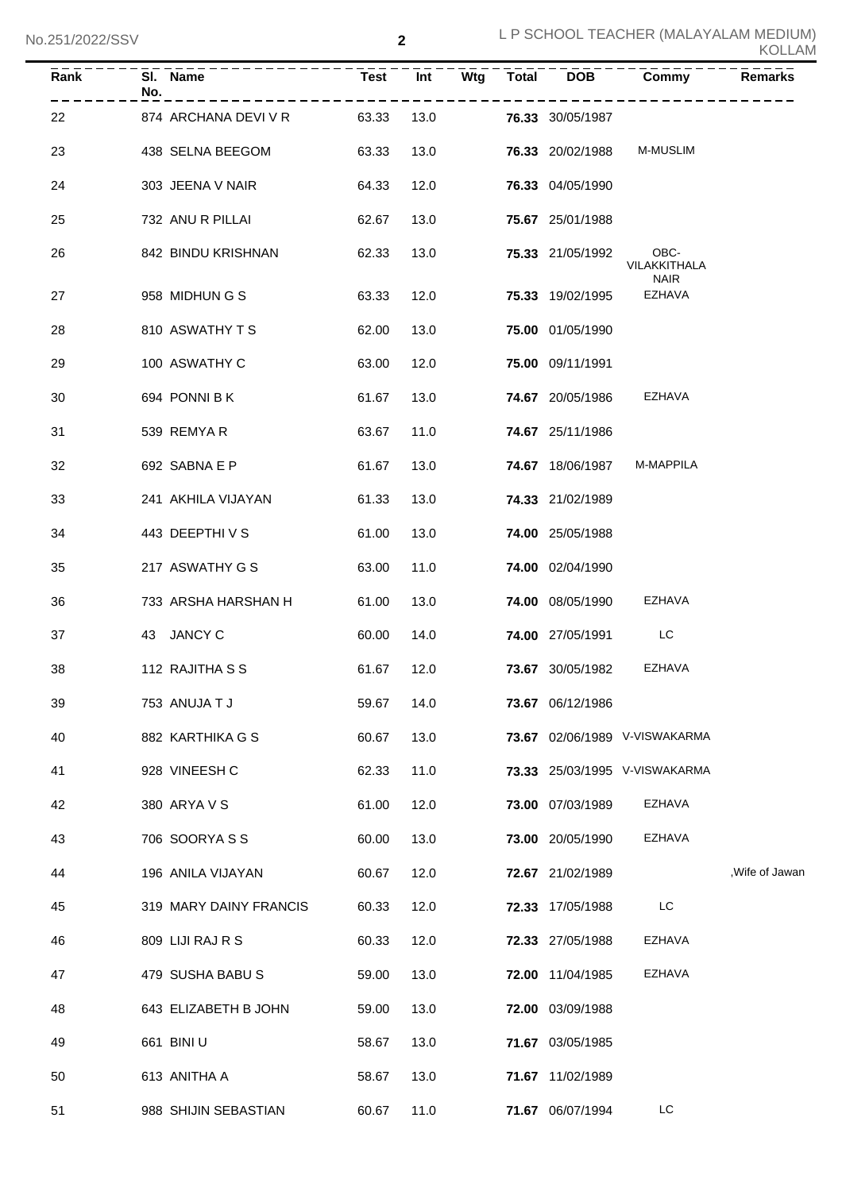| Rank | Sl. No. | Name | Test | Int | Wtg | Total | DOB | Commy | Remarks |
|---|---|---|---|---|---|---|---|---|---|
| 22 | 874 | ARCHANA DEVI V R | 63.33 | 13.0 | | **76.33** | 30/05/1987 | | |
| 23 | 438 | SELNA BEEGOM | 63.33 | 13.0 | | **76.33** | 20/02/1988 | M-MUSLIM | |
| 24 | 303 | JEENA V NAIR | 64.33 | 12.0 | | **76.33** | 04/05/1990 | | |
| 25 | 732 | ANU R PILLAI | 62.67 | 13.0 | | **75.67** | 25/01/1988 | | |
| 26 | 842 | BINDU KRISHNAN | 62.33 | 13.0 | | **75.33** | 21/05/1992 | OBC-VILAKKITHALA NAIR | |
| 27 | 958 | MIDHUN G S | 63.33 | 12.0 | | **75.33** | 19/02/1995 | EZHAVA | |
| 28 | 810 | ASWATHY T S | 62.00 | 13.0 | | **75.00** | 01/05/1990 | | |
| 29 | 100 | ASWATHY C | 63.00 | 12.0 | | **75.00** | 09/11/1991 | | |
| 30 | 694 | PONNI B K | 61.67 | 13.0 | | **74.67** | 20/05/1986 | EZHAVA | |
| 31 | 539 | REMYA R | 63.67 | 11.0 | | **74.67** | 25/11/1986 | | |
| 32 | 692 | SABNA E P | 61.67 | 13.0 | | **74.67** | 18/06/1987 | M-MAPPILA | |
| 33 | 241 | AKHILA VIJAYAN | 61.33 | 13.0 | | **74.33** | 21/02/1989 | | |
| 34 | 443 | DEEPTHI V S | 61.00 | 13.0 | | **74.00** | 25/05/1988 | | |
| 35 | 217 | ASWATHY G S | 63.00 | 11.0 | | **74.00** | 02/04/1990 | | |
| 36 | 733 | ARSHA HARSHAN H | 61.00 | 13.0 | | **74.00** | 08/05/1990 | EZHAVA | |
| 37 | 43 | JANCY C | 60.00 | 14.0 | | **74.00** | 27/05/1991 | LC | |
| 38 | 112 | RAJITHA S S | 61.67 | 12.0 | | **73.67** | 30/05/1982 | EZHAVA | |
| 39 | 753 | ANUJA T J | 59.67 | 14.0 | | **73.67** | 06/12/1986 | | |
| 40 | 882 | KARTHIKA G S | 60.67 | 13.0 | | **73.67** | 02/06/1989 | V-VISWAKARMA | |
| 41 | 928 | VINEESH C | 62.33 | 11.0 | | **73.33** | 25/03/1995 | V-VISWAKARMA | |
| 42 | 380 | ARYA V S | 61.00 | 12.0 | | **73.00** | 07/03/1989 | EZHAVA | |
| 43 | 706 | SOORYA S S | 60.00 | 13.0 | | **73.00** | 20/05/1990 | EZHAVA | |
| 44 | 196 | ANILA VIJAYAN | 60.67 | 12.0 | | **72.67** | 21/02/1989 | | ,Wife of Jawan |
| 45 | 319 | MARY DAINY FRANCIS | 60.33 | 12.0 | | **72.33** | 17/05/1988 | LC | |
| 46 | 809 | LIJI RAJ R S | 60.33 | 12.0 | | **72.33** | 27/05/1988 | EZHAVA | |
| 47 | 479 | SUSHA BABU S | 59.00 | 13.0 | | **72.00** | 11/04/1985 | EZHAVA | |
| 48 | 643 | ELIZABETH B JOHN | 59.00 | 13.0 | | **72.00** | 03/09/1988 | | |
| 49 | 661 | BINI U | 58.67 | 13.0 | | **71.67** | 03/05/1985 | | |
| 50 | 613 | ANITHA A | 58.67 | 13.0 | | **71.67** | 11/02/1989 | | |
| 51 | 988 | SHIJIN SEBASTIAN | 60.67 | 11.0 | | **71.67** | 06/07/1994 | LC | |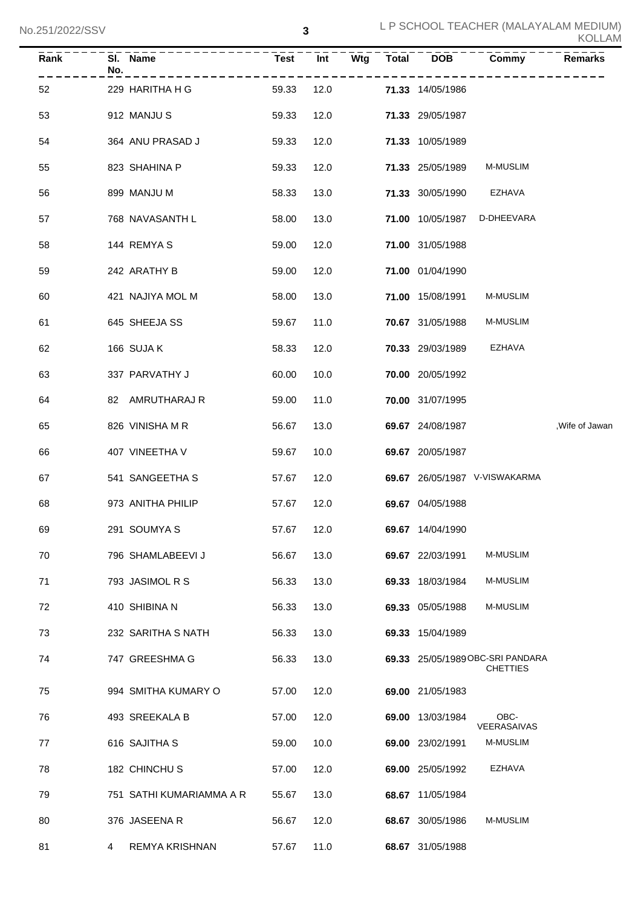| Rank | Sl. No. | Name | Test | Int | Wtg | Total | DOB | Commy | Remarks |
|---|---|---|---|---|---|---|---|---|---|
| 52 | 229 | HARITHA H G | 59.33 | 12.0 | | **71.33** | 14/05/1986 | | |
| 53 | 912 | MANJU S | 59.33 | 12.0 | | **71.33** | 29/05/1987 | | |
| 54 | 364 | ANU PRASAD J | 59.33 | 12.0 | | **71.33** | 10/05/1989 | | |
| 55 | 823 | SHAHINA P | 59.33 | 12.0 | | **71.33** | 25/05/1989 | M-MUSLIM | |
| 56 | 899 | MANJU M | 58.33 | 13.0 | | **71.33** | 30/05/1990 | EZHAVA | |
| 57 | 768 | NAVASANTH L | 58.00 | 13.0 | | **71.00** | 10/05/1987 | D-DHEEVARA | |
| 58 | 144 | REMYA S | 59.00 | 12.0 | | **71.00** | 31/05/1988 | | |
| 59 | 242 | ARATHY B | 59.00 | 12.0 | | **71.00** | 01/04/1990 | | |
| 60 | 421 | NAJIYA MOL M | 58.00 | 13.0 | | **71.00** | 15/08/1991 | M-MUSLIM | |
| 61 | 645 | SHEEJA SS | 59.67 | 11.0 | | **70.67** | 31/05/1988 | M-MUSLIM | |
| 62 | 166 | SUJA K | 58.33 | 12.0 | | **70.33** | 29/03/1989 | EZHAVA | |
| 63 | 337 | PARVATHY J | 60.00 | 10.0 | | **70.00** | 20/05/1992 | | |
| 64 | 82 | AMRUTHARAJ R | 59.00 | 11.0 | | **70.00** | 31/07/1995 | | |
| 65 | 826 | VINISHA M R | 56.67 | 13.0 | | **69.67** | 24/08/1987 | | ,Wife of Jawan |
| 66 | 407 | VINEETHA V | 59.67 | 10.0 | | **69.67** | 20/05/1987 | | |
| 67 | 541 | SANGEETHA S | 57.67 | 12.0 | | **69.67** | 26/05/1987 | V-VISWAKARMA | |
| 68 | 973 | ANITHA PHILIP | 57.67 | 12.0 | | **69.67** | 04/05/1988 | | |
| 69 | 291 | SOUMYA S | 57.67 | 12.0 | | **69.67** | 14/04/1990 | | |
| 70 | 796 | SHAMLABEEVI J | 56.67 | 13.0 | | **69.67** | 22/03/1991 | M-MUSLIM | |
| 71 | 793 | JASIMOL R S | 56.33 | 13.0 | | **69.33** | 18/03/1984 | M-MUSLIM | |
| 72 | 410 | SHIBINA N | 56.33 | 13.0 | | **69.33** | 05/05/1988 | M-MUSLIM | |
| 73 | 232 | SARITHA S NATH | 56.33 | 13.0 | | **69.33** | 15/04/1989 | | |
| 74 | 747 | GREESHMA G | 56.33 | 13.0 | | **69.33** | 25/05/1989 | OBC-SRI PANDARA CHETTIES | |
| 75 | 994 | SMITHA KUMARY O | 57.00 | 12.0 | | **69.00** | 21/05/1983 | | |
| 76 | 493 | SREEKALA B | 57.00 | 12.0 | | **69.00** | 13/03/1984 | OBC-VEERASAIVAS | |
| 77 | 616 | SAJITHA S | 59.00 | 10.0 | | **69.00** | 23/02/1991 | M-MUSLIM | |
| 78 | 182 | CHINCHU S | 57.00 | 12.0 | | **69.00** | 25/05/1992 | EZHAVA | |
| 79 | 751 | SATHI KUMARIAMMA A R | 55.67 | 13.0 | | **68.67** | 11/05/1984 | | |
| 80 | 376 | JASEENA R | 56.67 | 12.0 | | **68.67** | 30/05/1986 | M-MUSLIM | |
| 81 | 4 | REMYA KRISHNAN | 57.67 | 11.0 | | **68.67** | 31/05/1988 | | |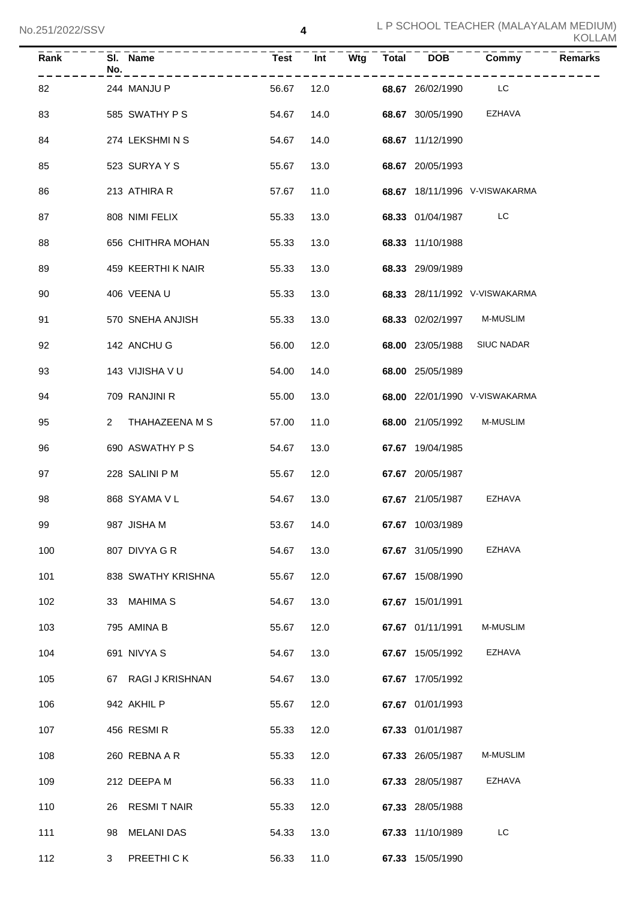| Rank | Sl. No. | Name | Test | Int | Wtg | Total | DOB | Commy | Remarks |
|---|---|---|---|---|---|---|---|---|---|
| 82 | 244 | MANJU P | 56.67 | 12.0 | | **68.67** | 26/02/1990 | LC | |
| 83 | 585 | SWATHY P S | 54.67 | 14.0 | | **68.67** | 30/05/1990 | EZHAVA | |
| 84 | 274 | LEKSHMI N S | 54.67 | 14.0 | | **68.67** | 11/12/1990 | | |
| 85 | 523 | SURYA Y S | 55.67 | 13.0 | | **68.67** | 20/05/1993 | | |
| 86 | 213 | ATHIRA R | 57.67 | 11.0 | | **68.67** | 18/11/1996 | V-VISWAKARMA | |
| 87 | 808 | NIMI FELIX | 55.33 | 13.0 | | **68.33** | 01/04/1987 | LC | |
| 88 | 656 | CHITHRA MOHAN | 55.33 | 13.0 | | **68.33** | 11/10/1988 | | |
| 89 | 459 | KEERTHI K NAIR | 55.33 | 13.0 | | **68.33** | 29/09/1989 | | |
| 90 | 406 | VEENA U | 55.33 | 13.0 | | **68.33** | 28/11/1992 | V-VISWAKARMA | |
| 91 | 570 | SNEHA ANJISH | 55.33 | 13.0 | | **68.33** | 02/02/1997 | M-MUSLIM | |
| 92 | 142 | ANCHU G | 56.00 | 12.0 | | **68.00** | 23/05/1988 | SIUC NADAR | |
| 93 | 143 | VIJISHA V U | 54.00 | 14.0 | | **68.00** | 25/05/1989 | | |
| 94 | 709 | RANJINI R | 55.00 | 13.0 | | **68.00** | 22/01/1990 | V-VISWAKARMA | |
| 95 | 2 | THAHAZEENA M S | 57.00 | 11.0 | | **68.00** | 21/05/1992 | M-MUSLIM | |
| 96 | 690 | ASWATHY P S | 54.67 | 13.0 | | **67.67** | 19/04/1985 | | |
| 97 | 228 | SALINI P M | 55.67 | 12.0 | | **67.67** | 20/05/1987 | | |
| 98 | 868 | SYAMA V L | 54.67 | 13.0 | | **67.67** | 21/05/1987 | EZHAVA | |
| 99 | 987 | JISHA M | 53.67 | 14.0 | | **67.67** | 10/03/1989 | | |
| 100 | 807 | DIVYA G R | 54.67 | 13.0 | | **67.67** | 31/05/1990 | EZHAVA | |
| 101 | 838 | SWATHY KRISHNA | 55.67 | 12.0 | | **67.67** | 15/08/1990 | | |
| 102 | 33 | MAHIMA S | 54.67 | 13.0 | | **67.67** | 15/01/1991 | | |
| 103 | 795 | AMINA B | 55.67 | 12.0 | | **67.67** | 01/11/1991 | M-MUSLIM | |
| 104 | 691 | NIVYA S | 54.67 | 13.0 | | **67.67** | 15/05/1992 | EZHAVA | |
| 105 | 67 | RAGI J KRISHNAN | 54.67 | 13.0 | | **67.67** | 17/05/1992 | | |
| 106 | 942 | AKHIL P | 55.67 | 12.0 | | **67.67** | 01/01/1993 | | |
| 107 | 456 | RESMI R | 55.33 | 12.0 | | **67.33** | 01/01/1987 | | |
| 108 | 260 | REBNA A R | 55.33 | 12.0 | | **67.33** | 26/05/1987 | M-MUSLIM | |
| 109 | 212 | DEEPA M | 56.33 | 11.0 | | **67.33** | 28/05/1987 | EZHAVA | |
| 110 | 26 | RESMI T NAIR | 55.33 | 12.0 | | **67.33** | 28/05/1988 | | |
| 111 | 98 | MELANI DAS | 54.33 | 13.0 | | **67.33** | 11/10/1989 | LC | |
| 112 | 3 | PREETHI C K | 56.33 | 11.0 | | **67.33** | 15/05/1990 | | |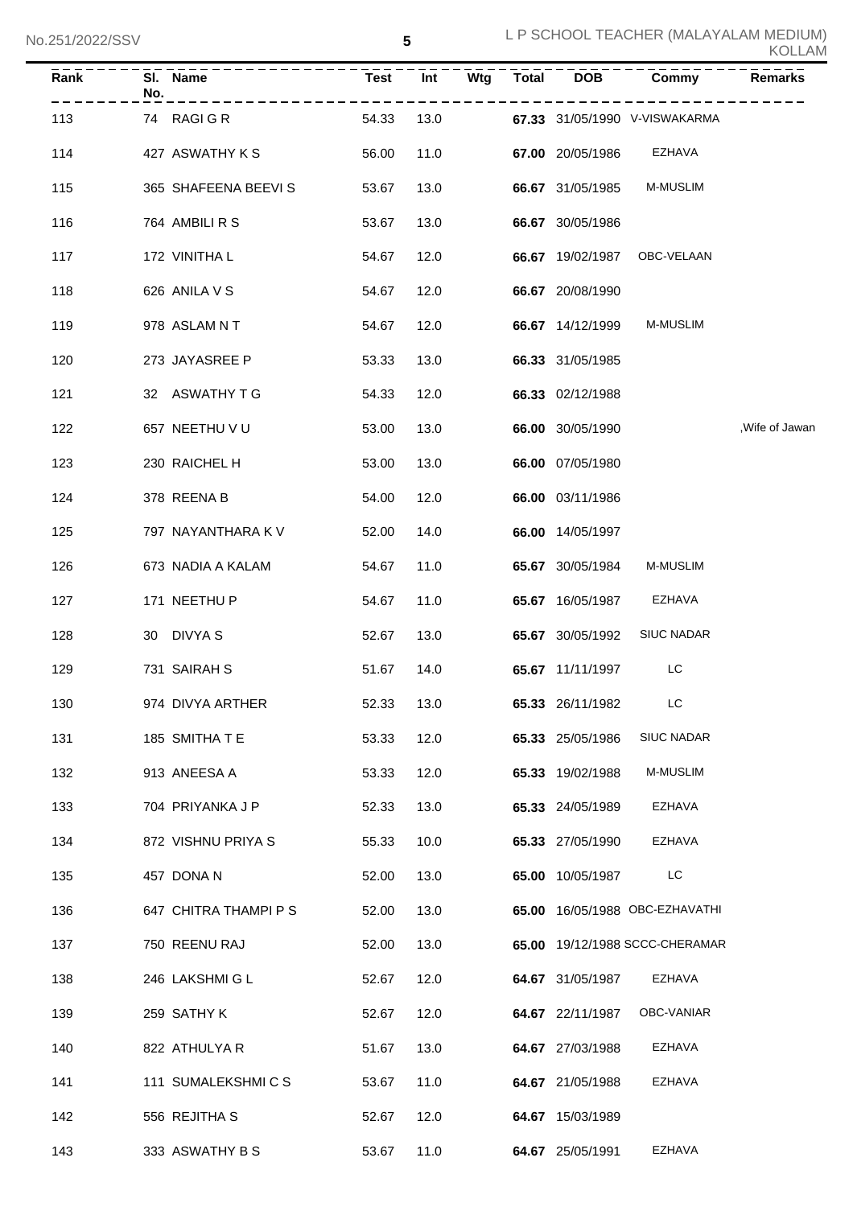| Rank | Sl. No. | Name | Test | Int | Wtg | Total | DOB | Commy | Remarks |
|---|---|---|---|---|---|---|---|---|---|
| 113 | 74 | RAGI G R | 54.33 | 13.0 | | **67.33** | 31/05/1990 | V-VISWAKARMA | |
| 114 | 427 | ASWATHY K S | 56.00 | 11.0 | | **67.00** | 20/05/1986 | EZHAVA | |
| 115 | 365 | SHAFEENA BEEVI S | 53.67 | 13.0 | | **66.67** | 31/05/1985 | M-MUSLIM | |
| 116 | 764 | AMBILI R S | 53.67 | 13.0 | | **66.67** | 30/05/1986 | | |
| 117 | 172 | VINITHA L | 54.67 | 12.0 | | **66.67** | 19/02/1987 | OBC-VELAAN | |
| 118 | 626 | ANILA V S | 54.67 | 12.0 | | **66.67** | 20/08/1990 | | |
| 119 | 978 | ASLAM N T | 54.67 | 12.0 | | **66.67** | 14/12/1999 | M-MUSLIM | |
| 120 | 273 | JAYASREE P | 53.33 | 13.0 | | **66.33** | 31/05/1985 | | |
| 121 | 32 | ASWATHY T G | 54.33 | 12.0 | | **66.33** | 02/12/1988 | | |
| 122 | 657 | NEETHU V U | 53.00 | 13.0 | | **66.00** | 30/05/1990 | | ,Wife of Jawan |
| 123 | 230 | RAICHEL H | 53.00 | 13.0 | | **66.00** | 07/05/1980 | | |
| 124 | 378 | REENA B | 54.00 | 12.0 | | **66.00** | 03/11/1986 | | |
| 125 | 797 | NAYANTHARA K V | 52.00 | 14.0 | | **66.00** | 14/05/1997 | | |
| 126 | 673 | NADIA A KALAM | 54.67 | 11.0 | | **65.67** | 30/05/1984 | M-MUSLIM | |
| 127 | 171 | NEETHU P | 54.67 | 11.0 | | **65.67** | 16/05/1987 | EZHAVA | |
| 128 | 30 | DIVYA S | 52.67 | 13.0 | | **65.67** | 30/05/1992 | SIUC NADAR | |
| 129 | 731 | SAIRAH S | 51.67 | 14.0 | | **65.67** | 11/11/1997 | LC | |
| 130 | 974 | DIVYA ARTHER | 52.33 | 13.0 | | **65.33** | 26/11/1982 | LC | |
| 131 | 185 | SMITHA T E | 53.33 | 12.0 | | **65.33** | 25/05/1986 | SIUC NADAR | |
| 132 | 913 | ANEESA A | 53.33 | 12.0 | | **65.33** | 19/02/1988 | M-MUSLIM | |
| 133 | 704 | PRIYANKA J P | 52.33 | 13.0 | | **65.33** | 24/05/1989 | EZHAVA | |
| 134 | 872 | VISHNU PRIYA S | 55.33 | 10.0 | | **65.33** | 27/05/1990 | EZHAVA | |
| 135 | 457 | DONA N | 52.00 | 13.0 | | **65.00** | 10/05/1987 | LC | |
| 136 | 647 | CHITRA THAMPI P S | 52.00 | 13.0 | | **65.00** | 16/05/1988 | OBC-EZHAVATHI | |
| 137 | 750 | REENU RAJ | 52.00 | 13.0 | | **65.00** | 19/12/1988 | SCCC-CHERAMAR | |
| 138 | 246 | LAKSHMI G L | 52.67 | 12.0 | | **64.67** | 31/05/1987 | EZHAVA | |
| 139 | 259 | SATHY K | 52.67 | 12.0 | | **64.67** | 22/11/1987 | OBC-VANIAR | |
| 140 | 822 | ATHULYA R | 51.67 | 13.0 | | **64.67** | 27/03/1988 | EZHAVA | |
| 141 | 111 | SUMALEKSHMI C S | 53.67 | 11.0 | | **64.67** | 21/05/1988 | EZHAVA | |
| 142 | 556 | REJITHA S | 52.67 | 12.0 | | **64.67** | 15/03/1989 | | |
| 143 | 333 | ASWATHY B S | 53.67 | 11.0 | | **64.67** | 25/05/1991 | EZHAVA | |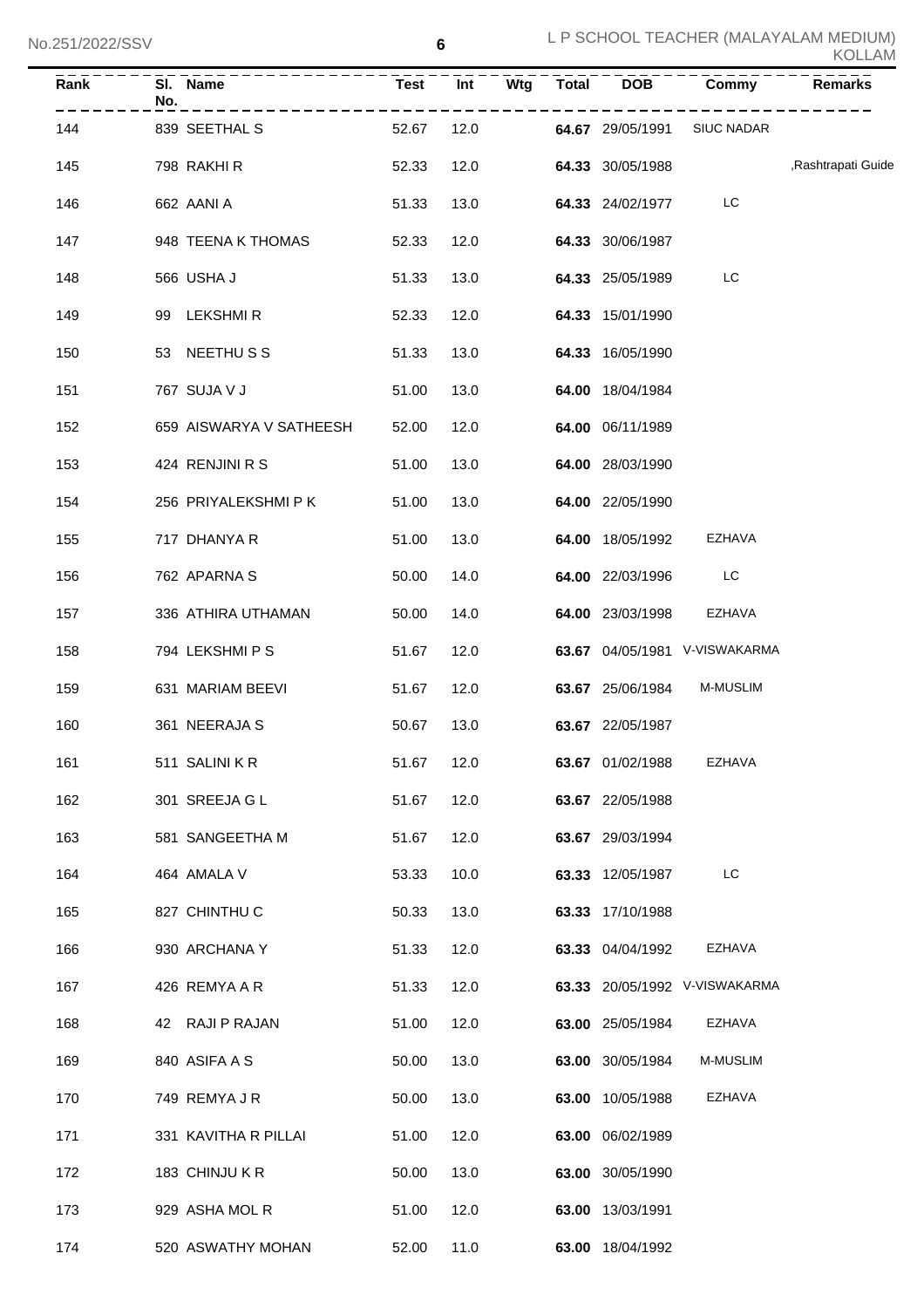| Rank | Sl. No. | Name | Test | Int | Wtg | Total | DOB | Commy | Remarks |
|---|---|---|---|---|---|---|---|---|---|
| 144 | 839 | SEETHAL S | 52.67 | 12.0 | | **64.67** | 29/05/1991 | SIUC NADAR | |
| 145 | 798 | RAKHI R | 52.33 | 12.0 | | **64.33** | 30/05/1988 | | ,Rashtrapati Guide |
| 146 | 662 | AANI A | 51.33 | 13.0 | | **64.33** | 24/02/1977 | LC | |
| 147 | 948 | TEENA K THOMAS | 52.33 | 12.0 | | **64.33** | 30/06/1987 | | |
| 148 | 566 | USHA J | 51.33 | 13.0 | | **64.33** | 25/05/1989 | LC | |
| 149 | 99 | LEKSHMI R | 52.33 | 12.0 | | **64.33** | 15/01/1990 | | |
| 150 | 53 | NEETHU S S | 51.33 | 13.0 | | **64.33** | 16/05/1990 | | |
| 151 | 767 | SUJA V J | 51.00 | 13.0 | | **64.00** | 18/04/1984 | | |
| 152 | 659 | AISWARYA V SATHEESH | 52.00 | 12.0 | | **64.00** | 06/11/1989 | | |
| 153 | 424 | RENJINI R S | 51.00 | 13.0 | | **64.00** | 28/03/1990 | | |
| 154 | 256 | PRIYALEKSHMI P K | 51.00 | 13.0 | | **64.00** | 22/05/1990 | | |
| 155 | 717 | DHANYA R | 51.00 | 13.0 | | **64.00** | 18/05/1992 | EZHAVA | |
| 156 | 762 | APARNA S | 50.00 | 14.0 | | **64.00** | 22/03/1996 | LC | |
| 157 | 336 | ATHIRA UTHAMAN | 50.00 | 14.0 | | **64.00** | 23/03/1998 | EZHAVA | |
| 158 | 794 | LEKSHMI P S | 51.67 | 12.0 | | **63.67** | 04/05/1981 | V-VISWAKARMA | |
| 159 | 631 | MARIAM BEEVI | 51.67 | 12.0 | | **63.67** | 25/06/1984 | M-MUSLIM | |
| 160 | 361 | NEERAJA S | 50.67 | 13.0 | | **63.67** | 22/05/1987 | | |
| 161 | 511 | SALINI K R | 51.67 | 12.0 | | **63.67** | 01/02/1988 | EZHAVA | |
| 162 | 301 | SREEJA G L | 51.67 | 12.0 | | **63.67** | 22/05/1988 | | |
| 163 | 581 | SANGEETHA M | 51.67 | 12.0 | | **63.67** | 29/03/1994 | | |
| 164 | 464 | AMALA V | 53.33 | 10.0 | | **63.33** | 12/05/1987 | LC | |
| 165 | 827 | CHINTHU C | 50.33 | 13.0 | | **63.33** | 17/10/1988 | | |
| 166 | 930 | ARCHANA Y | 51.33 | 12.0 | | **63.33** | 04/04/1992 | EZHAVA | |
| 167 | 426 | REMYA A R | 51.33 | 12.0 | | **63.33** | 20/05/1992 | V-VISWAKARMA | |
| 168 | 42 | RAJI P RAJAN | 51.00 | 12.0 | | **63.00** | 25/05/1984 | EZHAVA | |
| 169 | 840 | ASIFA A S | 50.00 | 13.0 | | **63.00** | 30/05/1984 | M-MUSLIM | |
| 170 | 749 | REMYA J R | 50.00 | 13.0 | | **63.00** | 10/05/1988 | EZHAVA | |
| 171 | 331 | KAVITHA R PILLAI | 51.00 | 12.0 | | **63.00** | 06/02/1989 | | |
| 172 | 183 | CHINJU K R | 50.00 | 13.0 | | **63.00** | 30/05/1990 | | |
| 173 | 929 | ASHA MOL R | 51.00 | 12.0 | | **63.00** | 13/03/1991 | | |
| 174 | 520 | ASWATHY MOHAN | 52.00 | 11.0 | | **63.00** | 18/04/1992 | | |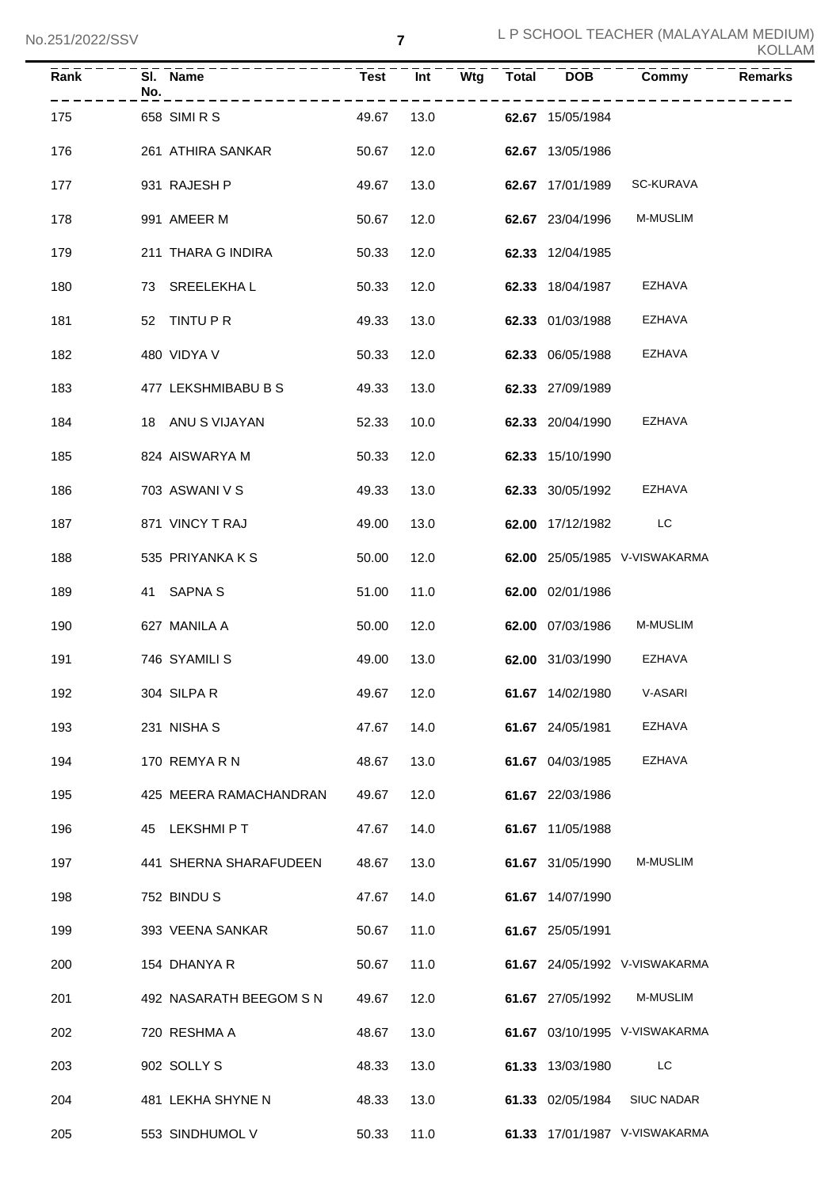| Rank | Sl. No. | Name | Test | Int | Wtg | Total | DOB | Commy | Remarks |
|---|---|---|---|---|---|---|---|---|---|
| 175 | 658 | SIMI R S | 49.67 | 13.0 | | **62.67** | 15/05/1984 | | |
| 176 | 261 | ATHIRA SANKAR | 50.67 | 12.0 | | **62.67** | 13/05/1986 | | |
| 177 | 931 | RAJESH P | 49.67 | 13.0 | | **62.67** | 17/01/1989 | SC-KURAVA | |
| 178 | 991 | AMEER M | 50.67 | 12.0 | | **62.67** | 23/04/1996 | M-MUSLIM | |
| 179 | 211 | THARA G INDIRA | 50.33 | 12.0 | | **62.33** | 12/04/1985 | | |
| 180 | 73 | SREELEKHA L | 50.33 | 12.0 | | **62.33** | 18/04/1987 | EZHAVA | |
| 181 | 52 | TINTU P R | 49.33 | 13.0 | | **62.33** | 01/03/1988 | EZHAVA | |
| 182 | 480 | VIDYA V | 50.33 | 12.0 | | **62.33** | 06/05/1988 | EZHAVA | |
| 183 | 477 | LEKSHMIBABU B S | 49.33 | 13.0 | | **62.33** | 27/09/1989 | | |
| 184 | 18 | ANU S VIJAYAN | 52.33 | 10.0 | | **62.33** | 20/04/1990 | EZHAVA | |
| 185 | 824 | AISWARYA M | 50.33 | 12.0 | | **62.33** | 15/10/1990 | | |
| 186 | 703 | ASWANI V S | 49.33 | 13.0 | | **62.33** | 30/05/1992 | EZHAVA | |
| 187 | 871 | VINCY T RAJ | 49.00 | 13.0 | | **62.00** | 17/12/1982 | LC | |
| 188 | 535 | PRIYANKA K S | 50.00 | 12.0 | | **62.00** | 25/05/1985 | V-VISWAKARMA | |
| 189 | 41 | SAPNA S | 51.00 | 11.0 | | **62.00** | 02/01/1986 | | |
| 190 | 627 | MANILA A | 50.00 | 12.0 | | **62.00** | 07/03/1986 | M-MUSLIM | |
| 191 | 746 | SYAMILI S | 49.00 | 13.0 | | **62.00** | 31/03/1990 | EZHAVA | |
| 192 | 304 | SILPA R | 49.67 | 12.0 | | **61.67** | 14/02/1980 | V-ASARI | |
| 193 | 231 | NISHA S | 47.67 | 14.0 | | **61.67** | 24/05/1981 | EZHAVA | |
| 194 | 170 | REMYA R N | 48.67 | 13.0 | | **61.67** | 04/03/1985 | EZHAVA | |
| 195 | 425 | MEERA RAMACHANDRAN | 49.67 | 12.0 | | **61.67** | 22/03/1986 | | |
| 196 | 45 | LEKSHMI P T | 47.67 | 14.0 | | **61.67** | 11/05/1988 | | |
| 197 | 441 | SHERNA SHARAFUDEEN | 48.67 | 13.0 | | **61.67** | 31/05/1990 | M-MUSLIM | |
| 198 | 752 | BINDU S | 47.67 | 14.0 | | **61.67** | 14/07/1990 | | |
| 199 | 393 | VEENA SANKAR | 50.67 | 11.0 | | **61.67** | 25/05/1991 | | |
| 200 | 154 | DHANYA R | 50.67 | 11.0 | | **61.67** | 24/05/1992 | V-VISWAKARMA | |
| 201 | 492 | NASARATH BEEGOM S N | 49.67 | 12.0 | | **61.67** | 27/05/1992 | M-MUSLIM | |
| 202 | 720 | RESHMA A | 48.67 | 13.0 | | **61.67** | 03/10/1995 | V-VISWAKARMA | |
| 203 | 902 | SOLLY S | 48.33 | 13.0 | | **61.33** | 13/03/1980 | LC | |
| 204 | 481 | LEKHA SHYNE N | 48.33 | 13.0 | | **61.33** | 02/05/1984 | SIUC NADAR | |
| 205 | 553 | SINDHUMOL V | 50.33 | 11.0 | | **61.33** | 17/01/1987 | V-VISWAKARMA | |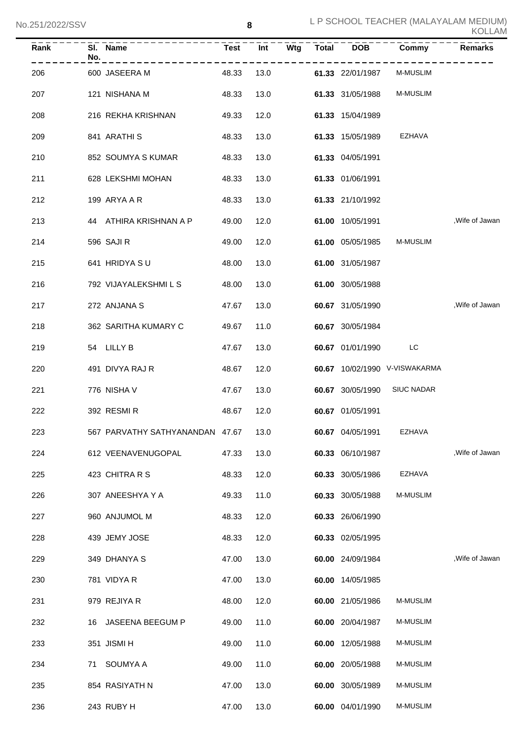| Rank | Sl. No. | Name | Test | Int | Wtg | Total | DOB | Commy | Remarks |
|---|---|---|---|---|---|---|---|---|---|
| 206 | 600 | JASEERA M | 48.33 | 13.0 | | **61.33** | 22/01/1987 | M-MUSLIM | |
| 207 | 121 | NISHANA M | 48.33 | 13.0 | | **61.33** | 31/05/1988 | M-MUSLIM | |
| 208 | 216 | REKHA KRISHNAN | 49.33 | 12.0 | | **61.33** | 15/04/1989 | | |
| 209 | 841 | ARATHI S | 48.33 | 13.0 | | **61.33** | 15/05/1989 | EZHAVA | |
| 210 | 852 | SOUMYA S KUMAR | 48.33 | 13.0 | | **61.33** | 04/05/1991 | | |
| 211 | 628 | LEKSHMI MOHAN | 48.33 | 13.0 | | **61.33** | 01/06/1991 | | |
| 212 | 199 | ARYA A R | 48.33 | 13.0 | | **61.33** | 21/10/1992 | | |
| 213 | 44 | ATHIRA KRISHNAN A P | 49.00 | 12.0 | | **61.00** | 10/05/1991 | | ,Wife of Jawan |
| 214 | 596 | SAJI R | 49.00 | 12.0 | | **61.00** | 05/05/1985 | M-MUSLIM | |
| 215 | 641 | HRIDYA S U | 48.00 | 13.0 | | **61.00** | 31/05/1987 | | |
| 216 | 792 | VIJAYALEKSHMI L S | 48.00 | 13.0 | | **61.00** | 30/05/1988 | | |
| 217 | 272 | ANJANA S | 47.67 | 13.0 | | **60.67** | 31/05/1990 | | ,Wife of Jawan |
| 218 | 362 | SARITHA KUMARY C | 49.67 | 11.0 | | **60.67** | 30/05/1984 | | |
| 219 | 54 | LILLY B | 47.67 | 13.0 | | **60.67** | 01/01/1990 | LC | |
| 220 | 491 | DIVYA RAJ R | 48.67 | 12.0 | | **60.67** | 10/02/1990 | V-VISWAKARMA | |
| 221 | 776 | NISHA V | 47.67 | 13.0 | | **60.67** | 30/05/1990 | SIUC NADAR | |
| 222 | 392 | RESMI R | 48.67 | 12.0 | | **60.67** | 01/05/1991 | | |
| 223 | 567 | PARVATHY SATHYANANDAN | 47.67 | 13.0 | | **60.67** | 04/05/1991 | EZHAVA | |
| 224 | 612 | VEENAVENUGOPAL | 47.33 | 13.0 | | **60.33** | 06/10/1987 | | ,Wife of Jawan |
| 225 | 423 | CHITRA R S | 48.33 | 12.0 | | **60.33** | 30/05/1986 | EZHAVA | |
| 226 | 307 | ANEESHYA Y A | 49.33 | 11.0 | | **60.33** | 30/05/1988 | M-MUSLIM | |
| 227 | 960 | ANJUMOL M | 48.33 | 12.0 | | **60.33** | 26/06/1990 | | |
| 228 | 439 | JEMY JOSE | 48.33 | 12.0 | | **60.33** | 02/05/1995 | | |
| 229 | 349 | DHANYA S | 47.00 | 13.0 | | **60.00** | 24/09/1984 | | ,Wife of Jawan |
| 230 | 781 | VIDYA R | 47.00 | 13.0 | | **60.00** | 14/05/1985 | | |
| 231 | 979 | REJIYA R | 48.00 | 12.0 | | **60.00** | 21/05/1986 | M-MUSLIM | |
| 232 | 16 | JASEENA BEEGUM P | 49.00 | 11.0 | | **60.00** | 20/04/1987 | M-MUSLIM | |
| 233 | 351 | JISMI H | 49.00 | 11.0 | | **60.00** | 12/05/1988 | M-MUSLIM | |
| 234 | 71 | SOUMYA A | 49.00 | 11.0 | | **60.00** | 20/05/1988 | M-MUSLIM | |
| 235 | 854 | RASIYATH N | 47.00 | 13.0 | | **60.00** | 30/05/1989 | M-MUSLIM | |
| 236 | 243 | RUBY H | 47.00 | 13.0 | | **60.00** | 04/01/1990 | M-MUSLIM | |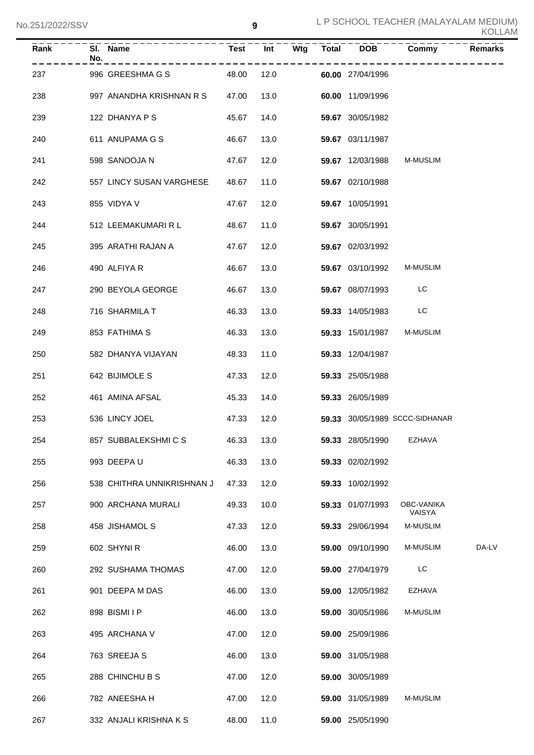| Rank | Sl. No. | Name | Test | Int | Wtg | Total | DOB | Commy | Remarks |
|---|---|---|---|---|---|---|---|---|---|
| 237 | 996 | GREESHMA G S | 48.00 | 12.0 | | **60.00** | 27/04/1996 | | |
| 238 | 997 | ANANDHA KRISHNAN R S | 47.00 | 13.0 | | **60.00** | 11/09/1996 | | |
| 239 | 122 | DHANYA P S | 45.67 | 14.0 | | **59.67** | 30/05/1982 | | |
| 240 | 611 | ANUPAMA G S | 46.67 | 13.0 | | **59.67** | 03/11/1987 | | |
| 241 | 598 | SANOOJA N | 47.67 | 12.0 | | **59.67** | 12/03/1988 | M-MUSLIM | |
| 242 | 557 | LINCY SUSAN VARGHESE | 48.67 | 11.0 | | **59.67** | 02/10/1988 | | |
| 243 | 855 | VIDYA V | 47.67 | 12.0 | | **59.67** | 10/05/1991 | | |
| 244 | 512 | LEEMAKUMARI R L | 48.67 | 11.0 | | **59.67** | 30/05/1991 | | |
| 245 | 395 | ARATHI RAJAN A | 47.67 | 12.0 | | **59.67** | 02/03/1992 | | |
| 246 | 490 | ALFIYA R | 46.67 | 13.0 | | **59.67** | 03/10/1992 | M-MUSLIM | |
| 247 | 290 | BEYOLA GEORGE | 46.67 | 13.0 | | **59.67** | 08/07/1993 | LC | |
| 248 | 716 | SHARMILA T | 46.33 | 13.0 | | **59.33** | 14/05/1983 | LC | |
| 249 | 853 | FATHIMA S | 46.33 | 13.0 | | **59.33** | 15/01/1987 | M-MUSLIM | |
| 250 | 582 | DHANYA VIJAYAN | 48.33 | 11.0 | | **59.33** | 12/04/1987 | | |
| 251 | 642 | BIJIMOLE S | 47.33 | 12.0 | | **59.33** | 25/05/1988 | | |
| 252 | 461 | AMINA AFSAL | 45.33 | 14.0 | | **59.33** | 26/05/1989 | | |
| 253 | 536 | LINCY JOEL | 47.33 | 12.0 | | **59.33** | 30/05/1989 | SCCC-SIDHANAR | |
| 254 | 857 | SUBBALEKSHMI C S | 46.33 | 13.0 | | **59.33** | 28/05/1990 | EZHAVA | |
| 255 | 993 | DEEPA U | 46.33 | 13.0 | | **59.33** | 02/02/1992 | | |
| 256 | 538 | CHITHRA UNNIKRISHNAN J | 47.33 | 12.0 | | **59.33** | 10/02/1992 | | |
| 257 | 900 | ARCHANA MURALI | 49.33 | 10.0 | | **59.33** | 01/07/1993 | OBC-VANIKA VAISYA | |
| 258 | 458 | JISHAMOL S | 47.33 | 12.0 | | **59.33** | 29/06/1994 | M-MUSLIM | |
| 259 | 602 | SHYNI R | 46.00 | 13.0 | | **59.00** | 09/10/1990 | M-MUSLIM | DA-LV |
| 260 | 292 | SUSHAMA THOMAS | 47.00 | 12.0 | | **59.00** | 27/04/1979 | LC | |
| 261 | 901 | DEEPA M DAS | 46.00 | 13.0 | | **59.00** | 12/05/1982 | EZHAVA | |
| 262 | 898 | BISMI I P | 46.00 | 13.0 | | **59.00** | 30/05/1986 | M-MUSLIM | |
| 263 | 495 | ARCHANA V | 47.00 | 12.0 | | **59.00** | 25/09/1986 | | |
| 264 | 763 | SREEJA S | 46.00 | 13.0 | | **59.00** | 31/05/1988 | | |
| 265 | 288 | CHINCHU B S | 47.00 | 12.0 | | **59.00** | 30/05/1989 | | |
| 266 | 782 | ANEESHA H | 47.00 | 12.0 | | **59.00** | 31/05/1989 | M-MUSLIM | |
| 267 | 332 | ANJALI KRISHNA K S | 48.00 | 11.0 | | **59.00** | 25/05/1990 | | |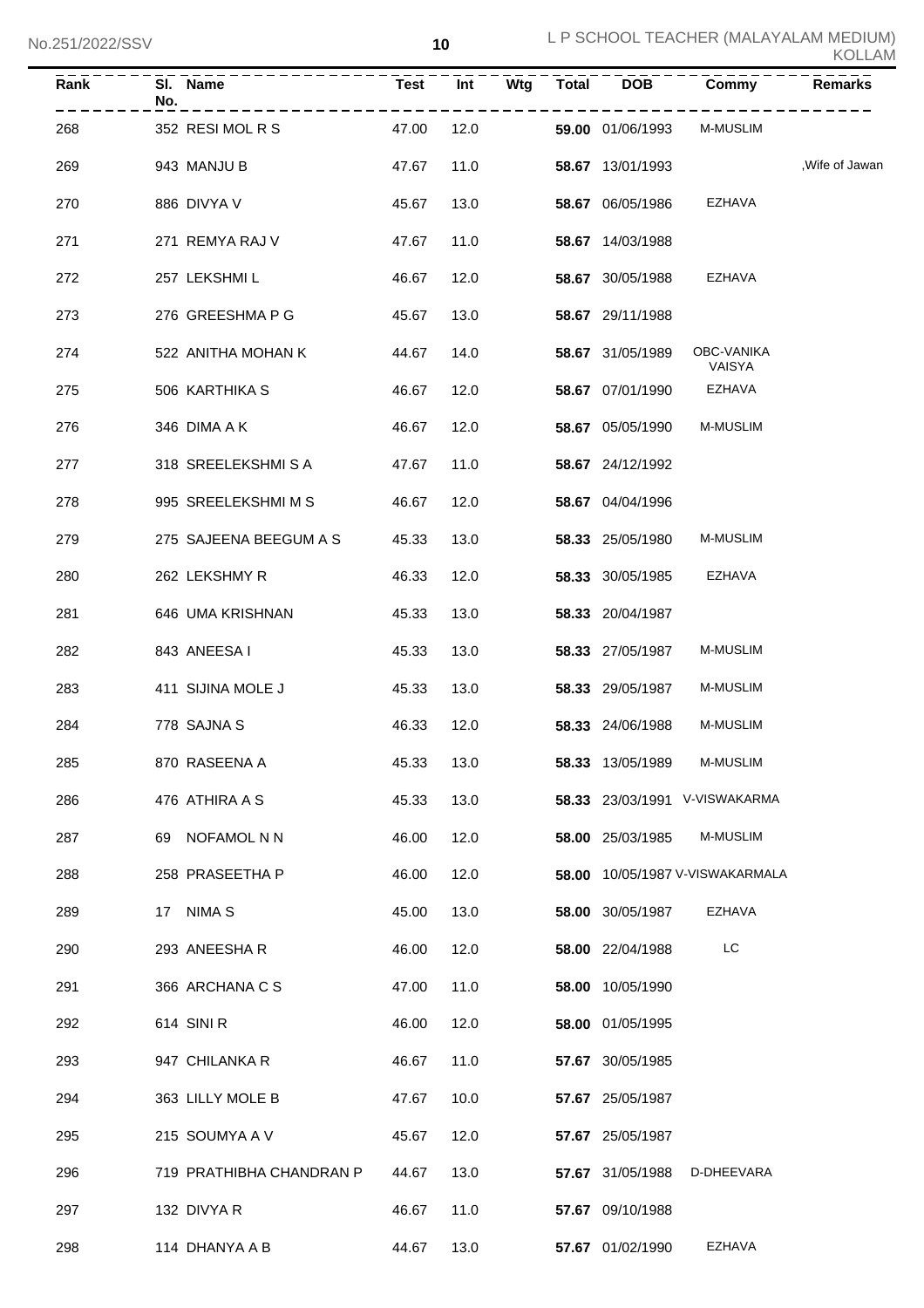| Rank | Sl. No. | Name | Test | Int | Wtg | Total | DOB | Commy | Remarks |
|---|---|---|---|---|---|---|---|---|---|
| 268 | 352 | RESI MOL R S | 47.00 | 12.0 | | **59.00** | 01/06/1993 | M-MUSLIM | |
| 269 | 943 | MANJU B | 47.67 | 11.0 | | **58.67** | 13/01/1993 | | ,Wife of Jawan |
| 270 | 886 | DIVYA V | 45.67 | 13.0 | | **58.67** | 06/05/1986 | EZHAVA | |
| 271 | 271 | REMYA RAJ V | 47.67 | 11.0 | | **58.67** | 14/03/1988 | | |
| 272 | 257 | LEKSHMI L | 46.67 | 12.0 | | **58.67** | 30/05/1988 | EZHAVA | |
| 273 | 276 | GREESHMA P G | 45.67 | 13.0 | | **58.67** | 29/11/1988 | | |
| 274 | 522 | ANITHA MOHAN K | 44.67 | 14.0 | | **58.67** | 31/05/1989 | OBC-VANIKA VAISYA | |
| 275 | 506 | KARTHIKA S | 46.67 | 12.0 | | **58.67** | 07/01/1990 | EZHAVA | |
| 276 | 346 | DIMA A K | 46.67 | 12.0 | | **58.67** | 05/05/1990 | M-MUSLIM | |
| 277 | 318 | SREELEKSHMI S A | 47.67 | 11.0 | | **58.67** | 24/12/1992 | | |
| 278 | 995 | SREELEKSHMI M S | 46.67 | 12.0 | | **58.67** | 04/04/1996 | | |
| 279 | 275 | SAJEENA BEEGUM A S | 45.33 | 13.0 | | **58.33** | 25/05/1980 | M-MUSLIM | |
| 280 | 262 | LEKSHMY R | 46.33 | 12.0 | | **58.33** | 30/05/1985 | EZHAVA | |
| 281 | 646 | UMA KRISHNAN | 45.33 | 13.0 | | **58.33** | 20/04/1987 | | |
| 282 | 843 | ANEESA I | 45.33 | 13.0 | | **58.33** | 27/05/1987 | M-MUSLIM | |
| 283 | 411 | SIJINA MOLE J | 45.33 | 13.0 | | **58.33** | 29/05/1987 | M-MUSLIM | |
| 284 | 778 | SAJNA S | 46.33 | 12.0 | | **58.33** | 24/06/1988 | M-MUSLIM | |
| 285 | 870 | RASEENA A | 45.33 | 13.0 | | **58.33** | 13/05/1989 | M-MUSLIM | |
| 286 | 476 | ATHIRA A S | 45.33 | 13.0 | | **58.33** | 23/03/1991 | V-VISWAKARMA | |
| 287 | 69 | NOFAMOL N N | 46.00 | 12.0 | | **58.00** | 25/03/1985 | M-MUSLIM | |
| 288 | 258 | PRASEETHA P | 46.00 | 12.0 | | **58.00** | 10/05/1987 | V-VISWAKARMALA | |
| 289 | 17 | NIMA S | 45.00 | 13.0 | | **58.00** | 30/05/1987 | EZHAVA | |
| 290 | 293 | ANEESHA R | 46.00 | 12.0 | | **58.00** | 22/04/1988 | LC | |
| 291 | 366 | ARCHANA C S | 47.00 | 11.0 | | **58.00** | 10/05/1990 | | |
| 292 | 614 | SINI R | 46.00 | 12.0 | | **58.00** | 01/05/1995 | | |
| 293 | 947 | CHILANKA R | 46.67 | 11.0 | | **57.67** | 30/05/1985 | | |
| 294 | 363 | LILLY MOLE B | 47.67 | 10.0 | | **57.67** | 25/05/1987 | | |
| 295 | 215 | SOUMYA A V | 45.67 | 12.0 | | **57.67** | 25/05/1987 | | |
| 296 | 719 | PRATHIBHA CHANDRAN P | 44.67 | 13.0 | | **57.67** | 31/05/1988 | D-DHEEVARA | |
| 297 | 132 | DIVYA R | 46.67 | 11.0 | | **57.67** | 09/10/1988 | | |
| 298 | 114 | DHANYA A B | 44.67 | 13.0 | | **57.67** | 01/02/1990 | EZHAVA | |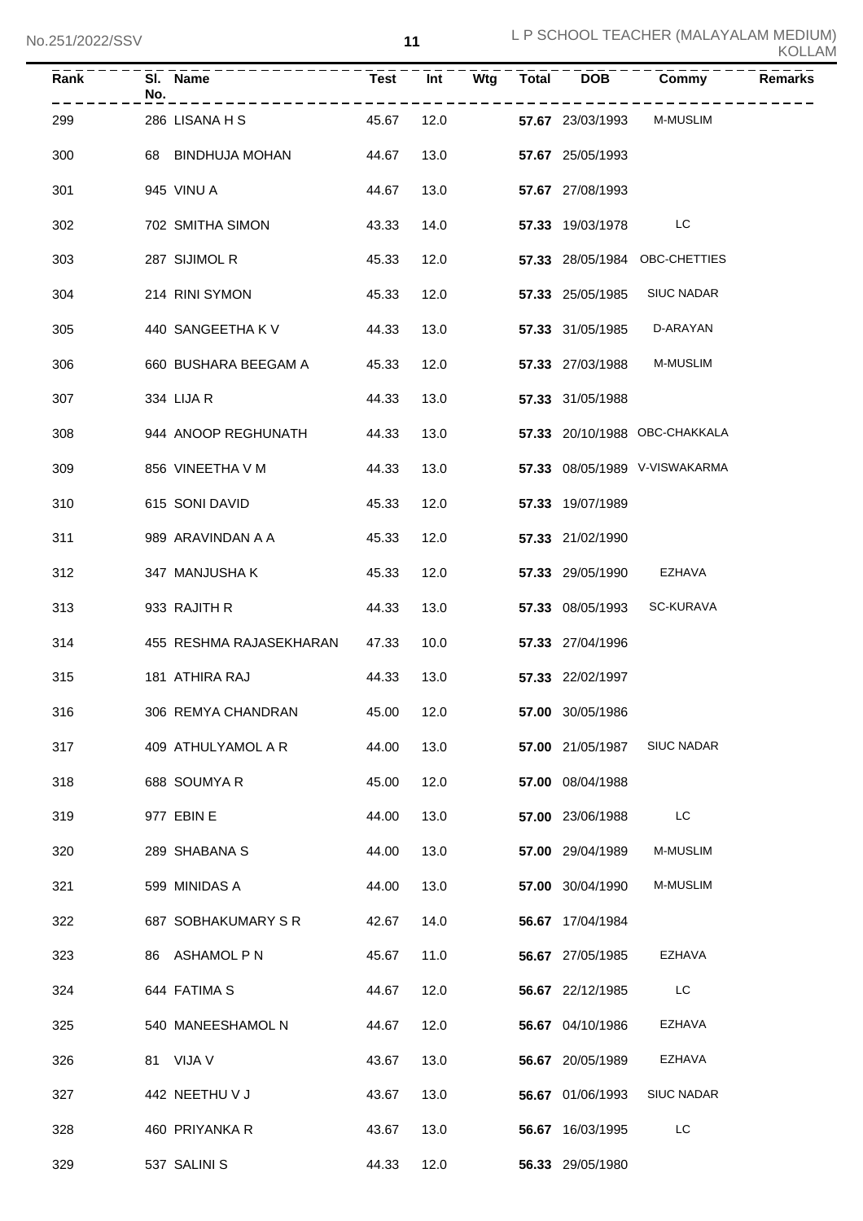| Rank | Sl. No. | Name | Test | Int | Wtg | Total | DOB | Commy | Remarks |
|---|---|---|---|---|---|---|---|---|---|
| 299 | 286 | LISANA H S | 45.67 | 12.0 | | **57.67** | 23/03/1993 | M-MUSLIM | |
| 300 | 68 | BINDHUJA MOHAN | 44.67 | 13.0 | | **57.67** | 25/05/1993 | | |
| 301 | 945 | VINU A | 44.67 | 13.0 | | **57.67** | 27/08/1993 | | |
| 302 | 702 | SMITHA SIMON | 43.33 | 14.0 | | **57.33** | 19/03/1978 | LC | |
| 303 | 287 | SIJIMOL R | 45.33 | 12.0 | | **57.33** | 28/05/1984 | OBC-CHETTIES | |
| 304 | 214 | RINI SYMON | 45.33 | 12.0 | | **57.33** | 25/05/1985 | SIUC NADAR | |
| 305 | 440 | SANGEETHA K V | 44.33 | 13.0 | | **57.33** | 31/05/1985 | D-ARAYAN | |
| 306 | 660 | BUSHARA BEEGAM A | 45.33 | 12.0 | | **57.33** | 27/03/1988 | M-MUSLIM | |
| 307 | 334 | LIJA R | 44.33 | 13.0 | | **57.33** | 31/05/1988 | | |
| 308 | 944 | ANOOP REGHUNATH | 44.33 | 13.0 | | **57.33** | 20/10/1988 | OBC-CHAKKALA | |
| 309 | 856 | VINEETHA V M | 44.33 | 13.0 | | **57.33** | 08/05/1989 | V-VISWAKARMA | |
| 310 | 615 | SONI DAVID | 45.33 | 12.0 | | **57.33** | 19/07/1989 | | |
| 311 | 989 | ARAVINDAN A A | 45.33 | 12.0 | | **57.33** | 21/02/1990 | | |
| 312 | 347 | MANJUSHA K | 45.33 | 12.0 | | **57.33** | 29/05/1990 | EZHAVA | |
| 313 | 933 | RAJITH R | 44.33 | 13.0 | | **57.33** | 08/05/1993 | SC-KURAVA | |
| 314 | 455 | RESHMA RAJASEKHARAN | 47.33 | 10.0 | | **57.33** | 27/04/1996 | | |
| 315 | 181 | ATHIRA RAJ | 44.33 | 13.0 | | **57.33** | 22/02/1997 | | |
| 316 | 306 | REMYA CHANDRAN | 45.00 | 12.0 | | **57.00** | 30/05/1986 | | |
| 317 | 409 | ATHULYAMOL A R | 44.00 | 13.0 | | **57.00** | 21/05/1987 | SIUC NADAR | |
| 318 | 688 | SOUMYA R | 45.00 | 12.0 | | **57.00** | 08/04/1988 | | |
| 319 | 977 | EBIN E | 44.00 | 13.0 | | **57.00** | 23/06/1988 | LC | |
| 320 | 289 | SHABANA S | 44.00 | 13.0 | | **57.00** | 29/04/1989 | M-MUSLIM | |
| 321 | 599 | MINIDAS A | 44.00 | 13.0 | | **57.00** | 30/04/1990 | M-MUSLIM | |
| 322 | 687 | SOBHAKUMARY S R | 42.67 | 14.0 | | **56.67** | 17/04/1984 | | |
| 323 | 86 | ASHAMOL P N | 45.67 | 11.0 | | **56.67** | 27/05/1985 | EZHAVA | |
| 324 | 644 | FATIMA S | 44.67 | 12.0 | | **56.67** | 22/12/1985 | LC | |
| 325 | 540 | MANEESHAMOL N | 44.67 | 12.0 | | **56.67** | 04/10/1986 | EZHAVA | |
| 326 | 81 | VIJA V | 43.67 | 13.0 | | **56.67** | 20/05/1989 | EZHAVA | |
| 327 | 442 | NEETHU V J | 43.67 | 13.0 | | **56.67** | 01/06/1993 | SIUC NADAR | |
| 328 | 460 | PRIYANKA R | 43.67 | 13.0 | | **56.67** | 16/03/1995 | LC | |
| 329 | 537 | SALINI S | 44.33 | 12.0 | | **56.33** | 29/05/1980 | | |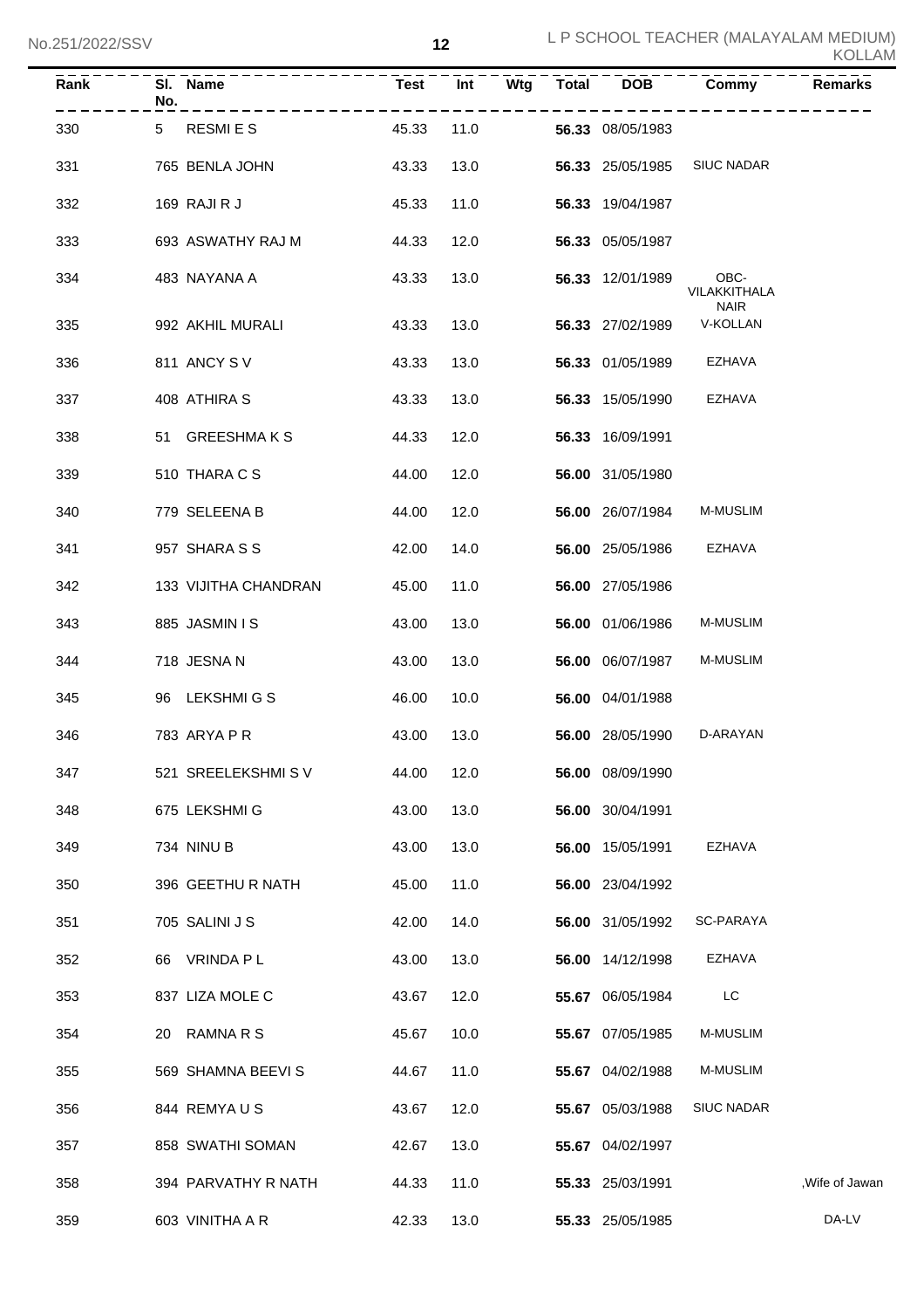| Rank | Sl. No. | Name | Test | Int | Wtg | Total | DOB | Commy | Remarks |
|---|---|---|---|---|---|---|---|---|---|
| 330 | 5 | RESMI E S | 45.33 | 11.0 | | **56.33** | 08/05/1983 | | |
| 331 | 765 | BENLA JOHN | 43.33 | 13.0 | | **56.33** | 25/05/1985 | SIUC NADAR | |
| 332 | 169 | RAJI R J | 45.33 | 11.0 | | **56.33** | 19/04/1987 | | |
| 333 | 693 | ASWATHY RAJ M | 44.33 | 12.0 | | **56.33** | 05/05/1987 | | |
| 334 | 483 | NAYANA A | 43.33 | 13.0 | | **56.33** | 12/01/1989 | OBC-VILAKKITHALA NAIR | |
| 335 | 992 | AKHIL MURALI | 43.33 | 13.0 | | **56.33** | 27/02/1989 | V-KOLLAN | |
| 336 | 811 | ANCY S V | 43.33 | 13.0 | | **56.33** | 01/05/1989 | EZHAVA | |
| 337 | 408 | ATHIRA S | 43.33 | 13.0 | | **56.33** | 15/05/1990 | EZHAVA | |
| 338 | 51 | GREESHMA K S | 44.33 | 12.0 | | **56.33** | 16/09/1991 | | |
| 339 | 510 | THARA C S | 44.00 | 12.0 | | **56.00** | 31/05/1980 | | |
| 340 | 779 | SELEENA B | 44.00 | 12.0 | | **56.00** | 26/07/1984 | M-MUSLIM | |
| 341 | 957 | SHARA S S | 42.00 | 14.0 | | **56.00** | 25/05/1986 | EZHAVA | |
| 342 | 133 | VIJITHA CHANDRAN | 45.00 | 11.0 | | **56.00** | 27/05/1986 | | |
| 343 | 885 | JASMIN I S | 43.00 | 13.0 | | **56.00** | 01/06/1986 | M-MUSLIM | |
| 344 | 718 | JESNA N | 43.00 | 13.0 | | **56.00** | 06/07/1987 | M-MUSLIM | |
| 345 | 96 | LEKSHMI G S | 46.00 | 10.0 | | **56.00** | 04/01/1988 | | |
| 346 | 783 | ARYA P R | 43.00 | 13.0 | | **56.00** | 28/05/1990 | D-ARAYAN | |
| 347 | 521 | SREELEKSHMI S V | 44.00 | 12.0 | | **56.00** | 08/09/1990 | | |
| 348 | 675 | LEKSHMI G | 43.00 | 13.0 | | **56.00** | 30/04/1991 | | |
| 349 | 734 | NINU B | 43.00 | 13.0 | | **56.00** | 15/05/1991 | EZHAVA | |
| 350 | 396 | GEETHU R NATH | 45.00 | 11.0 | | **56.00** | 23/04/1992 | | |
| 351 | 705 | SALINI J S | 42.00 | 14.0 | | **56.00** | 31/05/1992 | SC-PARAYA | |
| 352 | 66 | VRINDA P L | 43.00 | 13.0 | | **56.00** | 14/12/1998 | EZHAVA | |
| 353 | 837 | LIZA MOLE C | 43.67 | 12.0 | | **55.67** | 06/05/1984 | LC | |
| 354 | 20 | RAMNA R S | 45.67 | 10.0 | | **55.67** | 07/05/1985 | M-MUSLIM | |
| 355 | 569 | SHAMNA BEEVI S | 44.67 | 11.0 | | **55.67** | 04/02/1988 | M-MUSLIM | |
| 356 | 844 | REMYA U S | 43.67 | 12.0 | | **55.67** | 05/03/1988 | SIUC NADAR | |
| 357 | 858 | SWATHI SOMAN | 42.67 | 13.0 | | **55.67** | 04/02/1997 | | |
| 358 | 394 | PARVATHY R NATH | 44.33 | 11.0 | | **55.33** | 25/03/1991 | | ,Wife of Jawan |
| 359 | 603 | VINITHA A R | 42.33 | 13.0 | | **55.33** | 25/05/1985 | | DA-LV |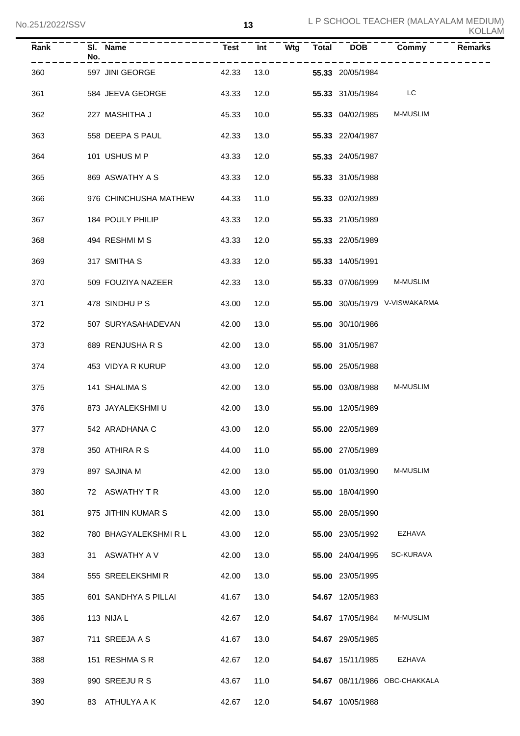| Rank | Sl. No. | Name | Test | Int | Wtg | Total | DOB | Commy | Remarks |
|---|---|---|---|---|---|---|---|---|---|
| 360 | 597 | JINI GEORGE | 42.33 | 13.0 | | **55.33** | 20/05/1984 | | |
| 361 | 584 | JEEVA GEORGE | 43.33 | 12.0 | | **55.33** | 31/05/1984 | LC | |
| 362 | 227 | MASHITHA J | 45.33 | 10.0 | | **55.33** | 04/02/1985 | M-MUSLIM | |
| 363 | 558 | DEEPA S PAUL | 42.33 | 13.0 | | **55.33** | 22/04/1987 | | |
| 364 | 101 | USHUS M P | 43.33 | 12.0 | | **55.33** | 24/05/1987 | | |
| 365 | 869 | ASWATHY A S | 43.33 | 12.0 | | **55.33** | 31/05/1988 | | |
| 366 | 976 | CHINCHUSHA MATHEW | 44.33 | 11.0 | | **55.33** | 02/02/1989 | | |
| 367 | 184 | POULY PHILIP | 43.33 | 12.0 | | **55.33** | 21/05/1989 | | |
| 368 | 494 | RESHMI M S | 43.33 | 12.0 | | **55.33** | 22/05/1989 | | |
| 369 | 317 | SMITHA S | 43.33 | 12.0 | | **55.33** | 14/05/1991 | | |
| 370 | 509 | FOUZIYA NAZEER | 42.33 | 13.0 | | **55.33** | 07/06/1999 | M-MUSLIM | |
| 371 | 478 | SINDHU P S | 43.00 | 12.0 | | **55.00** | 30/05/1979 | V-VISWAKARMA | |
| 372 | 507 | SURYASAHADEVAN | 42.00 | 13.0 | | **55.00** | 30/10/1986 | | |
| 373 | 689 | RENJUSHA R S | 42.00 | 13.0 | | **55.00** | 31/05/1987 | | |
| 374 | 453 | VIDYA R KURUP | 43.00 | 12.0 | | **55.00** | 25/05/1988 | | |
| 375 | 141 | SHALIMA S | 42.00 | 13.0 | | **55.00** | 03/08/1988 | M-MUSLIM | |
| 376 | 873 | JAYALEKSHMI U | 42.00 | 13.0 | | **55.00** | 12/05/1989 | | |
| 377 | 542 | ARADHANA C | 43.00 | 12.0 | | **55.00** | 22/05/1989 | | |
| 378 | 350 | ATHIRA R S | 44.00 | 11.0 | | **55.00** | 27/05/1989 | | |
| 379 | 897 | SAJINA M | 42.00 | 13.0 | | **55.00** | 01/03/1990 | M-MUSLIM | |
| 380 | 72 | ASWATHY T R | 43.00 | 12.0 | | **55.00** | 18/04/1990 | | |
| 381 | 975 | JITHIN KUMAR S | 42.00 | 13.0 | | **55.00** | 28/05/1990 | | |
| 382 | 780 | BHAGYALEKSHMI R L | 43.00 | 12.0 | | **55.00** | 23/05/1992 | EZHAVA | |
| 383 | 31 | ASWATHY A V | 42.00 | 13.0 | | **55.00** | 24/04/1995 | SC-KURAVA | |
| 384 | 555 | SREELEKSHMI R | 42.00 | 13.0 | | **55.00** | 23/05/1995 | | |
| 385 | 601 | SANDHYA S PILLAI | 41.67 | 13.0 | | **54.67** | 12/05/1983 | | |
| 386 | 113 | NIJA L | 42.67 | 12.0 | | **54.67** | 17/05/1984 | M-MUSLIM | |
| 387 | 711 | SREEJA A S | 41.67 | 13.0 | | **54.67** | 29/05/1985 | | |
| 388 | 151 | RESHMA S R | 42.67 | 12.0 | | **54.67** | 15/11/1985 | EZHAVA | |
| 389 | 990 | SREEJU R S | 43.67 | 11.0 | | **54.67** | 08/11/1986 | OBC-CHAKKALA | |
| 390 | 83 | ATHULYA A K | 42.67 | 12.0 | | **54.67** | 10/05/1988 | | |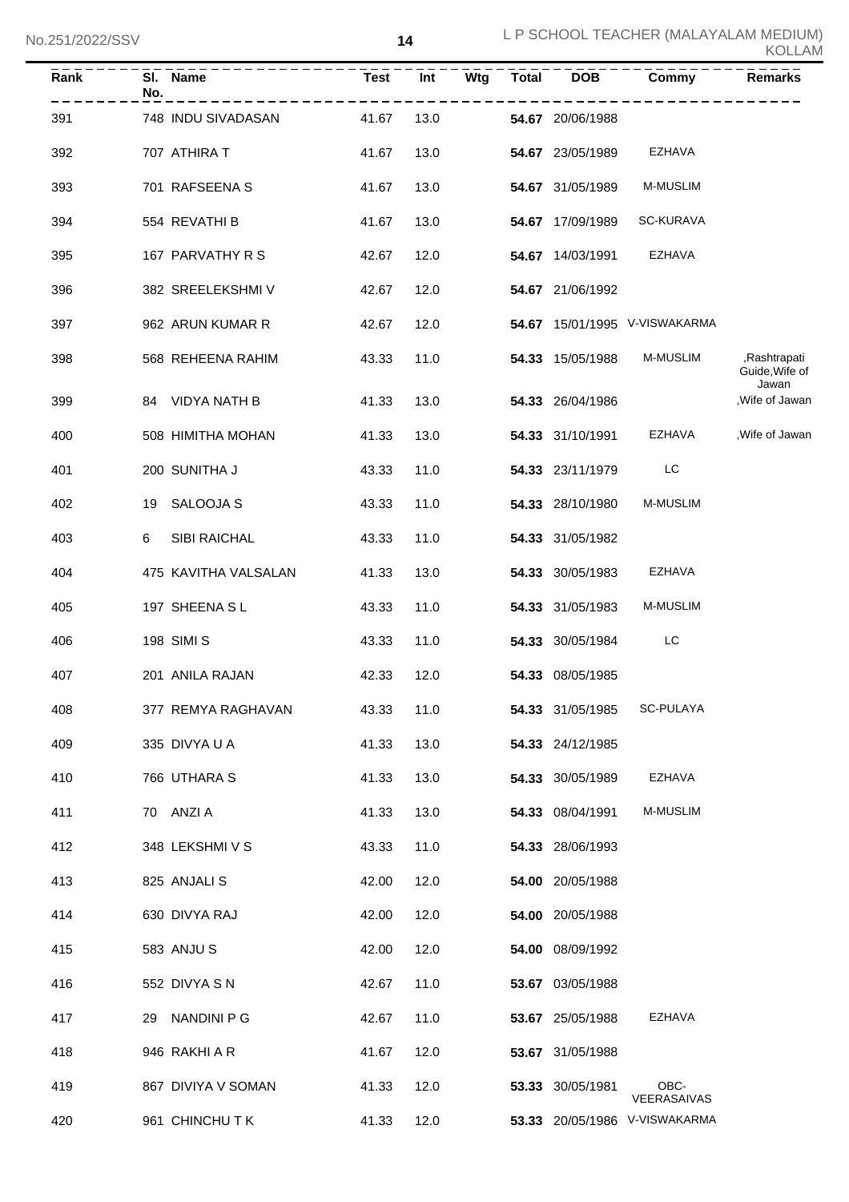| Rank | Sl. No. | Name | Test | Int | Wtg | Total | DOB | Commy | Remarks |
|---|---|---|---|---|---|---|---|---|---|
| 391 | 748 | INDU SIVADASAN | 41.67 | 13.0 | | **54.67** | 20/06/1988 | | |
| 392 | 707 | ATHIRA T | 41.67 | 13.0 | | **54.67** | 23/05/1989 | EZHAVA | |
| 393 | 701 | RAFSEENA S | 41.67 | 13.0 | | **54.67** | 31/05/1989 | M-MUSLIM | |
| 394 | 554 | REVATHI B | 41.67 | 13.0 | | **54.67** | 17/09/1989 | SC-KURAVA | |
| 395 | 167 | PARVATHY R S | 42.67 | 12.0 | | **54.67** | 14/03/1991 | EZHAVA | |
| 396 | 382 | SREELEKSHMI V | 42.67 | 12.0 | | **54.67** | 21/06/1992 | | |
| 397 | 962 | ARUN KUMAR R | 42.67 | 12.0 | | **54.67** | 15/01/1995 | V-VISWAKARMA | |
| 398 | 568 | REHEENA RAHIM | 43.33 | 11.0 | | **54.33** | 15/05/1988 | M-MUSLIM | ,Rashtrapati Guide,Wife of Jawan |
| 399 | 84 | VIDYA NATH B | 41.33 | 13.0 | | **54.33** | 26/04/1986 | | ,Wife of Jawan |
| 400 | 508 | HIMITHA MOHAN | 41.33 | 13.0 | | **54.33** | 31/10/1991 | EZHAVA | ,Wife of Jawan |
| 401 | 200 | SUNITHA J | 43.33 | 11.0 | | **54.33** | 23/11/1979 | LC | |
| 402 | 19 | SALOOJA S | 43.33 | 11.0 | | **54.33** | 28/10/1980 | M-MUSLIM | |
| 403 | 6 | SIBI RAICHAL | 43.33 | 11.0 | | **54.33** | 31/05/1982 | | |
| 404 | 475 | KAVITHA VALSALAN | 41.33 | 13.0 | | **54.33** | 30/05/1983 | EZHAVA | |
| 405 | 197 | SHEENA S L | 43.33 | 11.0 | | **54.33** | 31/05/1983 | M-MUSLIM | |
| 406 | 198 | SIMI S | 43.33 | 11.0 | | **54.33** | 30/05/1984 | LC | |
| 407 | 201 | ANILA RAJAN | 42.33 | 12.0 | | **54.33** | 08/05/1985 | | |
| 408 | 377 | REMYA RAGHAVAN | 43.33 | 11.0 | | **54.33** | 31/05/1985 | SC-PULAYA | |
| 409 | 335 | DIVYA U A | 41.33 | 13.0 | | **54.33** | 24/12/1985 | | |
| 410 | 766 | UTHARA S | 41.33 | 13.0 | | **54.33** | 30/05/1989 | EZHAVA | |
| 411 | 70 | ANZI A | 41.33 | 13.0 | | **54.33** | 08/04/1991 | M-MUSLIM | |
| 412 | 348 | LEKSHMI V S | 43.33 | 11.0 | | **54.33** | 28/06/1993 | | |
| 413 | 825 | ANJALI S | 42.00 | 12.0 | | **54.00** | 20/05/1988 | | |
| 414 | 630 | DIVYA RAJ | 42.00 | 12.0 | | **54.00** | 20/05/1988 | | |
| 415 | 583 | ANJU S | 42.00 | 12.0 | | **54.00** | 08/09/1992 | | |
| 416 | 552 | DIVYA S N | 42.67 | 11.0 | | **53.67** | 03/05/1988 | | |
| 417 | 29 | NANDINI P G | 42.67 | 11.0 | | **53.67** | 25/05/1988 | EZHAVA | |
| 418 | 946 | RAKHI A R | 41.67 | 12.0 | | **53.67** | 31/05/1988 | | |
| 419 | 867 | DIVIYA V SOMAN | 41.33 | 12.0 | | **53.33** | 30/05/1981 | OBC-VEERASAIVAS | |
| 420 | 961 | CHINCHU T K | 41.33 | 12.0 | | **53.33** | 20/05/1986 | V-VISWAKARMA | |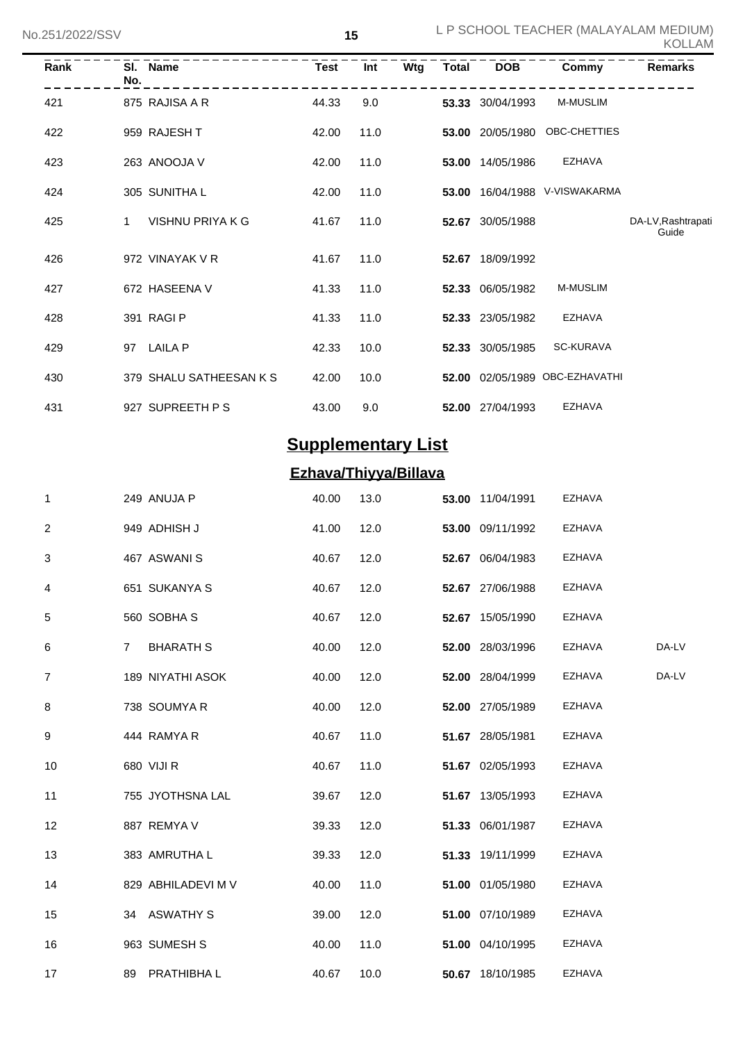| Rank | Sl. No. | Name | Test | Int | Wtg | Total | DOB | Commy | Remarks |
|---|---|---|---|---|---|---|---|---|---|
| 421 | 875 | RAJISA A R | 44.33 | 9.0 | | **53.33** | 30/04/1993 | M-MUSLIM | |
| 422 | 959 | RAJESH T | 42.00 | 11.0 | | **53.00** | 20/05/1980 | OBC-CHETTIES | |
| 423 | 263 | ANOOJA V | 42.00 | 11.0 | | **53.00** | 14/05/1986 | EZHAVA | |
| 424 | 305 | SUNITHA L | 42.00 | 11.0 | | **53.00** | 16/04/1988 | V-VISWAKARMA | |
| 425 | 1 | VISHNU PRIYA K G | 41.67 | 11.0 | | **52.67** | 30/05/1988 | | DA-LV,Rashtrapati Guide |
| 426 | 972 | VINAYAK V R | 41.67 | 11.0 | | **52.67** | 18/09/1992 | | |
| 427 | 672 | HASEENA V | 41.33 | 11.0 | | **52.33** | 06/05/1982 | M-MUSLIM | |
| 428 | 391 | RAGI P | 41.33 | 11.0 | | **52.33** | 23/05/1982 | EZHAVA | |
| 429 | 97 | LAILA P | 42.33 | 10.0 | | **52.33** | 30/05/1985 | SC-KURAVA | |
| 430 | 379 | SHALU SATHEESAN K S | 42.00 | 10.0 | | **52.00** | 02/05/1989 | OBC-EZHAVATHI | |
| 431 | 927 | SUPREETH P S | 43.00 | 9.0 | | **52.00** | 27/04/1993 | EZHAVA | |

## Supplementary List

### Ezhava/Thiyya/Billava

| Rank | Sl. No. | Name | Test | Int | Wtg | Total | DOB | Commy | Remarks |
|---|---|---|---|---|---|---|---|---|---|
| 1 | 249 | ANUJA P | 40.00 | 13.0 | | **53.00** | 11/04/1991 | EZHAVA | |
| 2 | 949 | ADHISH J | 41.00 | 12.0 | | **53.00** | 09/11/1992 | EZHAVA | |
| 3 | 467 | ASWANI S | 40.67 | 12.0 | | **52.67** | 06/04/1983 | EZHAVA | |
| 4 | 651 | SUKANYA S | 40.67 | 12.0 | | **52.67** | 27/06/1988 | EZHAVA | |
| 5 | 560 | SOBHA S | 40.67 | 12.0 | | **52.67** | 15/05/1990 | EZHAVA | |
| 6 | 7 | BHARATH S | 40.00 | 12.0 | | **52.00** | 28/03/1996 | EZHAVA | DA-LV |
| 7 | 189 | NIYATHI ASOK | 40.00 | 12.0 | | **52.00** | 28/04/1999 | EZHAVA | DA-LV |
| 8 | 738 | SOUMYA R | 40.00 | 12.0 | | **52.00** | 27/05/1989 | EZHAVA | |
| 9 | 444 | RAMYA R | 40.67 | 11.0 | | **51.67** | 28/05/1981 | EZHAVA | |
| 10 | 680 | VIJI R | 40.67 | 11.0 | | **51.67** | 02/05/1993 | EZHAVA | |
| 11 | 755 | JYOTHSNA LAL | 39.67 | 12.0 | | **51.67** | 13/05/1993 | EZHAVA | |
| 12 | 887 | REMYA V | 39.33 | 12.0 | | **51.33** | 06/01/1987 | EZHAVA | |
| 13 | 383 | AMRUTHA L | 39.33 | 12.0 | | **51.33** | 19/11/1999 | EZHAVA | |
| 14 | 829 | ABHILADEVI M V | 40.00 | 11.0 | | **51.00** | 01/05/1980 | EZHAVA | |
| 15 | 34 | ASWATHY S | 39.00 | 12.0 | | **51.00** | 07/10/1989 | EZHAVA | |
| 16 | 963 | SUMESH S | 40.00 | 11.0 | | **51.00** | 04/10/1995 | EZHAVA | |
| 17 | 89 | PRATHIBHA L | 40.67 | 10.0 | | **50.67** | 18/10/1985 | EZHAVA | |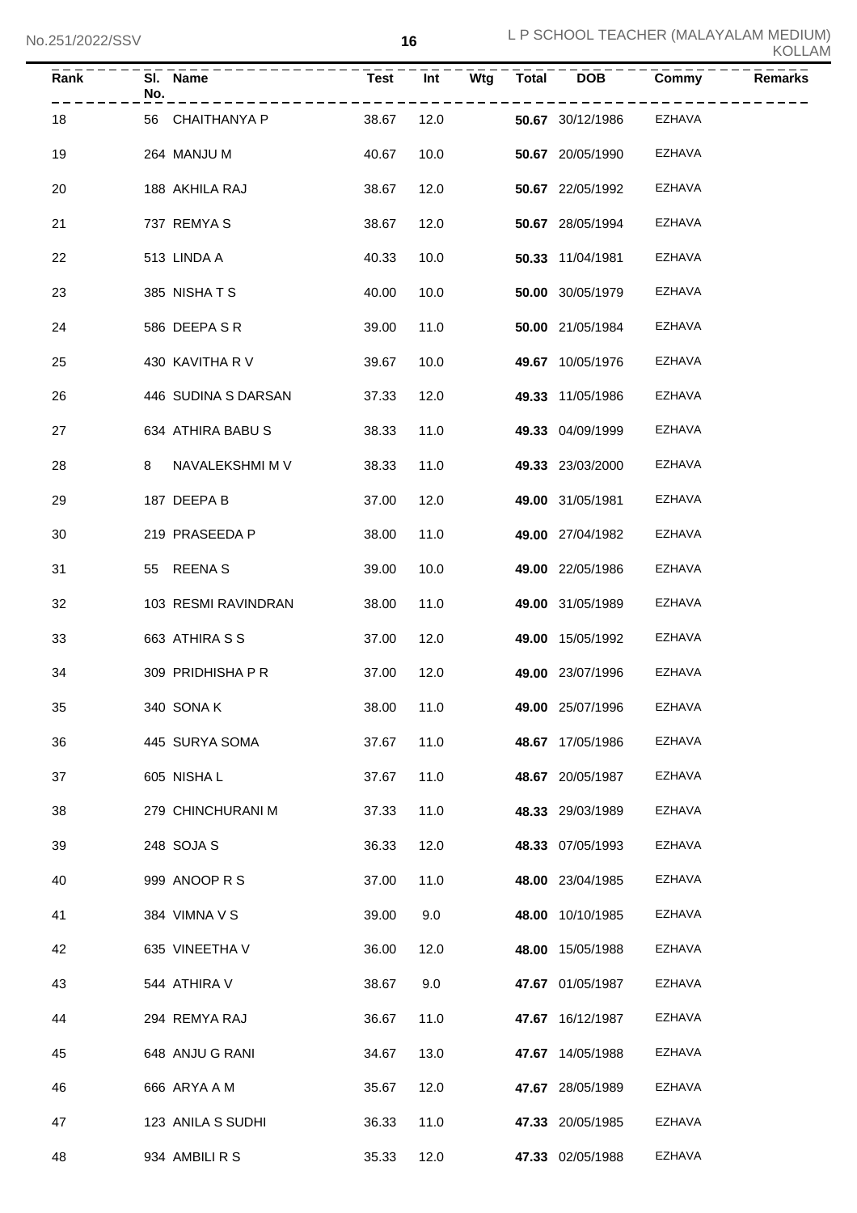| Rank | Sl. No. | Name | Test | Int | Wtg | Total | DOB | Commy | Remarks |
|---|---|---|---|---|---|---|---|---|---|
| 18 | 56 | CHAITHANYA P | 38.67 | 12.0 | | **50.67** | 30/12/1986 | EZHAVA | |
| 19 | 264 | MANJU M | 40.67 | 10.0 | | **50.67** | 20/05/1990 | EZHAVA | |
| 20 | 188 | AKHILA RAJ | 38.67 | 12.0 | | **50.67** | 22/05/1992 | EZHAVA | |
| 21 | 737 | REMYA S | 38.67 | 12.0 | | **50.67** | 28/05/1994 | EZHAVA | |
| 22 | 513 | LINDA A | 40.33 | 10.0 | | **50.33** | 11/04/1981 | EZHAVA | |
| 23 | 385 | NISHA T S | 40.00 | 10.0 | | **50.00** | 30/05/1979 | EZHAVA | |
| 24 | 586 | DEEPA S R | 39.00 | 11.0 | | **50.00** | 21/05/1984 | EZHAVA | |
| 25 | 430 | KAVITHA R V | 39.67 | 10.0 | | **49.67** | 10/05/1976 | EZHAVA | |
| 26 | 446 | SUDINA S DARSAN | 37.33 | 12.0 | | **49.33** | 11/05/1986 | EZHAVA | |
| 27 | 634 | ATHIRA BABU S | 38.33 | 11.0 | | **49.33** | 04/09/1999 | EZHAVA | |
| 28 | 8 | NAVALEKSHMI M V | 38.33 | 11.0 | | **49.33** | 23/03/2000 | EZHAVA | |
| 29 | 187 | DEEPA B | 37.00 | 12.0 | | **49.00** | 31/05/1981 | EZHAVA | |
| 30 | 219 | PRASEEDA P | 38.00 | 11.0 | | **49.00** | 27/04/1982 | EZHAVA | |
| 31 | 55 | REENA S | 39.00 | 10.0 | | **49.00** | 22/05/1986 | EZHAVA | |
| 32 | 103 | RESMI RAVINDRAN | 38.00 | 11.0 | | **49.00** | 31/05/1989 | EZHAVA | |
| 33 | 663 | ATHIRA S S | 37.00 | 12.0 | | **49.00** | 15/05/1992 | EZHAVA | |
| 34 | 309 | PRIDHISHA P R | 37.00 | 12.0 | | **49.00** | 23/07/1996 | EZHAVA | |
| 35 | 340 | SONA K | 38.00 | 11.0 | | **49.00** | 25/07/1996 | EZHAVA | |
| 36 | 445 | SURYA SOMA | 37.67 | 11.0 | | **48.67** | 17/05/1986 | EZHAVA | |
| 37 | 605 | NISHA L | 37.67 | 11.0 | | **48.67** | 20/05/1987 | EZHAVA | |
| 38 | 279 | CHINCHURANI M | 37.33 | 11.0 | | **48.33** | 29/03/1989 | EZHAVA | |
| 39 | 248 | SOJA S | 36.33 | 12.0 | | **48.33** | 07/05/1993 | EZHAVA | |
| 40 | 999 | ANOOP R S | 37.00 | 11.0 | | **48.00** | 23/04/1985 | EZHAVA | |
| 41 | 384 | VIMNA V S | 39.00 | 9.0 | | **48.00** | 10/10/1985 | EZHAVA | |
| 42 | 635 | VINEETHA V | 36.00 | 12.0 | | **48.00** | 15/05/1988 | EZHAVA | |
| 43 | 544 | ATHIRA V | 38.67 | 9.0 | | **47.67** | 01/05/1987 | EZHAVA | |
| 44 | 294 | REMYA RAJ | 36.67 | 11.0 | | **47.67** | 16/12/1987 | EZHAVA | |
| 45 | 648 | ANJU G RANI | 34.67 | 13.0 | | **47.67** | 14/05/1988 | EZHAVA | |
| 46 | 666 | ARYA A M | 35.67 | 12.0 | | **47.67** | 28/05/1989 | EZHAVA | |
| 47 | 123 | ANILA S SUDHI | 36.33 | 11.0 | | **47.33** | 20/05/1985 | EZHAVA | |
| 48 | 934 | AMBILI R S | 35.33 | 12.0 | | **47.33** | 02/05/1988 | EZHAVA | |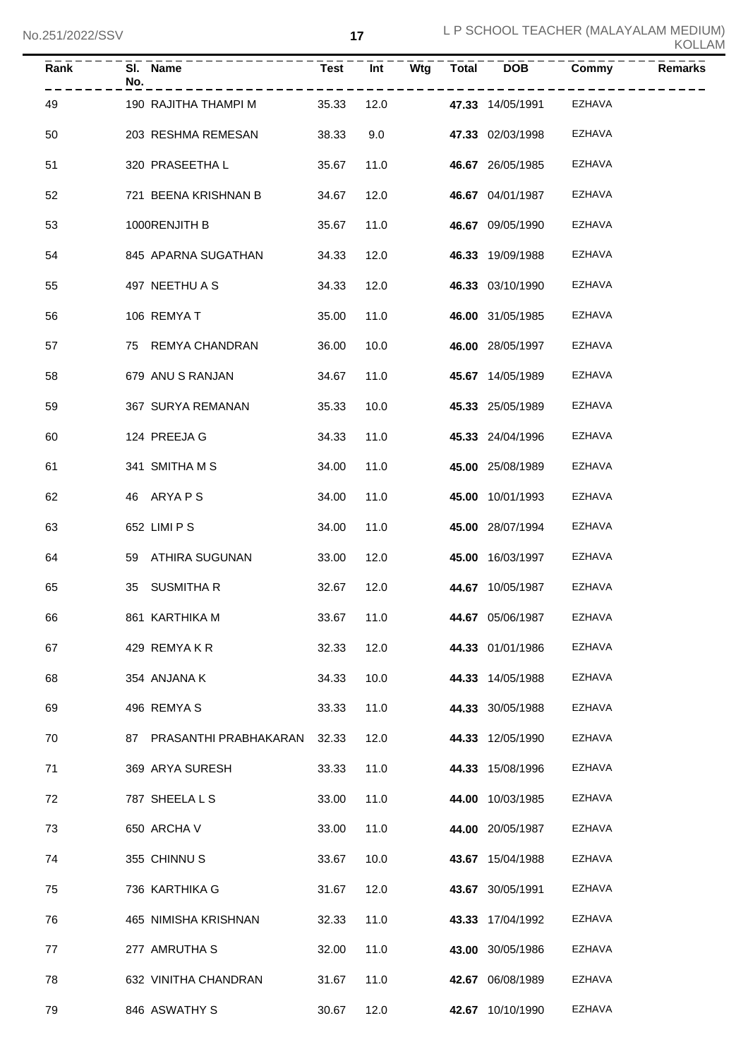| Rank | Sl. No. | Name | Test | Int | Wtg | Total | DOB | Commy | Remarks |
|---|---|---|---|---|---|---|---|---|---|
| 49 | 190 | RAJITHA THAMPI M | 35.33 | 12.0 | | **47.33** | 14/05/1991 | EZHAVA | |
| 50 | 203 | RESHMA REMESAN | 38.33 | 9.0 | | **47.33** | 02/03/1998 | EZHAVA | |
| 51 | 320 | PRASEETHA L | 35.67 | 11.0 | | **46.67** | 26/05/1985 | EZHAVA | |
| 52 | 721 | BEENA KRISHNAN B | 34.67 | 12.0 | | **46.67** | 04/01/1987 | EZHAVA | |
| 53 | 1000 | RENJITH B | 35.67 | 11.0 | | **46.67** | 09/05/1990 | EZHAVA | |
| 54 | 845 | APARNA SUGATHAN | 34.33 | 12.0 | | **46.33** | 19/09/1988 | EZHAVA | |
| 55 | 497 | NEETHU A S | 34.33 | 12.0 | | **46.33** | 03/10/1990 | EZHAVA | |
| 56 | 106 | REMYA T | 35.00 | 11.0 | | **46.00** | 31/05/1985 | EZHAVA | |
| 57 | 75 | REMYA CHANDRAN | 36.00 | 10.0 | | **46.00** | 28/05/1997 | EZHAVA | |
| 58 | 679 | ANU S RANJAN | 34.67 | 11.0 | | **45.67** | 14/05/1989 | EZHAVA | |
| 59 | 367 | SURYA REMANAN | 35.33 | 10.0 | | **45.33** | 25/05/1989 | EZHAVA | |
| 60 | 124 | PREEJA G | 34.33 | 11.0 | | **45.33** | 24/04/1996 | EZHAVA | |
| 61 | 341 | SMITHA M S | 34.00 | 11.0 | | **45.00** | 25/08/1989 | EZHAVA | |
| 62 | 46 | ARYA P S | 34.00 | 11.0 | | **45.00** | 10/01/1993 | EZHAVA | |
| 63 | 652 | LIMI P S | 34.00 | 11.0 | | **45.00** | 28/07/1994 | EZHAVA | |
| 64 | 59 | ATHIRA SUGUNAN | 33.00 | 12.0 | | **45.00** | 16/03/1997 | EZHAVA | |
| 65 | 35 | SUSMITHA R | 32.67 | 12.0 | | **44.67** | 10/05/1987 | EZHAVA | |
| 66 | 861 | KARTHIKA M | 33.67 | 11.0 | | **44.67** | 05/06/1987 | EZHAVA | |
| 67 | 429 | REMYA K R | 32.33 | 12.0 | | **44.33** | 01/01/1986 | EZHAVA | |
| 68 | 354 | ANJANA K | 34.33 | 10.0 | | **44.33** | 14/05/1988 | EZHAVA | |
| 69 | 496 | REMYA S | 33.33 | 11.0 | | **44.33** | 30/05/1988 | EZHAVA | |
| 70 | 87 | PRASANTHI PRABHAKARAN | 32.33 | 12.0 | | **44.33** | 12/05/1990 | EZHAVA | |
| 71 | 369 | ARYA SURESH | 33.33 | 11.0 | | **44.33** | 15/08/1996 | EZHAVA | |
| 72 | 787 | SHEELA L S | 33.00 | 11.0 | | **44.00** | 10/03/1985 | EZHAVA | |
| 73 | 650 | ARCHA V | 33.00 | 11.0 | | **44.00** | 20/05/1987 | EZHAVA | |
| 74 | 355 | CHINNU S | 33.67 | 10.0 | | **43.67** | 15/04/1988 | EZHAVA | |
| 75 | 736 | KARTHIKA G | 31.67 | 12.0 | | **43.67** | 30/05/1991 | EZHAVA | |
| 76 | 465 | NIMISHA KRISHNAN | 32.33 | 11.0 | | **43.33** | 17/04/1992 | EZHAVA | |
| 77 | 277 | AMRUTHA S | 32.00 | 11.0 | | **43.00** | 30/05/1986 | EZHAVA | |
| 78 | 632 | VINITHA CHANDRAN | 31.67 | 11.0 | | **42.67** | 06/08/1989 | EZHAVA | |
| 79 | 846 | ASWATHY S | 30.67 | 12.0 | | **42.67** | 10/10/1990 | EZHAVA | |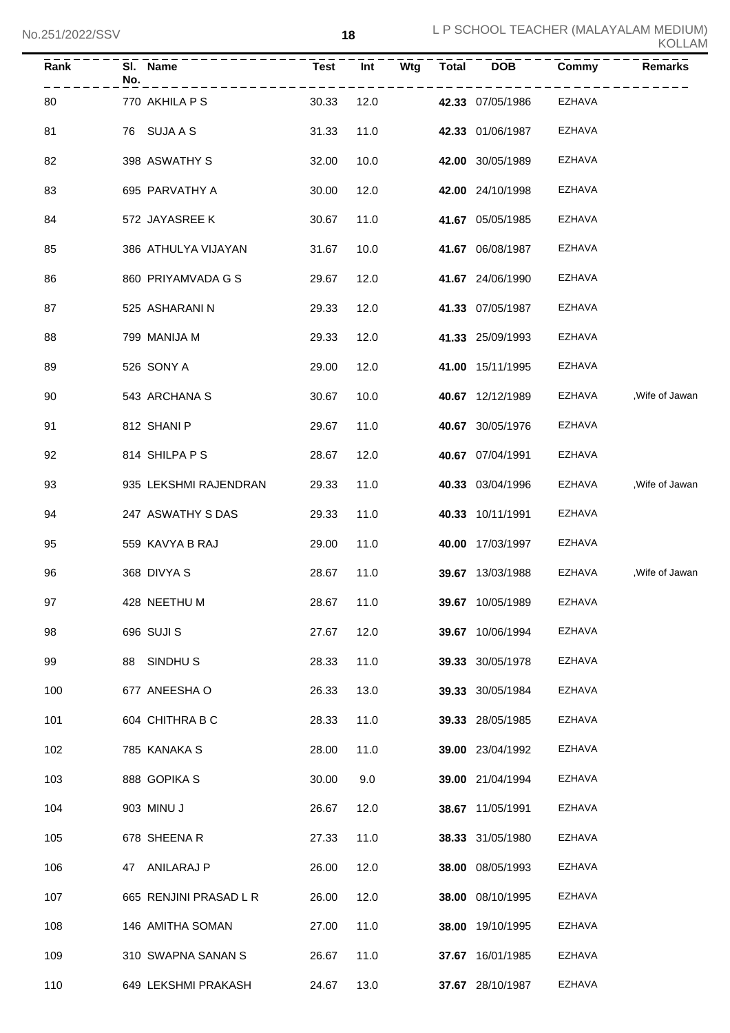| Rank | Sl. No. | Name | Test | Int | Wtg | Total | DOB | Commy | Remarks |
|---|---|---|---|---|---|---|---|---|---|
| 80 | 770 | AKHILA P S | 30.33 | 12.0 | | **42.33** | 07/05/1986 | EZHAVA | |
| 81 | 76 | SUJA A S | 31.33 | 11.0 | | **42.33** | 01/06/1987 | EZHAVA | |
| 82 | 398 | ASWATHY S | 32.00 | 10.0 | | **42.00** | 30/05/1989 | EZHAVA | |
| 83 | 695 | PARVATHY A | 30.00 | 12.0 | | **42.00** | 24/10/1998 | EZHAVA | |
| 84 | 572 | JAYASREE K | 30.67 | 11.0 | | **41.67** | 05/05/1985 | EZHAVA | |
| 85 | 386 | ATHULYA VIJAYAN | 31.67 | 10.0 | | **41.67** | 06/08/1987 | EZHAVA | |
| 86 | 860 | PRIYAMVADA G S | 29.67 | 12.0 | | **41.67** | 24/06/1990 | EZHAVA | |
| 87 | 525 | ASHARANI N | 29.33 | 12.0 | | **41.33** | 07/05/1987 | EZHAVA | |
| 88 | 799 | MANIJA M | 29.33 | 12.0 | | **41.33** | 25/09/1993 | EZHAVA | |
| 89 | 526 | SONY A | 29.00 | 12.0 | | **41.00** | 15/11/1995 | EZHAVA | |
| 90 | 543 | ARCHANA S | 30.67 | 10.0 | | **40.67** | 12/12/1989 | EZHAVA | ,Wife of Jawan |
| 91 | 812 | SHANI P | 29.67 | 11.0 | | **40.67** | 30/05/1976 | EZHAVA | |
| 92 | 814 | SHILPA P S | 28.67 | 12.0 | | **40.67** | 07/04/1991 | EZHAVA | |
| 93 | 935 | LEKSHMI RAJENDRAN | 29.33 | 11.0 | | **40.33** | 03/04/1996 | EZHAVA | ,Wife of Jawan |
| 94 | 247 | ASWATHY S DAS | 29.33 | 11.0 | | **40.33** | 10/11/1991 | EZHAVA | |
| 95 | 559 | KAVYA B RAJ | 29.00 | 11.0 | | **40.00** | 17/03/1997 | EZHAVA | |
| 96 | 368 | DIVYA S | 28.67 | 11.0 | | **39.67** | 13/03/1988 | EZHAVA | ,Wife of Jawan |
| 97 | 428 | NEETHU M | 28.67 | 11.0 | | **39.67** | 10/05/1989 | EZHAVA | |
| 98 | 696 | SUJI S | 27.67 | 12.0 | | **39.67** | 10/06/1994 | EZHAVA | |
| 99 | 88 | SINDHU S | 28.33 | 11.0 | | **39.33** | 30/05/1978 | EZHAVA | |
| 100 | 677 | ANEESHA O | 26.33 | 13.0 | | **39.33** | 30/05/1984 | EZHAVA | |
| 101 | 604 | CHITHRA B C | 28.33 | 11.0 | | **39.33** | 28/05/1985 | EZHAVA | |
| 102 | 785 | KANAKA S | 28.00 | 11.0 | | **39.00** | 23/04/1992 | EZHAVA | |
| 103 | 888 | GOPIKA S | 30.00 | 9.0 | | **39.00** | 21/04/1994 | EZHAVA | |
| 104 | 903 | MINU J | 26.67 | 12.0 | | **38.67** | 11/05/1991 | EZHAVA | |
| 105 | 678 | SHEENA R | 27.33 | 11.0 | | **38.33** | 31/05/1980 | EZHAVA | |
| 106 | 47 | ANILARAJ P | 26.00 | 12.0 | | **38.00** | 08/05/1993 | EZHAVA | |
| 107 | 665 | RENJINI PRASAD L R | 26.00 | 12.0 | | **38.00** | 08/10/1995 | EZHAVA | |
| 108 | 146 | AMITHA SOMAN | 27.00 | 11.0 | | **38.00** | 19/10/1995 | EZHAVA | |
| 109 | 310 | SWAPNA SANAN S | 26.67 | 11.0 | | **37.67** | 16/01/1985 | EZHAVA | |
| 110 | 649 | LEKSHMI PRAKASH | 24.67 | 13.0 | | **37.67** | 28/10/1987 | EZHAVA | |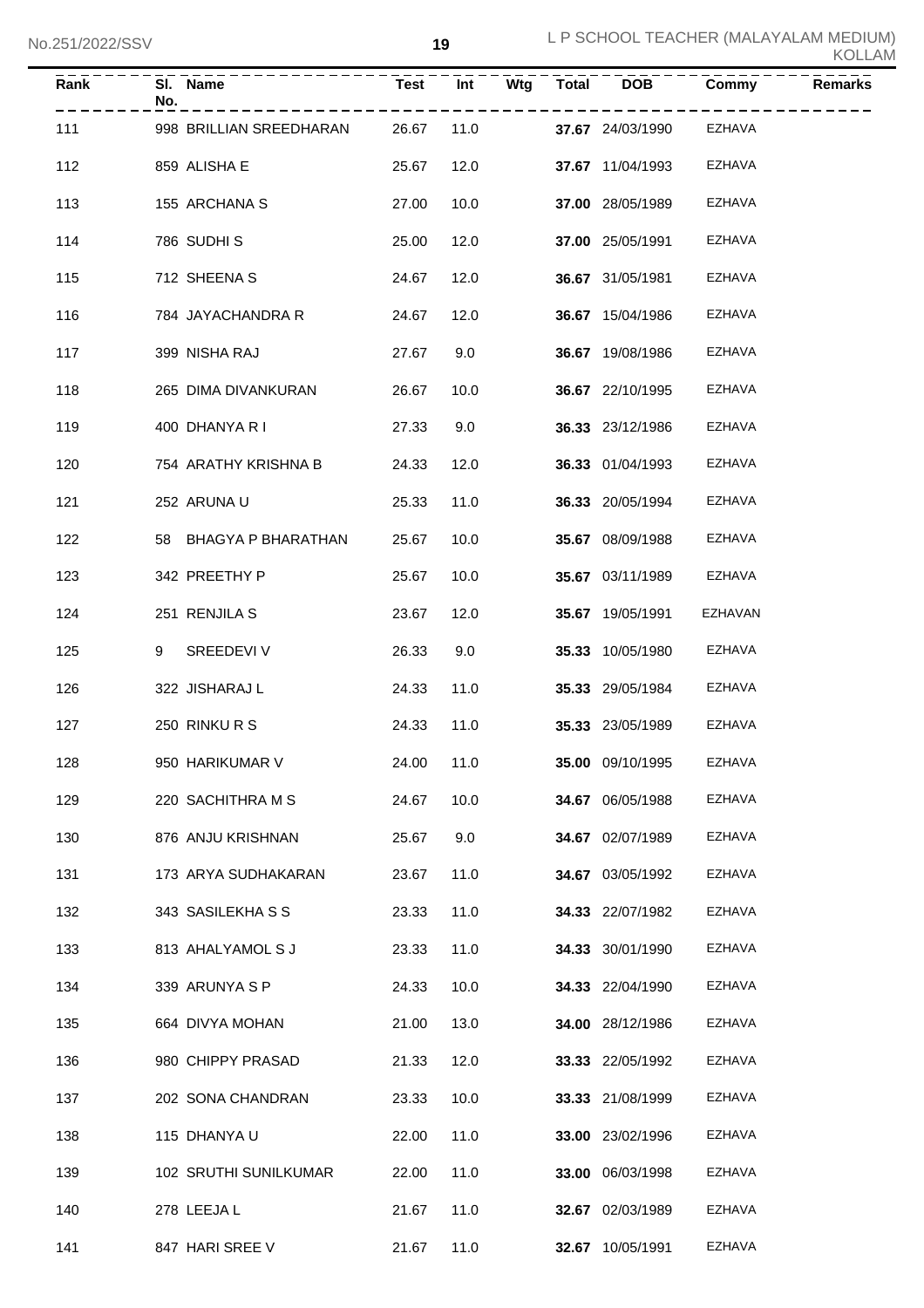| Rank | Sl. No. | Name | Test | Int | Wtg | Total | DOB | Commy | Remarks |
|---|---|---|---|---|---|---|---|---|---|
| 111 | 998 | BRILLIAN SREEDHARAN | 26.67 | 11.0 | | **37.67** | 24/03/1990 | EZHAVA | |
| 112 | 859 | ALISHA E | 25.67 | 12.0 | | **37.67** | 11/04/1993 | EZHAVA | |
| 113 | 155 | ARCHANA S | 27.00 | 10.0 | | **37.00** | 28/05/1989 | EZHAVA | |
| 114 | 786 | SUDHI S | 25.00 | 12.0 | | **37.00** | 25/05/1991 | EZHAVA | |
| 115 | 712 | SHEENA S | 24.67 | 12.0 | | **36.67** | 31/05/1981 | EZHAVA | |
| 116 | 784 | JAYACHANDRA R | 24.67 | 12.0 | | **36.67** | 15/04/1986 | EZHAVA | |
| 117 | 399 | NISHA RAJ | 27.67 | 9.0 | | **36.67** | 19/08/1986 | EZHAVA | |
| 118 | 265 | DIMA DIVANKURAN | 26.67 | 10.0 | | **36.67** | 22/10/1995 | EZHAVA | |
| 119 | 400 | DHANYA R I | 27.33 | 9.0 | | **36.33** | 23/12/1986 | EZHAVA | |
| 120 | 754 | ARATHY KRISHNA B | 24.33 | 12.0 | | **36.33** | 01/04/1993 | EZHAVA | |
| 121 | 252 | ARUNA U | 25.33 | 11.0 | | **36.33** | 20/05/1994 | EZHAVA | |
| 122 | 58 | BHAGYA P BHARATHAN | 25.67 | 10.0 | | **35.67** | 08/09/1988 | EZHAVA | |
| 123 | 342 | PREETHY P | 25.67 | 10.0 | | **35.67** | 03/11/1989 | EZHAVA | |
| 124 | 251 | RENJILA S | 23.67 | 12.0 | | **35.67** | 19/05/1991 | EZHAVAN | |
| 125 | 9 | SREEDEVI V | 26.33 | 9.0 | | **35.33** | 10/05/1980 | EZHAVA | |
| 126 | 322 | JISHARAJ L | 24.33 | 11.0 | | **35.33** | 29/05/1984 | EZHAVA | |
| 127 | 250 | RINKU R S | 24.33 | 11.0 | | **35.33** | 23/05/1989 | EZHAVA | |
| 128 | 950 | HARIKUMAR V | 24.00 | 11.0 | | **35.00** | 09/10/1995 | EZHAVA | |
| 129 | 220 | SACHITHRA M S | 24.67 | 10.0 | | **34.67** | 06/05/1988 | EZHAVA | |
| 130 | 876 | ANJU KRISHNAN | 25.67 | 9.0 | | **34.67** | 02/07/1989 | EZHAVA | |
| 131 | 173 | ARYA SUDHAKARAN | 23.67 | 11.0 | | **34.67** | 03/05/1992 | EZHAVA | |
| 132 | 343 | SASILEKHA S S | 23.33 | 11.0 | | **34.33** | 22/07/1982 | EZHAVA | |
| 133 | 813 | AHALYAMOL S J | 23.33 | 11.0 | | **34.33** | 30/01/1990 | EZHAVA | |
| 134 | 339 | ARUNYA S P | 24.33 | 10.0 | | **34.33** | 22/04/1990 | EZHAVA | |
| 135 | 664 | DIVYA MOHAN | 21.00 | 13.0 | | **34.00** | 28/12/1986 | EZHAVA | |
| 136 | 980 | CHIPPY PRASAD | 21.33 | 12.0 | | **33.33** | 22/05/1992 | EZHAVA | |
| 137 | 202 | SONA CHANDRAN | 23.33 | 10.0 | | **33.33** | 21/08/1999 | EZHAVA | |
| 138 | 115 | DHANYA U | 22.00 | 11.0 | | **33.00** | 23/02/1996 | EZHAVA | |
| 139 | 102 | SRUTHI SUNILKUMAR | 22.00 | 11.0 | | **33.00** | 06/03/1998 | EZHAVA | |
| 140 | 278 | LEEJA L | 21.67 | 11.0 | | **32.67** | 02/03/1989 | EZHAVA | |
| 141 | 847 | HARI SREE V | 21.67 | 11.0 | | **32.67** | 10/05/1991 | EZHAVA | |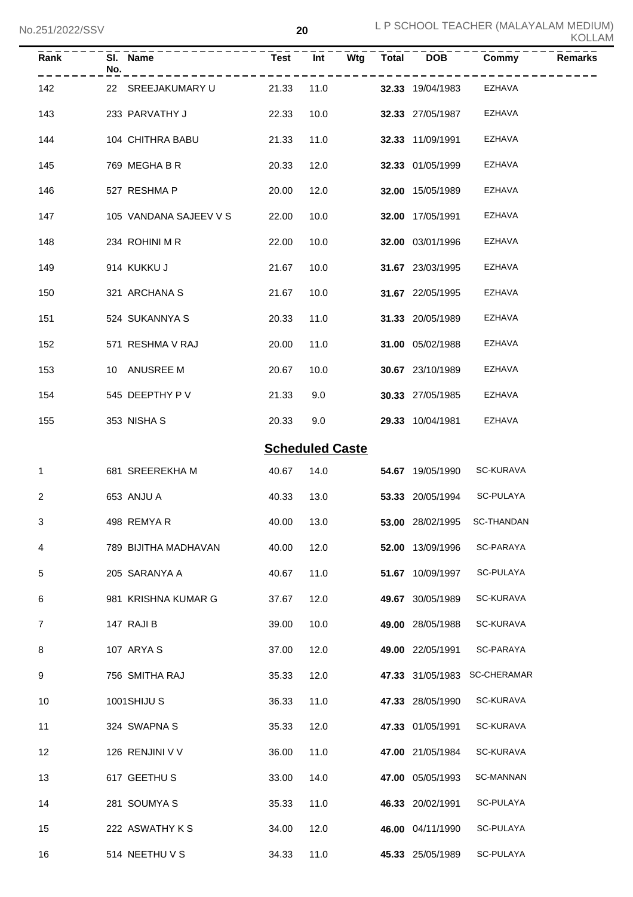| Rank | Sl. No. | Name | Test | Int | Wtg | Total | DOB | Commy | Remarks |
|---|---|---|---|---|---|---|---|---|---|
| 142 | 22 | SREEJAKUMARY U | 21.33 | 11.0 | | **32.33** | 19/04/1983 | EZHAVA | |
| 143 | 233 | PARVATHY J | 22.33 | 10.0 | | **32.33** | 27/05/1987 | EZHAVA | |
| 144 | 104 | CHITHRA BABU | 21.33 | 11.0 | | **32.33** | 11/09/1991 | EZHAVA | |
| 145 | 769 | MEGHA B R | 20.33 | 12.0 | | **32.33** | 01/05/1999 | EZHAVA | |
| 146 | 527 | RESHMA P | 20.00 | 12.0 | | **32.00** | 15/05/1989 | EZHAVA | |
| 147 | 105 | VANDANA SAJEEV V S | 22.00 | 10.0 | | **32.00** | 17/05/1991 | EZHAVA | |
| 148 | 234 | ROHINI M R | 22.00 | 10.0 | | **32.00** | 03/01/1996 | EZHAVA | |
| 149 | 914 | KUKKU J | 21.67 | 10.0 | | **31.67** | 23/03/1995 | EZHAVA | |
| 150 | 321 | ARCHANA S | 21.67 | 10.0 | | **31.67** | 22/05/1995 | EZHAVA | |
| 151 | 524 | SUKANNYA S | 20.33 | 11.0 | | **31.33** | 20/05/1989 | EZHAVA | |
| 152 | 571 | RESHMA V RAJ | 20.00 | 11.0 | | **31.00** | 05/02/1988 | EZHAVA | |
| 153 | 10 | ANUSREE M | 20.67 | 10.0 | | **30.67** | 23/10/1989 | EZHAVA | |
| 154 | 545 | DEEPTHY P V | 21.33 | 9.0 | | **30.33** | 27/05/1985 | EZHAVA | |
| 155 | 353 | NISHA S | 20.33 | 9.0 | | **29.33** | 10/04/1981 | EZHAVA | |

## Scheduled Caste

| Rank | Sl. No. | Name | Test | Int | Wtg | Total | DOB | Commy | Remarks |
|---|---|---|---|---|---|---|---|---|---|
| 1 | 681 | SREEREKHA M | 40.67 | 14.0 | | **54.67** | 19/05/1990 | SC-KURAVA | |
| 2 | 653 | ANJU A | 40.33 | 13.0 | | **53.33** | 20/05/1994 | SC-PULAYA | |
| 3 | 498 | REMYA R | 40.00 | 13.0 | | **53.00** | 28/02/1995 | SC-THANDAN | |
| 4 | 789 | BIJITHA MADHAVAN | 40.00 | 12.0 | | **52.00** | 13/09/1996 | SC-PARAYA | |
| 5 | 205 | SARANYA A | 40.67 | 11.0 | | **51.67** | 10/09/1997 | SC-PULAYA | |
| 6 | 981 | KRISHNA KUMAR G | 37.67 | 12.0 | | **49.67** | 30/05/1989 | SC-KURAVA | |
| 7 | 147 | RAJI B | 39.00 | 10.0 | | **49.00** | 28/05/1988 | SC-KURAVA | |
| 8 | 107 | ARYA S | 37.00 | 12.0 | | **49.00** | 22/05/1991 | SC-PARAYA | |
| 9 | 756 | SMITHA RAJ | 35.33 | 12.0 | | **47.33** | 31/05/1983 | SC-CHERAMAR | |
| 10 | 1001 | SHIJU S | 36.33 | 11.0 | | **47.33** | 28/05/1990 | SC-KURAVA | |
| 11 | 324 | SWAPNA S | 35.33 | 12.0 | | **47.33** | 01/05/1991 | SC-KURAVA | |
| 12 | 126 | RENJINI V V | 36.00 | 11.0 | | **47.00** | 21/05/1984 | SC-KURAVA | |
| 13 | 617 | GEETHU S | 33.00 | 14.0 | | **47.00** | 05/05/1993 | SC-MANNAN | |
| 14 | 281 | SOUMYA S | 35.33 | 11.0 | | **46.33** | 20/02/1991 | SC-PULAYA | |
| 15 | 222 | ASWATHY K S | 34.00 | 12.0 | | **46.00** | 04/11/1990 | SC-PULAYA | |
| 16 | 514 | NEETHU V S | 34.33 | 11.0 | | **45.33** | 25/05/1989 | SC-PULAYA | |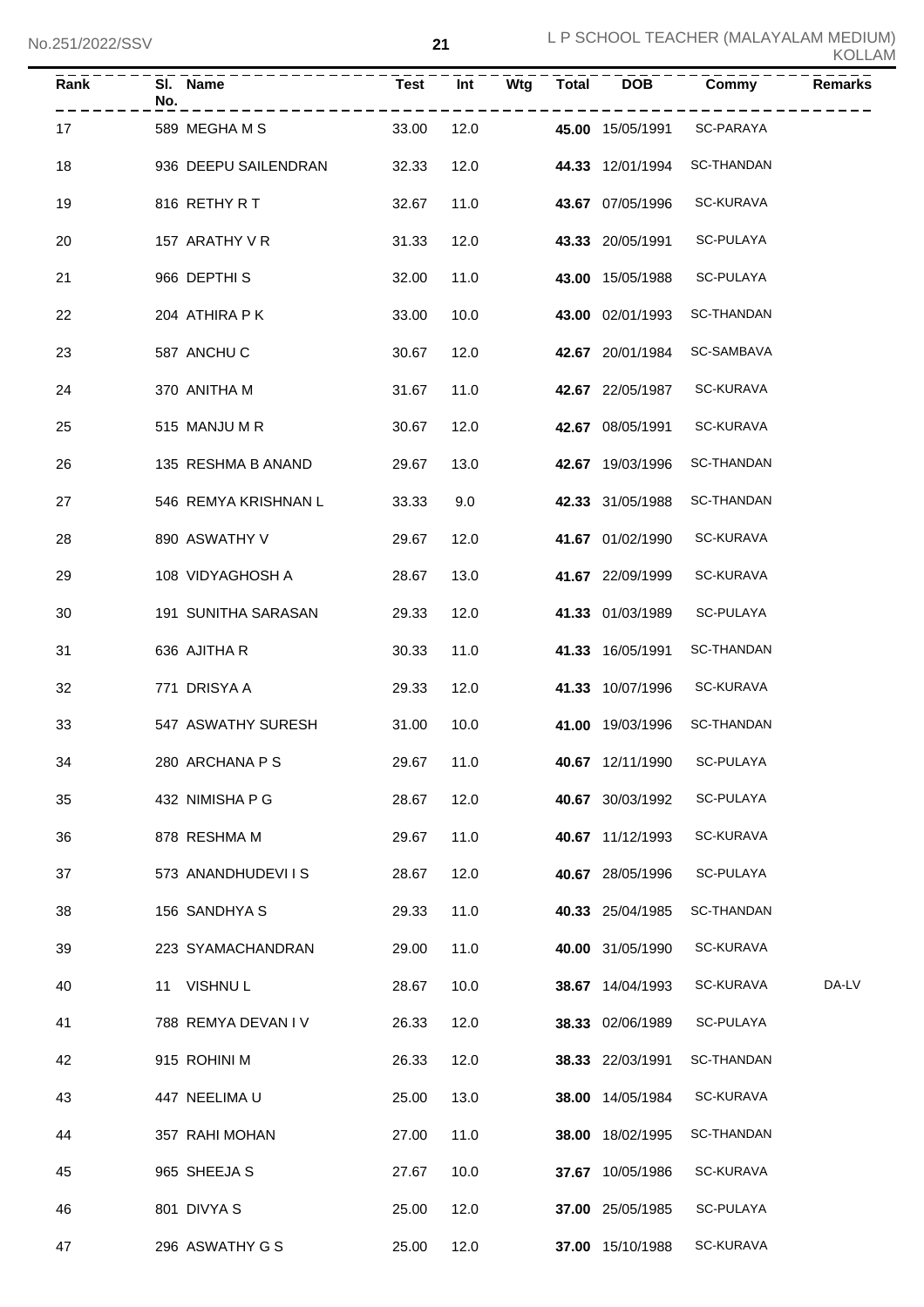| Rank | Sl. No. | Name | Test | Int | Wtg | Total | DOB | Commy | Remarks |
|---|---|---|---|---|---|---|---|---|---|
| 17 | 589 | MEGHA M S | 33.00 | 12.0 | | **45.00** | 15/05/1991 | SC-PARAYA | |
| 18 | 936 | DEEPU SAILENDRAN | 32.33 | 12.0 | | **44.33** | 12/01/1994 | SC-THANDAN | |
| 19 | 816 | RETHY R T | 32.67 | 11.0 | | **43.67** | 07/05/1996 | SC-KURAVA | |
| 20 | 157 | ARATHY V R | 31.33 | 12.0 | | **43.33** | 20/05/1991 | SC-PULAYA | |
| 21 | 966 | DEPTHI S | 32.00 | 11.0 | | **43.00** | 15/05/1988 | SC-PULAYA | |
| 22 | 204 | ATHIRA P K | 33.00 | 10.0 | | **43.00** | 02/01/1993 | SC-THANDAN | |
| 23 | 587 | ANCHU C | 30.67 | 12.0 | | **42.67** | 20/01/1984 | SC-SAMBAVA | |
| 24 | 370 | ANITHA M | 31.67 | 11.0 | | **42.67** | 22/05/1987 | SC-KURAVA | |
| 25 | 515 | MANJU M R | 30.67 | 12.0 | | **42.67** | 08/05/1991 | SC-KURAVA | |
| 26 | 135 | RESHMA B ANAND | 29.67 | 13.0 | | **42.67** | 19/03/1996 | SC-THANDAN | |
| 27 | 546 | REMYA KRISHNAN L | 33.33 | 9.0 | | **42.33** | 31/05/1988 | SC-THANDAN | |
| 28 | 890 | ASWATHY V | 29.67 | 12.0 | | **41.67** | 01/02/1990 | SC-KURAVA | |
| 29 | 108 | VIDYAGHOSH A | 28.67 | 13.0 | | **41.67** | 22/09/1999 | SC-KURAVA | |
| 30 | 191 | SUNITHA SARASAN | 29.33 | 12.0 | | **41.33** | 01/03/1989 | SC-PULAYA | |
| 31 | 636 | AJITHA R | 30.33 | 11.0 | | **41.33** | 16/05/1991 | SC-THANDAN | |
| 32 | 771 | DRISYA A | 29.33 | 12.0 | | **41.33** | 10/07/1996 | SC-KURAVA | |
| 33 | 547 | ASWATHY SURESH | 31.00 | 10.0 | | **41.00** | 19/03/1996 | SC-THANDAN | |
| 34 | 280 | ARCHANA P S | 29.67 | 11.0 | | **40.67** | 12/11/1990 | SC-PULAYA | |
| 35 | 432 | NIMISHA P G | 28.67 | 12.0 | | **40.67** | 30/03/1992 | SC-PULAYA | |
| 36 | 878 | RESHMA M | 29.67 | 11.0 | | **40.67** | 11/12/1993 | SC-KURAVA | |
| 37 | 573 | ANANDHUDEVI I S | 28.67 | 12.0 | | **40.67** | 28/05/1996 | SC-PULAYA | |
| 38 | 156 | SANDHYA S | 29.33 | 11.0 | | **40.33** | 25/04/1985 | SC-THANDAN | |
| 39 | 223 | SYAMACHANDRAN | 29.00 | 11.0 | | **40.00** | 31/05/1990 | SC-KURAVA | |
| 40 | 11 | VISHNU L | 28.67 | 10.0 | | **38.67** | 14/04/1993 | SC-KURAVA | DA-LV |
| 41 | 788 | REMYA DEVAN I V | 26.33 | 12.0 | | **38.33** | 02/06/1989 | SC-PULAYA | |
| 42 | 915 | ROHINI M | 26.33 | 12.0 | | **38.33** | 22/03/1991 | SC-THANDAN | |
| 43 | 447 | NEELIMA U | 25.00 | 13.0 | | **38.00** | 14/05/1984 | SC-KURAVA | |
| 44 | 357 | RAHI MOHAN | 27.00 | 11.0 | | **38.00** | 18/02/1995 | SC-THANDAN | |
| 45 | 965 | SHEEJA S | 27.67 | 10.0 | | **37.67** | 10/05/1986 | SC-KURAVA | |
| 46 | 801 | DIVYA S | 25.00 | 12.0 | | **37.00** | 25/05/1985 | SC-PULAYA | |
| 47 | 296 | ASWATHY G S | 25.00 | 12.0 | | **37.00** | 15/10/1988 | SC-KURAVA | |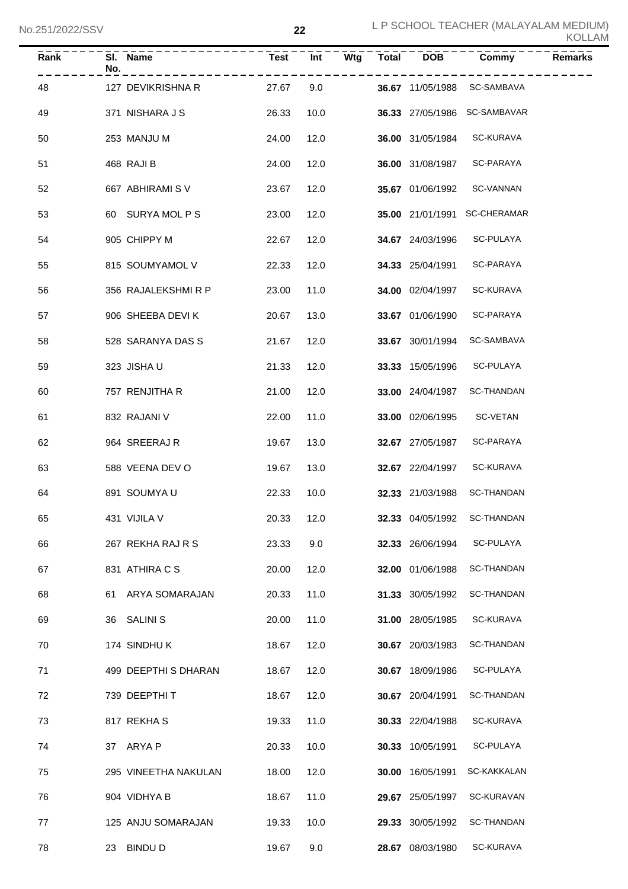| Rank | Sl. No. | Name | Test | Int | Wtg | Total | DOB | Commy | Remarks |
|---|---|---|---|---|---|---|---|---|---|
| 48 | 127 | DEVIKRISHNA R | 27.67 | 9.0 | | **36.67** | 11/05/1988 | SC-SAMBAVA | |
| 49 | 371 | NISHARA J S | 26.33 | 10.0 | | **36.33** | 27/05/1986 | SC-SAMBAVAR | |
| 50 | 253 | MANJU M | 24.00 | 12.0 | | **36.00** | 31/05/1984 | SC-KURAVA | |
| 51 | 468 | RAJI B | 24.00 | 12.0 | | **36.00** | 31/08/1987 | SC-PARAYA | |
| 52 | 667 | ABHIRAMI S V | 23.67 | 12.0 | | **35.67** | 01/06/1992 | SC-VANNAN | |
| 53 | 60 | SURYA MOL P S | 23.00 | 12.0 | | **35.00** | 21/01/1991 | SC-CHERAMAR | |
| 54 | 905 | CHIPPY M | 22.67 | 12.0 | | **34.67** | 24/03/1996 | SC-PULAYA | |
| 55 | 815 | SOUMYAMOL V | 22.33 | 12.0 | | **34.33** | 25/04/1991 | SC-PARAYA | |
| 56 | 356 | RAJALEKSHMI R P | 23.00 | 11.0 | | **34.00** | 02/04/1997 | SC-KURAVA | |
| 57 | 906 | SHEEBA DEVI K | 20.67 | 13.0 | | **33.67** | 01/06/1990 | SC-PARAYA | |
| 58 | 528 | SARANYA DAS S | 21.67 | 12.0 | | **33.67** | 30/01/1994 | SC-SAMBAVA | |
| 59 | 323 | JISHA U | 21.33 | 12.0 | | **33.33** | 15/05/1996 | SC-PULAYA | |
| 60 | 757 | RENJITHA R | 21.00 | 12.0 | | **33.00** | 24/04/1987 | SC-THANDAN | |
| 61 | 832 | RAJANI V | 22.00 | 11.0 | | **33.00** | 02/06/1995 | SC-VETAN | |
| 62 | 964 | SREERAJ R | 19.67 | 13.0 | | **32.67** | 27/05/1987 | SC-PARAYA | |
| 63 | 588 | VEENA DEV O | 19.67 | 13.0 | | **32.67** | 22/04/1997 | SC-KURAVA | |
| 64 | 891 | SOUMYA U | 22.33 | 10.0 | | **32.33** | 21/03/1988 | SC-THANDAN | |
| 65 | 431 | VIJILA V | 20.33 | 12.0 | | **32.33** | 04/05/1992 | SC-THANDAN | |
| 66 | 267 | REKHA RAJ R S | 23.33 | 9.0 | | **32.33** | 26/06/1994 | SC-PULAYA | |
| 67 | 831 | ATHIRA C S | 20.00 | 12.0 | | **32.00** | 01/06/1988 | SC-THANDAN | |
| 68 | 61 | ARYA SOMARAJAN | 20.33 | 11.0 | | **31.33** | 30/05/1992 | SC-THANDAN | |
| 69 | 36 | SALINI S | 20.00 | 11.0 | | **31.00** | 28/05/1985 | SC-KURAVA | |
| 70 | 174 | SINDHU K | 18.67 | 12.0 | | **30.67** | 20/03/1983 | SC-THANDAN | |
| 71 | 499 | DEEPTHI S DHARAN | 18.67 | 12.0 | | **30.67** | 18/09/1986 | SC-PULAYA | |
| 72 | 739 | DEEPTHI T | 18.67 | 12.0 | | **30.67** | 20/04/1991 | SC-THANDAN | |
| 73 | 817 | REKHA S | 19.33 | 11.0 | | **30.33** | 22/04/1988 | SC-KURAVA | |
| 74 | 37 | ARYA P | 20.33 | 10.0 | | **30.33** | 10/05/1991 | SC-PULAYA | |
| 75 | 295 | VINEETHA NAKULAN | 18.00 | 12.0 | | **30.00** | 16/05/1991 | SC-KAKKALAN | |
| 76 | 904 | VIDHYA B | 18.67 | 11.0 | | **29.67** | 25/05/1997 | SC-KURAVAN | |
| 77 | 125 | ANJU SOMARAJAN | 19.33 | 10.0 | | **29.33** | 30/05/1992 | SC-THANDAN | |
| 78 | 23 | BINDU D | 19.67 | 9.0 | | **28.67** | 08/03/1980 | SC-KURAVA | |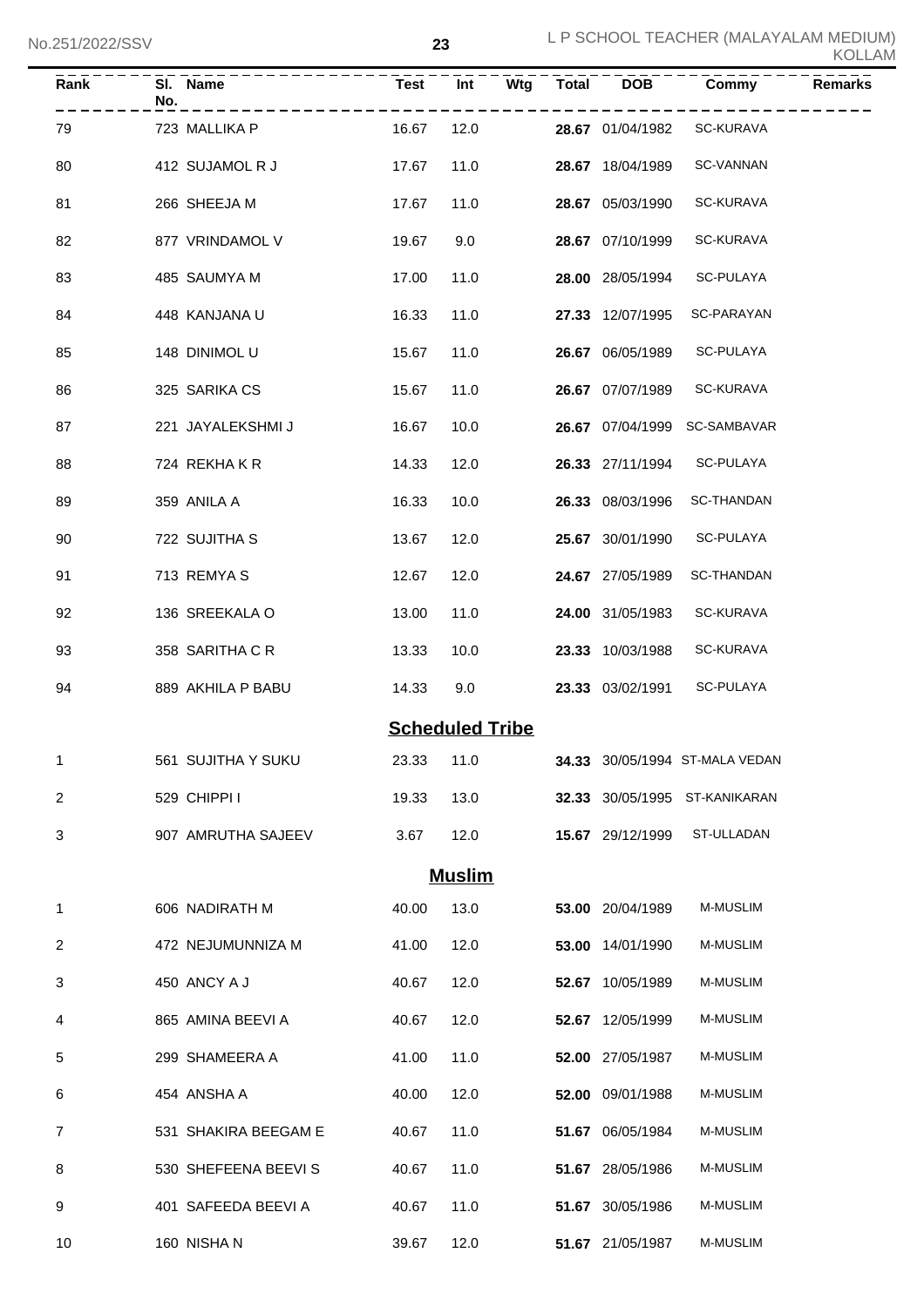| Rank | Sl. No. | Name | Test | Int | Wtg | Total | DOB | Commy | Remarks |
|---|---|---|---|---|---|---|---|---|---|
| 79 | 723 | MALLIKA P | 16.67 | 12.0 | | **28.67** | 01/04/1982 | SC-KURAVA | |
| 80 | 412 | SUJAMOL R J | 17.67 | 11.0 | | **28.67** | 18/04/1989 | SC-VANNAN | |
| 81 | 266 | SHEEJA M | 17.67 | 11.0 | | **28.67** | 05/03/1990 | SC-KURAVA | |
| 82 | 877 | VRINDAMOL V | 19.67 | 9.0 | | **28.67** | 07/10/1999 | SC-KURAVA | |
| 83 | 485 | SAUMYA M | 17.00 | 11.0 | | **28.00** | 28/05/1994 | SC-PULAYA | |
| 84 | 448 | KANJANA U | 16.33 | 11.0 | | **27.33** | 12/07/1995 | SC-PARAYAN | |
| 85 | 148 | DINIMOL U | 15.67 | 11.0 | | **26.67** | 06/05/1989 | SC-PULAYA | |
| 86 | 325 | SARIKA CS | 15.67 | 11.0 | | **26.67** | 07/07/1989 | SC-KURAVA | |
| 87 | 221 | JAYALEKSHMI J | 16.67 | 10.0 | | **26.67** | 07/04/1999 | SC-SAMBAVAR | |
| 88 | 724 | REKHA K R | 14.33 | 12.0 | | **26.33** | 27/11/1994 | SC-PULAYA | |
| 89 | 359 | ANILA A | 16.33 | 10.0 | | **26.33** | 08/03/1996 | SC-THANDAN | |
| 90 | 722 | SUJITHA S | 13.67 | 12.0 | | **25.67** | 30/01/1990 | SC-PULAYA | |
| 91 | 713 | REMYA S | 12.67 | 12.0 | | **24.67** | 27/05/1989 | SC-THANDAN | |
| 92 | 136 | SREEKALA O | 13.00 | 11.0 | | **24.00** | 31/05/1983 | SC-KURAVA | |
| 93 | 358 | SARITHA C R | 13.33 | 10.0 | | **23.33** | 10/03/1988 | SC-KURAVA | |
| 94 | 889 | AKHILA P BABU | 14.33 | 9.0 | | **23.33** | 03/02/1991 | SC-PULAYA | |

**Scheduled Tribe**

| Rank | Sl. No. | Name | Test | Int | Wtg | Total | DOB | Commy | Remarks |
|---|---|---|---|---|---|---|---|---|---|
| 1 | 561 | SUJITHA Y SUKU | 23.33 | 11.0 | | **34.33** | 30/05/1994 | ST-MALA VEDAN | |
| 2 | 529 | CHIPPI I | 19.33 | 13.0 | | **32.33** | 30/05/1995 | ST-KANIKARAN | |
| 3 | 907 | AMRUTHA SAJEEV | 3.67 | 12.0 | | **15.67** | 29/12/1999 | ST-ULLADAN | |

**Muslim**

| Rank | Sl. No. | Name | Test | Int | Wtg | Total | DOB | Commy | Remarks |
|---|---|---|---|---|---|---|---|---|---|
| 1 | 606 | NADIRATH M | 40.00 | 13.0 | | **53.00** | 20/04/1989 | M-MUSLIM | |
| 2 | 472 | NEJUMUNNIZA M | 41.00 | 12.0 | | **53.00** | 14/01/1990 | M-MUSLIM | |
| 3 | 450 | ANCY A J | 40.67 | 12.0 | | **52.67** | 10/05/1989 | M-MUSLIM | |
| 4 | 865 | AMINA BEEVI A | 40.67 | 12.0 | | **52.67** | 12/05/1999 | M-MUSLIM | |
| 5 | 299 | SHAMEERA A | 41.00 | 11.0 | | **52.00** | 27/05/1987 | M-MUSLIM | |
| 6 | 454 | ANSHA A | 40.00 | 12.0 | | **52.00** | 09/01/1988 | M-MUSLIM | |
| 7 | 531 | SHAKIRA BEEGAM E | 40.67 | 11.0 | | **51.67** | 06/05/1984 | M-MUSLIM | |
| 8 | 530 | SHEFEENA BEEVI S | 40.67 | 11.0 | | **51.67** | 28/05/1986 | M-MUSLIM | |
| 9 | 401 | SAFEEDA BEEVI A | 40.67 | 11.0 | | **51.67** | 30/05/1986 | M-MUSLIM | |
| 10 | 160 | NISHA N | 39.67 | 12.0 | | **51.67** | 21/05/1987 | M-MUSLIM | |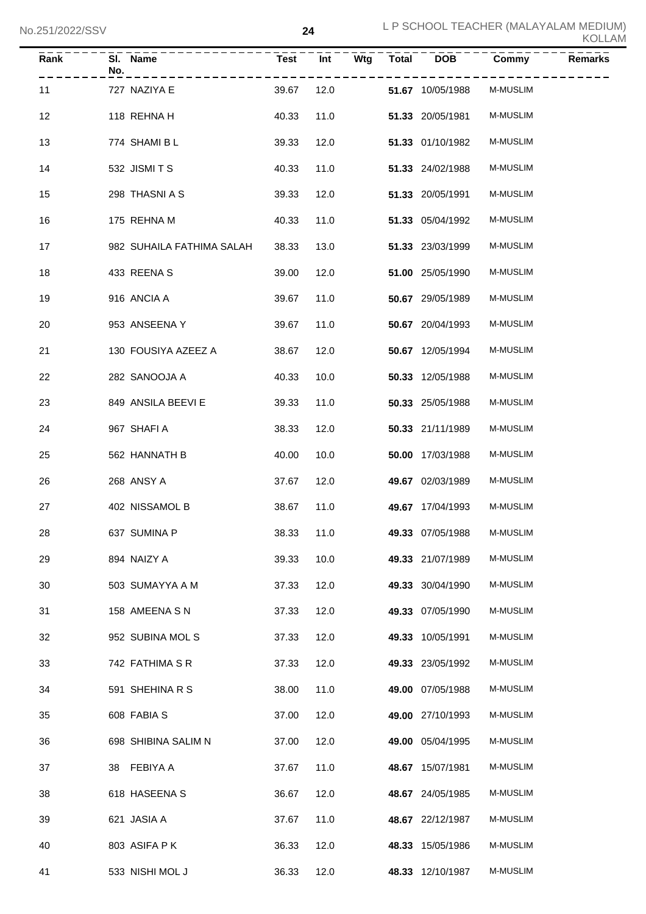| Rank | Sl. No. | Name | Test | Int | Wtg | Total | DOB | Commy | Remarks |
|---|---|---|---|---|---|---|---|---|---|
| 11 | 727 | NAZIYA E | 39.67 | 12.0 | | **51.67** | 10/05/1988 | M-MUSLIM | |
| 12 | 118 | REHNA H | 40.33 | 11.0 | | **51.33** | 20/05/1981 | M-MUSLIM | |
| 13 | 774 | SHAMI B L | 39.33 | 12.0 | | **51.33** | 01/10/1982 | M-MUSLIM | |
| 14 | 532 | JISMI T S | 40.33 | 11.0 | | **51.33** | 24/02/1988 | M-MUSLIM | |
| 15 | 298 | THASNI A S | 39.33 | 12.0 | | **51.33** | 20/05/1991 | M-MUSLIM | |
| 16 | 175 | REHNA M | 40.33 | 11.0 | | **51.33** | 05/04/1992 | M-MUSLIM | |
| 17 | 982 | SUHAILA FATHIMA SALAH | 38.33 | 13.0 | | **51.33** | 23/03/1999 | M-MUSLIM | |
| 18 | 433 | REENA S | 39.00 | 12.0 | | **51.00** | 25/05/1990 | M-MUSLIM | |
| 19 | 916 | ANCIA A | 39.67 | 11.0 | | **50.67** | 29/05/1989 | M-MUSLIM | |
| 20 | 953 | ANSEENA Y | 39.67 | 11.0 | | **50.67** | 20/04/1993 | M-MUSLIM | |
| 21 | 130 | FOUSIYA AZEEZ A | 38.67 | 12.0 | | **50.67** | 12/05/1994 | M-MUSLIM | |
| 22 | 282 | SANOOJA A | 40.33 | 10.0 | | **50.33** | 12/05/1988 | M-MUSLIM | |
| 23 | 849 | ANSILA BEEVI E | 39.33 | 11.0 | | **50.33** | 25/05/1988 | M-MUSLIM | |
| 24 | 967 | SHAFI A | 38.33 | 12.0 | | **50.33** | 21/11/1989 | M-MUSLIM | |
| 25 | 562 | HANNATH B | 40.00 | 10.0 | | **50.00** | 17/03/1988 | M-MUSLIM | |
| 26 | 268 | ANSY A | 37.67 | 12.0 | | **49.67** | 02/03/1989 | M-MUSLIM | |
| 27 | 402 | NISSAMOL B | 38.67 | 11.0 | | **49.67** | 17/04/1993 | M-MUSLIM | |
| 28 | 637 | SUMINA P | 38.33 | 11.0 | | **49.33** | 07/05/1988 | M-MUSLIM | |
| 29 | 894 | NAIZY A | 39.33 | 10.0 | | **49.33** | 21/07/1989 | M-MUSLIM | |
| 30 | 503 | SUMAYYA A M | 37.33 | 12.0 | | **49.33** | 30/04/1990 | M-MUSLIM | |
| 31 | 158 | AMEENA S N | 37.33 | 12.0 | | **49.33** | 07/05/1990 | M-MUSLIM | |
| 32 | 952 | SUBINA MOL S | 37.33 | 12.0 | | **49.33** | 10/05/1991 | M-MUSLIM | |
| 33 | 742 | FATHIMA S R | 37.33 | 12.0 | | **49.33** | 23/05/1992 | M-MUSLIM | |
| 34 | 591 | SHEHINA R S | 38.00 | 11.0 | | **49.00** | 07/05/1988 | M-MUSLIM | |
| 35 | 608 | FABIA S | 37.00 | 12.0 | | **49.00** | 27/10/1993 | M-MUSLIM | |
| 36 | 698 | SHIBINA SALIM N | 37.00 | 12.0 | | **49.00** | 05/04/1995 | M-MUSLIM | |
| 37 | 38 | FEBIYA A | 37.67 | 11.0 | | **48.67** | 15/07/1981 | M-MUSLIM | |
| 38 | 618 | HASEENA S | 36.67 | 12.0 | | **48.67** | 24/05/1985 | M-MUSLIM | |
| 39 | 621 | JASIA A | 37.67 | 11.0 | | **48.67** | 22/12/1987 | M-MUSLIM | |
| 40 | 803 | ASIFA P K | 36.33 | 12.0 | | **48.33** | 15/05/1986 | M-MUSLIM | |
| 41 | 533 | NISHI MOL J | 36.33 | 12.0 | | **48.33** | 12/10/1987 | M-MUSLIM | |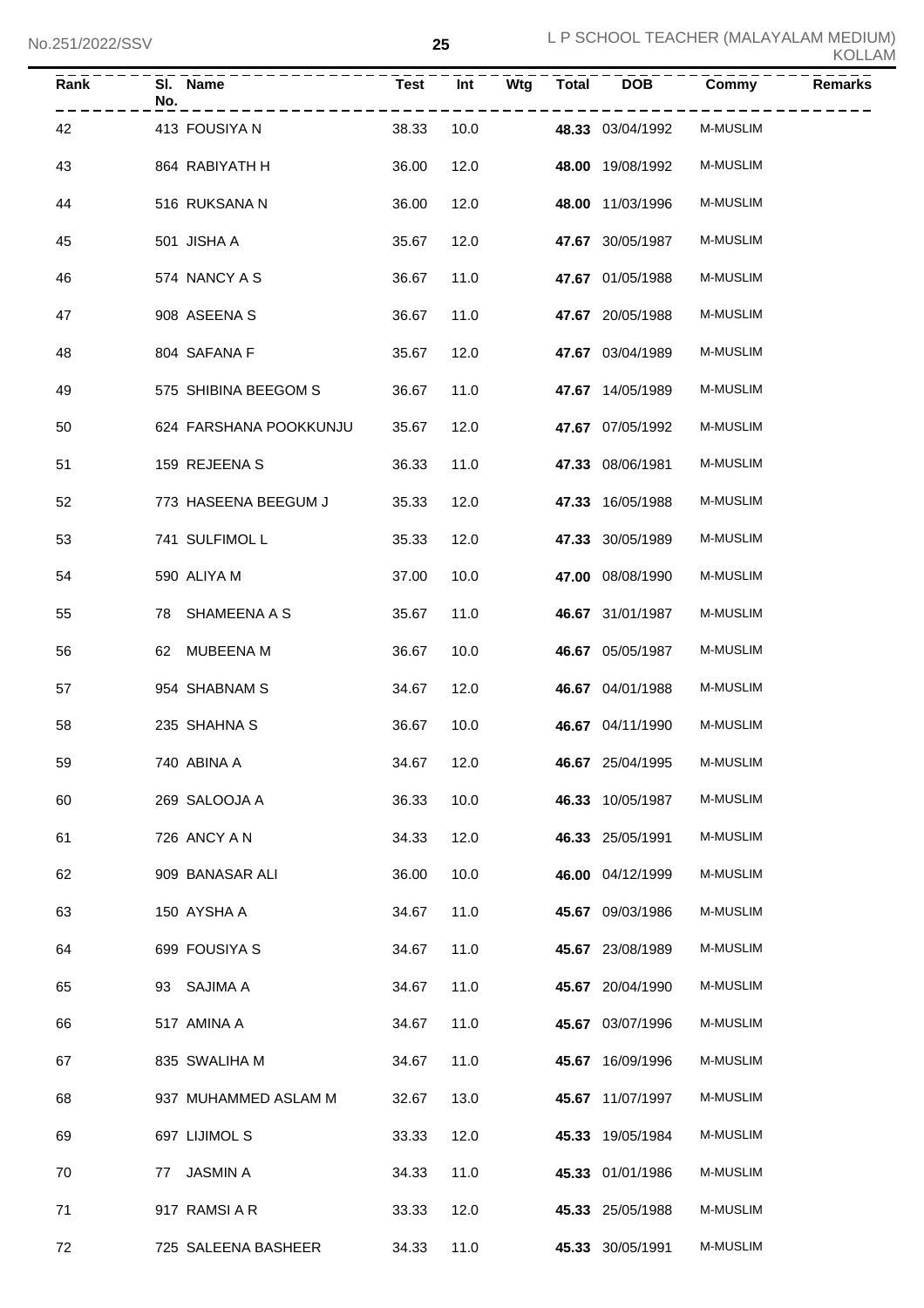| Rank | Sl. No. | Name | Test | Int | Wtg | Total | DOB | Commy | Remarks |
|---|---|---|---|---|---|---|---|---|---|
| 42 | 413 | FOUSIYA N | 38.33 | 10.0 | | **48.33** | 03/04/1992 | M-MUSLIM | |
| 43 | 864 | RABIYATH H | 36.00 | 12.0 | | **48.00** | 19/08/1992 | M-MUSLIM | |
| 44 | 516 | RUKSANA N | 36.00 | 12.0 | | **48.00** | 11/03/1996 | M-MUSLIM | |
| 45 | 501 | JISHA A | 35.67 | 12.0 | | **47.67** | 30/05/1987 | M-MUSLIM | |
| 46 | 574 | NANCY A S | 36.67 | 11.0 | | **47.67** | 01/05/1988 | M-MUSLIM | |
| 47 | 908 | ASEENA S | 36.67 | 11.0 | | **47.67** | 20/05/1988 | M-MUSLIM | |
| 48 | 804 | SAFANA F | 35.67 | 12.0 | | **47.67** | 03/04/1989 | M-MUSLIM | |
| 49 | 575 | SHIBINA BEEGOM S | 36.67 | 11.0 | | **47.67** | 14/05/1989 | M-MUSLIM | |
| 50 | 624 | FARSHANA POOKKUNJU | 35.67 | 12.0 | | **47.67** | 07/05/1992 | M-MUSLIM | |
| 51 | 159 | REJEENA S | 36.33 | 11.0 | | **47.33** | 08/06/1981 | M-MUSLIM | |
| 52 | 773 | HASEENA BEEGUM J | 35.33 | 12.0 | | **47.33** | 16/05/1988 | M-MUSLIM | |
| 53 | 741 | SULFIMOL L | 35.33 | 12.0 | | **47.33** | 30/05/1989 | M-MUSLIM | |
| 54 | 590 | ALIYA M | 37.00 | 10.0 | | **47.00** | 08/08/1990 | M-MUSLIM | |
| 55 | 78 | SHAMEENA A S | 35.67 | 11.0 | | **46.67** | 31/01/1987 | M-MUSLIM | |
| 56 | 62 | MUBEENA M | 36.67 | 10.0 | | **46.67** | 05/05/1987 | M-MUSLIM | |
| 57 | 954 | SHABNAM S | 34.67 | 12.0 | | **46.67** | 04/01/1988 | M-MUSLIM | |
| 58 | 235 | SHAHNA S | 36.67 | 10.0 | | **46.67** | 04/11/1990 | M-MUSLIM | |
| 59 | 740 | ABINA A | 34.67 | 12.0 | | **46.67** | 25/04/1995 | M-MUSLIM | |
| 60 | 269 | SALOOJA A | 36.33 | 10.0 | | **46.33** | 10/05/1987 | M-MUSLIM | |
| 61 | 726 | ANCY A N | 34.33 | 12.0 | | **46.33** | 25/05/1991 | M-MUSLIM | |
| 62 | 909 | BANASAR ALI | 36.00 | 10.0 | | **46.00** | 04/12/1999 | M-MUSLIM | |
| 63 | 150 | AYSHA A | 34.67 | 11.0 | | **45.67** | 09/03/1986 | M-MUSLIM | |
| 64 | 699 | FOUSIYA S | 34.67 | 11.0 | | **45.67** | 23/08/1989 | M-MUSLIM | |
| 65 | 93 | SAJIMA A | 34.67 | 11.0 | | **45.67** | 20/04/1990 | M-MUSLIM | |
| 66 | 517 | AMINA A | 34.67 | 11.0 | | **45.67** | 03/07/1996 | M-MUSLIM | |
| 67 | 835 | SWALIHA M | 34.67 | 11.0 | | **45.67** | 16/09/1996 | M-MUSLIM | |
| 68 | 937 | MUHAMMED ASLAM M | 32.67 | 13.0 | | **45.67** | 11/07/1997 | M-MUSLIM | |
| 69 | 697 | LIJIMOL S | 33.33 | 12.0 | | **45.33** | 19/05/1984 | M-MUSLIM | |
| 70 | 77 | JASMIN A | 34.33 | 11.0 | | **45.33** | 01/01/1986 | M-MUSLIM | |
| 71 | 917 | RAMSI A R | 33.33 | 12.0 | | **45.33** | 25/05/1988 | M-MUSLIM | |
| 72 | 725 | SALEENA BASHEER | 34.33 | 11.0 | | **45.33** | 30/05/1991 | M-MUSLIM | |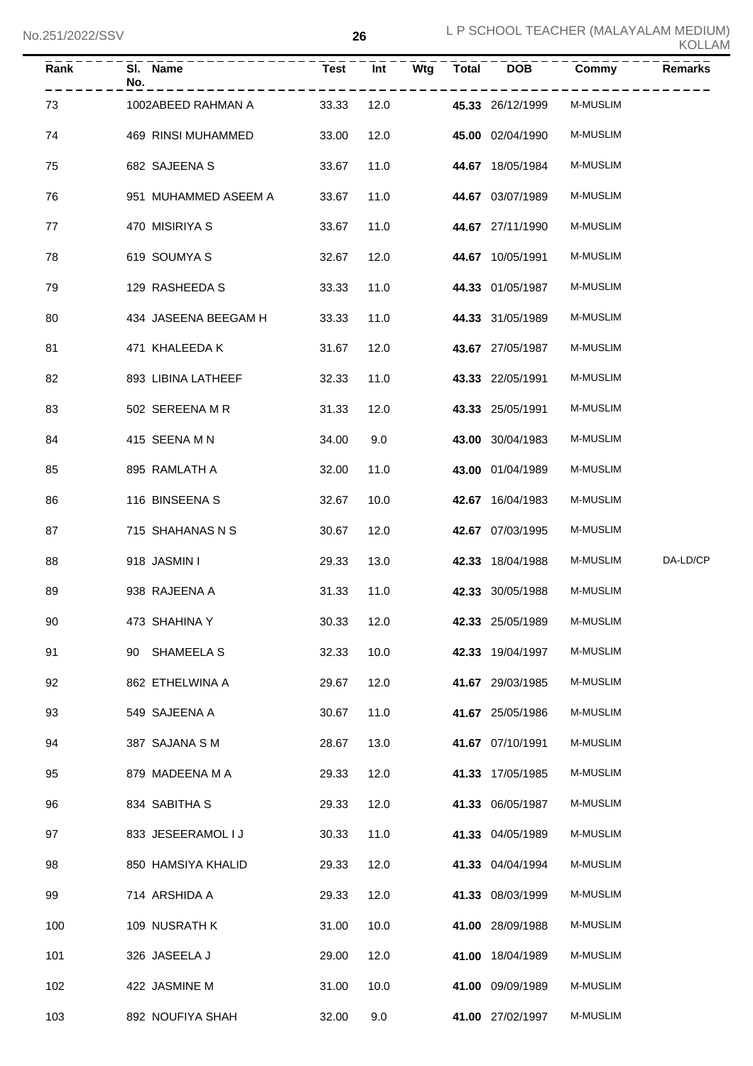| Rank | Sl. No. | Name | Test | Int | Wtg | Total | DOB | Commy | Remarks |
|---|---|---|---|---|---|---|---|---|---|
| 73 | 1002 | ABEED RAHMAN A | 33.33 | 12.0 | | **45.33** | 26/12/1999 | M-MUSLIM | |
| 74 | 469 | RINSI MUHAMMED | 33.00 | 12.0 | | **45.00** | 02/04/1990 | M-MUSLIM | |
| 75 | 682 | SAJEENA S | 33.67 | 11.0 | | **44.67** | 18/05/1984 | M-MUSLIM | |
| 76 | 951 | MUHAMMED ASEEM A | 33.67 | 11.0 | | **44.67** | 03/07/1989 | M-MUSLIM | |
| 77 | 470 | MISIRIYA S | 33.67 | 11.0 | | **44.67** | 27/11/1990 | M-MUSLIM | |
| 78 | 619 | SOUMYA S | 32.67 | 12.0 | | **44.67** | 10/05/1991 | M-MUSLIM | |
| 79 | 129 | RASHEEDA S | 33.33 | 11.0 | | **44.33** | 01/05/1987 | M-MUSLIM | |
| 80 | 434 | JASEENA BEEGAM H | 33.33 | 11.0 | | **44.33** | 31/05/1989 | M-MUSLIM | |
| 81 | 471 | KHALEEDA K | 31.67 | 12.0 | | **43.67** | 27/05/1987 | M-MUSLIM | |
| 82 | 893 | LIBINA LATHEEF | 32.33 | 11.0 | | **43.33** | 22/05/1991 | M-MUSLIM | |
| 83 | 502 | SEREENA M R | 31.33 | 12.0 | | **43.33** | 25/05/1991 | M-MUSLIM | |
| 84 | 415 | SEENA M N | 34.00 | 9.0 | | **43.00** | 30/04/1983 | M-MUSLIM | |
| 85 | 895 | RAMLATH A | 32.00 | 11.0 | | **43.00** | 01/04/1989 | M-MUSLIM | |
| 86 | 116 | BINSEENA S | 32.67 | 10.0 | | **42.67** | 16/04/1983 | M-MUSLIM | |
| 87 | 715 | SHAHANAS N S | 30.67 | 12.0 | | **42.67** | 07/03/1995 | M-MUSLIM | |
| 88 | 918 | JASMIN I | 29.33 | 13.0 | | **42.33** | 18/04/1988 | M-MUSLIM | DA-LD/CP |
| 89 | 938 | RAJEENA A | 31.33 | 11.0 | | **42.33** | 30/05/1988 | M-MUSLIM | |
| 90 | 473 | SHAHINA Y | 30.33 | 12.0 | | **42.33** | 25/05/1989 | M-MUSLIM | |
| 91 | 90 | SHAMEELA S | 32.33 | 10.0 | | **42.33** | 19/04/1997 | M-MUSLIM | |
| 92 | 862 | ETHELWINA A | 29.67 | 12.0 | | **41.67** | 29/03/1985 | M-MUSLIM | |
| 93 | 549 | SAJEENA A | 30.67 | 11.0 | | **41.67** | 25/05/1986 | M-MUSLIM | |
| 94 | 387 | SAJANA S M | 28.67 | 13.0 | | **41.67** | 07/10/1991 | M-MUSLIM | |
| 95 | 879 | MADEENA M A | 29.33 | 12.0 | | **41.33** | 17/05/1985 | M-MUSLIM | |
| 96 | 834 | SABITHA S | 29.33 | 12.0 | | **41.33** | 06/05/1987 | M-MUSLIM | |
| 97 | 833 | JESEERAMOL I J | 30.33 | 11.0 | | **41.33** | 04/05/1989 | M-MUSLIM | |
| 98 | 850 | HAMSIYA KHALID | 29.33 | 12.0 | | **41.33** | 04/04/1994 | M-MUSLIM | |
| 99 | 714 | ARSHIDA A | 29.33 | 12.0 | | **41.33** | 08/03/1999 | M-MUSLIM | |
| 100 | 109 | NUSRATH K | 31.00 | 10.0 | | **41.00** | 28/09/1988 | M-MUSLIM | |
| 101 | 326 | JASEELA J | 29.00 | 12.0 | | **41.00** | 18/04/1989 | M-MUSLIM | |
| 102 | 422 | JASMINE M | 31.00 | 10.0 | | **41.00** | 09/09/1989 | M-MUSLIM | |
| 103 | 892 | NOUFIYA SHAH | 32.00 | 9.0 | | **41.00** | 27/02/1997 | M-MUSLIM | |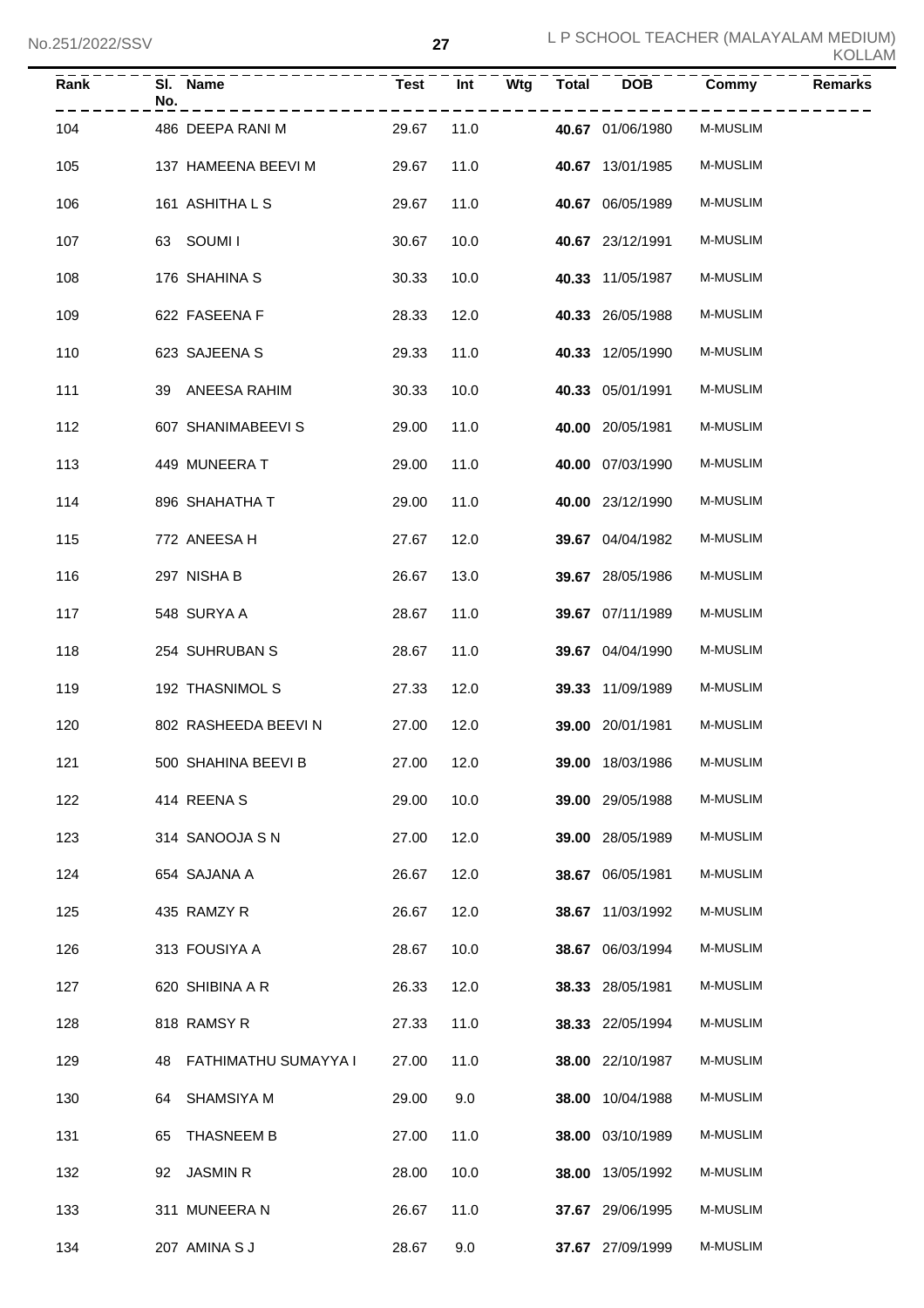| Rank | Sl. No. | Name | Test | Int | Wtg | Total | DOB | Commy | Remarks |
|---|---|---|---|---|---|---|---|---|---|
| 104 | 486 | DEEPA RANI M | 29.67 | 11.0 | | **40.67** | 01/06/1980 | M-MUSLIM | |
| 105 | 137 | HAMEENA BEEVI M | 29.67 | 11.0 | | **40.67** | 13/01/1985 | M-MUSLIM | |
| 106 | 161 | ASHITHA L S | 29.67 | 11.0 | | **40.67** | 06/05/1989 | M-MUSLIM | |
| 107 | 63 | SOUMI I | 30.67 | 10.0 | | **40.67** | 23/12/1991 | M-MUSLIM | |
| 108 | 176 | SHAHINA S | 30.33 | 10.0 | | **40.33** | 11/05/1987 | M-MUSLIM | |
| 109 | 622 | FASEENA F | 28.33 | 12.0 | | **40.33** | 26/05/1988 | M-MUSLIM | |
| 110 | 623 | SAJEENA S | 29.33 | 11.0 | | **40.33** | 12/05/1990 | M-MUSLIM | |
| 111 | 39 | ANEESA RAHIM | 30.33 | 10.0 | | **40.33** | 05/01/1991 | M-MUSLIM | |
| 112 | 607 | SHANIMABEEVI S | 29.00 | 11.0 | | **40.00** | 20/05/1981 | M-MUSLIM | |
| 113 | 449 | MUNEERA T | 29.00 | 11.0 | | **40.00** | 07/03/1990 | M-MUSLIM | |
| 114 | 896 | SHAHATHA T | 29.00 | 11.0 | | **40.00** | 23/12/1990 | M-MUSLIM | |
| 115 | 772 | ANEESA H | 27.67 | 12.0 | | **39.67** | 04/04/1982 | M-MUSLIM | |
| 116 | 297 | NISHA B | 26.67 | 13.0 | | **39.67** | 28/05/1986 | M-MUSLIM | |
| 117 | 548 | SURYA A | 28.67 | 11.0 | | **39.67** | 07/11/1989 | M-MUSLIM | |
| 118 | 254 | SUHRUBAN S | 28.67 | 11.0 | | **39.67** | 04/04/1990 | M-MUSLIM | |
| 119 | 192 | THASNIMOL S | 27.33 | 12.0 | | **39.33** | 11/09/1989 | M-MUSLIM | |
| 120 | 802 | RASHEEDA BEEVI N | 27.00 | 12.0 | | **39.00** | 20/01/1981 | M-MUSLIM | |
| 121 | 500 | SHAHINA BEEVI B | 27.00 | 12.0 | | **39.00** | 18/03/1986 | M-MUSLIM | |
| 122 | 414 | REENA S | 29.00 | 10.0 | | **39.00** | 29/05/1988 | M-MUSLIM | |
| 123 | 314 | SANOOJA S N | 27.00 | 12.0 | | **39.00** | 28/05/1989 | M-MUSLIM | |
| 124 | 654 | SAJANA A | 26.67 | 12.0 | | **38.67** | 06/05/1981 | M-MUSLIM | |
| 125 | 435 | RAMZY R | 26.67 | 12.0 | | **38.67** | 11/03/1992 | M-MUSLIM | |
| 126 | 313 | FOUSIYA A | 28.67 | 10.0 | | **38.67** | 06/03/1994 | M-MUSLIM | |
| 127 | 620 | SHIBINA A R | 26.33 | 12.0 | | **38.33** | 28/05/1981 | M-MUSLIM | |
| 128 | 818 | RAMSY R | 27.33 | 11.0 | | **38.33** | 22/05/1994 | M-MUSLIM | |
| 129 | 48 | FATHIMATHU SUMAYYA I | 27.00 | 11.0 | | **38.00** | 22/10/1987 | M-MUSLIM | |
| 130 | 64 | SHAMSIYA M | 29.00 | 9.0 | | **38.00** | 10/04/1988 | M-MUSLIM | |
| 131 | 65 | THASNEEM B | 27.00 | 11.0 | | **38.00** | 03/10/1989 | M-MUSLIM | |
| 132 | 92 | JASMIN R | 28.00 | 10.0 | | **38.00** | 13/05/1992 | M-MUSLIM | |
| 133 | 311 | MUNEERA N | 26.67 | 11.0 | | **37.67** | 29/06/1995 | M-MUSLIM | |
| 134 | 207 | AMINA S J | 28.67 | 9.0 | | **37.67** | 27/09/1999 | M-MUSLIM | |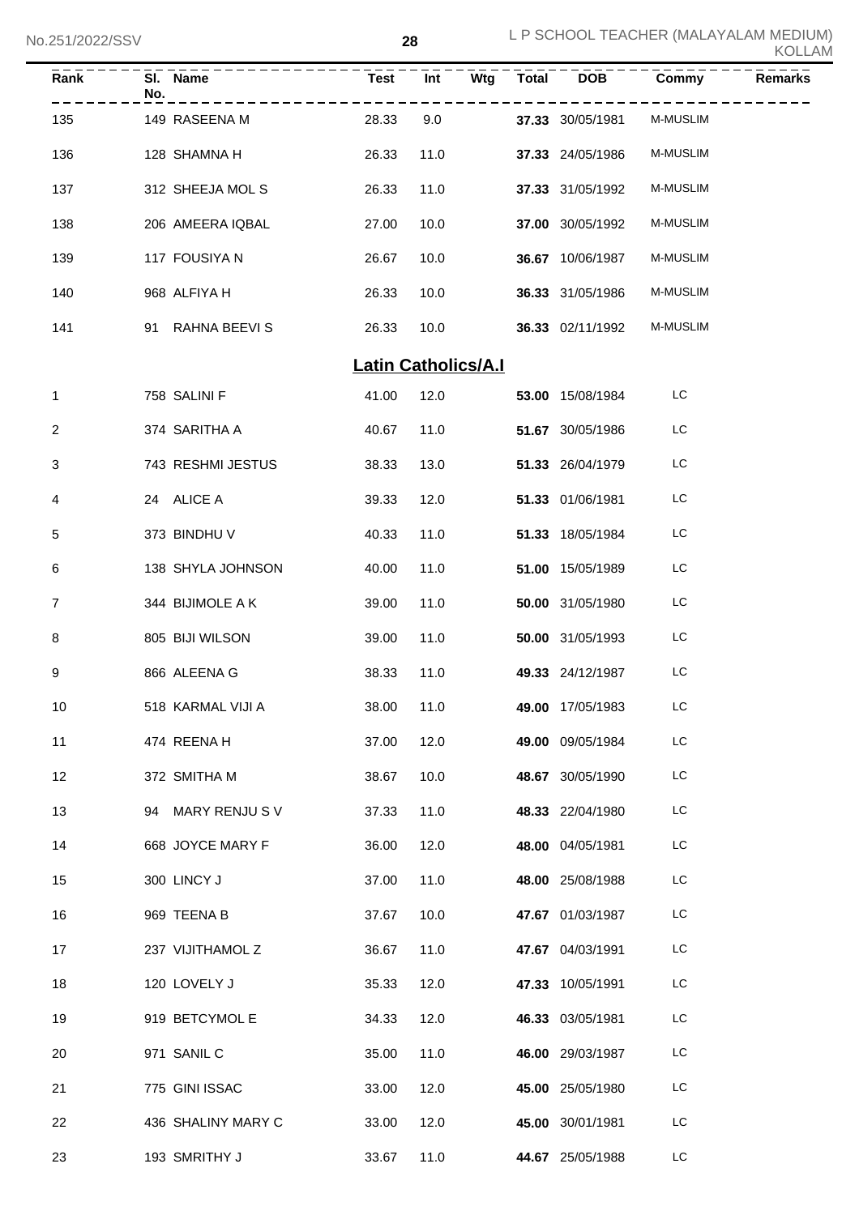| Rank | Sl. No. | Name | Test | Int | Wtg | Total | DOB | Commy | Remarks |
|---|---|---|---|---|---|---|---|---|---|
| 135 | 149 | RASEENA M | 28.33 | 9.0 | | **37.33** | 30/05/1981 | M-MUSLIM | |
| 136 | 128 | SHAMNA H | 26.33 | 11.0 | | **37.33** | 24/05/1986 | M-MUSLIM | |
| 137 | 312 | SHEEJA MOL S | 26.33 | 11.0 | | **37.33** | 31/05/1992 | M-MUSLIM | |
| 138 | 206 | AMEERA IQBAL | 27.00 | 10.0 | | **37.00** | 30/05/1992 | M-MUSLIM | |
| 139 | 117 | FOUSIYA N | 26.67 | 10.0 | | **36.67** | 10/06/1987 | M-MUSLIM | |
| 140 | 968 | ALFIYA H | 26.33 | 10.0 | | **36.33** | 31/05/1986 | M-MUSLIM | |
| 141 | 91 | RAHNA BEEVI S | 26.33 | 10.0 | | **36.33** | 02/11/1992 | M-MUSLIM | |

## Latin Catholics/A.I

| Rank | Sl. No. | Name | Test | Int | Wtg | Total | DOB | Commy | Remarks |
|---|---|---|---|---|---|---|---|---|---|
| 1 | 758 | SALINI F | 41.00 | 12.0 | | **53.00** | 15/08/1984 | LC | |
| 2 | 374 | SARITHA A | 40.67 | 11.0 | | **51.67** | 30/05/1986 | LC | |
| 3 | 743 | RESHMI JESTUS | 38.33 | 13.0 | | **51.33** | 26/04/1979 | LC | |
| 4 | 24 | ALICE A | 39.33 | 12.0 | | **51.33** | 01/06/1981 | LC | |
| 5 | 373 | BINDHU V | 40.33 | 11.0 | | **51.33** | 18/05/1984 | LC | |
| 6 | 138 | SHYLA JOHNSON | 40.00 | 11.0 | | **51.00** | 15/05/1989 | LC | |
| 7 | 344 | BIJIMOLE A K | 39.00 | 11.0 | | **50.00** | 31/05/1980 | LC | |
| 8 | 805 | BIJI WILSON | 39.00 | 11.0 | | **50.00** | 31/05/1993 | LC | |
| 9 | 866 | ALEENA G | 38.33 | 11.0 | | **49.33** | 24/12/1987 | LC | |
| 10 | 518 | KARMAL VIJI A | 38.00 | 11.0 | | **49.00** | 17/05/1983 | LC | |
| 11 | 474 | REENA H | 37.00 | 12.0 | | **49.00** | 09/05/1984 | LC | |
| 12 | 372 | SMITHA M | 38.67 | 10.0 | | **48.67** | 30/05/1990 | LC | |
| 13 | 94 | MARY RENJU S V | 37.33 | 11.0 | | **48.33** | 22/04/1980 | LC | |
| 14 | 668 | JOYCE MARY F | 36.00 | 12.0 | | **48.00** | 04/05/1981 | LC | |
| 15 | 300 | LINCY J | 37.00 | 11.0 | | **48.00** | 25/08/1988 | LC | |
| 16 | 969 | TEENA B | 37.67 | 10.0 | | **47.67** | 01/03/1987 | LC | |
| 17 | 237 | VIJITHAMOL Z | 36.67 | 11.0 | | **47.67** | 04/03/1991 | LC | |
| 18 | 120 | LOVELY J | 35.33 | 12.0 | | **47.33** | 10/05/1991 | LC | |
| 19 | 919 | BETCYMOL E | 34.33 | 12.0 | | **46.33** | 03/05/1981 | LC | |
| 20 | 971 | SANIL C | 35.00 | 11.0 | | **46.00** | 29/03/1987 | LC | |
| 21 | 775 | GINI ISSAC | 33.00 | 12.0 | | **45.00** | 25/05/1980 | LC | |
| 22 | 436 | SHALINY MARY C | 33.00 | 12.0 | | **45.00** | 30/01/1981 | LC | |
| 23 | 193 | SMRITHY J | 33.67 | 11.0 | | **44.67** | 25/05/1988 | LC | |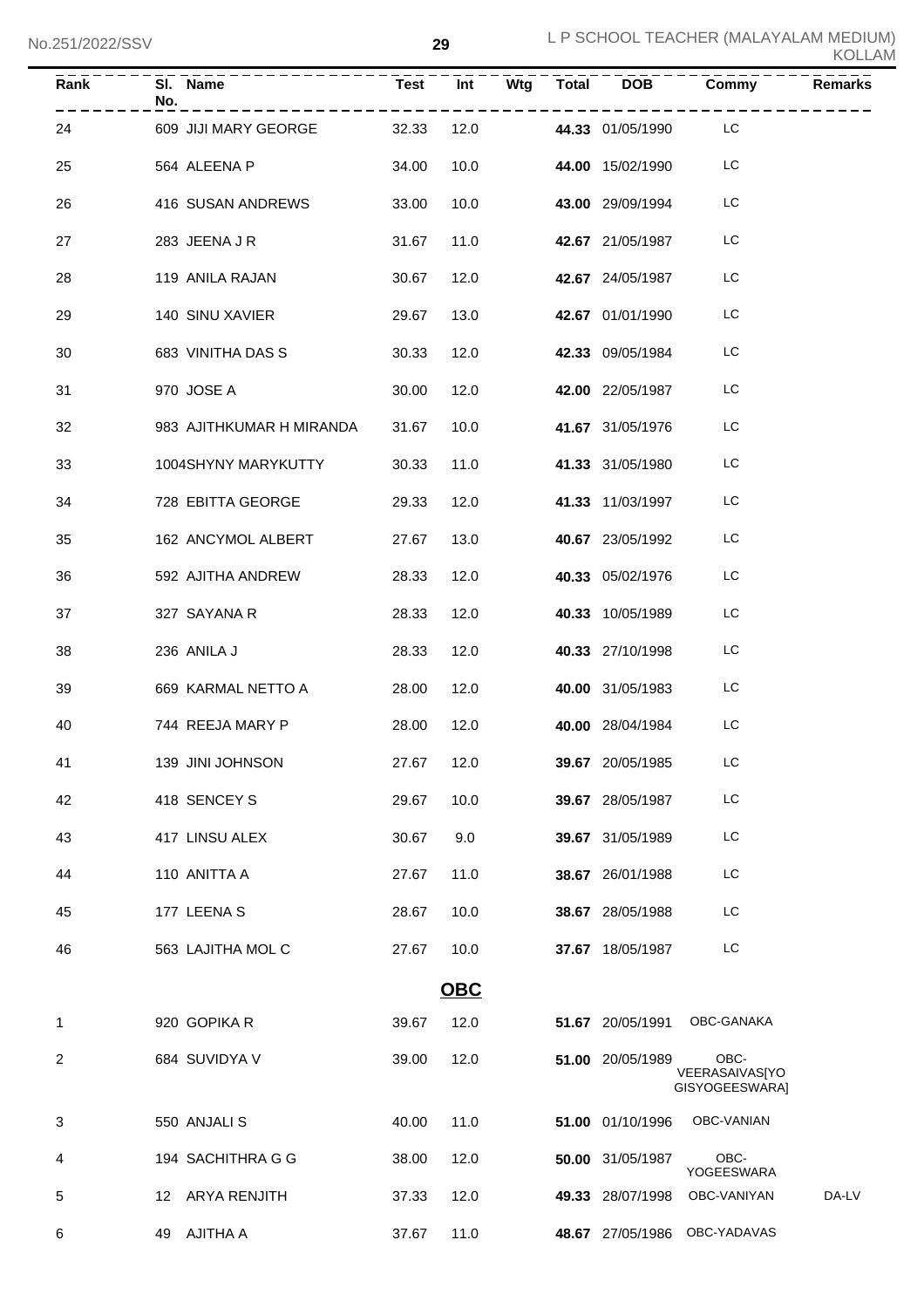| Rank | Sl. No. | Name | Test | Int | Wtg | Total | DOB | Commy | Remarks |
|---|---|---|---|---|---|---|---|---|---|
| 24 | 609 | JIJI MARY GEORGE | 32.33 | 12.0 | | **44.33** | 01/05/1990 | LC | |
| 25 | 564 | ALEENA P | 34.00 | 10.0 | | **44.00** | 15/02/1990 | LC | |
| 26 | 416 | SUSAN ANDREWS | 33.00 | 10.0 | | **43.00** | 29/09/1994 | LC | |
| 27 | 283 | JEENA J R | 31.67 | 11.0 | | **42.67** | 21/05/1987 | LC | |
| 28 | 119 | ANILA RAJAN | 30.67 | 12.0 | | **42.67** | 24/05/1987 | LC | |
| 29 | 140 | SINU XAVIER | 29.67 | 13.0 | | **42.67** | 01/01/1990 | LC | |
| 30 | 683 | VINITHA DAS S | 30.33 | 12.0 | | **42.33** | 09/05/1984 | LC | |
| 31 | 970 | JOSE A | 30.00 | 12.0 | | **42.00** | 22/05/1987 | LC | |
| 32 | 983 | AJITHKUMAR H MIRANDA | 31.67 | 10.0 | | **41.67** | 31/05/1976 | LC | |
| 33 | 1004 | SHYNY MARYKUTTY | 30.33 | 11.0 | | **41.33** | 31/05/1980 | LC | |
| 34 | 728 | EBITTA GEORGE | 29.33 | 12.0 | | **41.33** | 11/03/1997 | LC | |
| 35 | 162 | ANCYMOL ALBERT | 27.67 | 13.0 | | **40.67** | 23/05/1992 | LC | |
| 36 | 592 | AJITHA ANDREW | 28.33 | 12.0 | | **40.33** | 05/02/1976 | LC | |
| 37 | 327 | SAYANA R | 28.33 | 12.0 | | **40.33** | 10/05/1989 | LC | |
| 38 | 236 | ANILA J | 28.33 | 12.0 | | **40.33** | 27/10/1998 | LC | |
| 39 | 669 | KARMAL NETTO A | 28.00 | 12.0 | | **40.00** | 31/05/1983 | LC | |
| 40 | 744 | REEJA MARY P | 28.00 | 12.0 | | **40.00** | 28/04/1984 | LC | |
| 41 | 139 | JINI JOHNSON | 27.67 | 12.0 | | **39.67** | 20/05/1985 | LC | |
| 42 | 418 | SENCEY S | 29.67 | 10.0 | | **39.67** | 28/05/1987 | LC | |
| 43 | 417 | LINSU ALEX | 30.67 | 9.0 | | **39.67** | 31/05/1989 | LC | |
| 44 | 110 | ANITTA A | 27.67 | 11.0 | | **38.67** | 26/01/1988 | LC | |
| 45 | 177 | LEENA S | 28.67 | 10.0 | | **38.67** | 28/05/1988 | LC | |
| 46 | 563 | LAJITHA MOL C | 27.67 | 10.0 | | **37.67** | 18/05/1987 | LC | |

## OBC

| Rank | Sl. No. | Name | Test | Int | Wtg | Total | DOB | Commy | Remarks |
|---|---|---|---|---|---|---|---|---|---|
| 1 | 920 | GOPIKA R | 39.67 | 12.0 | | **51.67** | 20/05/1991 | OBC-GANAKA | |
| 2 | 684 | SUVIDYA V | 39.00 | 12.0 | | **51.00** | 20/05/1989 | OBC-VEERASAIVAS[YOGISYOGEESWARA] | |
| 3 | 550 | ANJALI S | 40.00 | 11.0 | | **51.00** | 01/10/1996 | OBC-VANIAN | |
| 4 | 194 | SACHITHRA G G | 38.00 | 12.0 | | **50.00** | 31/05/1987 | OBC-YOGEESWARA | |
| 5 | 12 | ARYA RENJITH | 37.33 | 12.0 | | **49.33** | 28/07/1998 | OBC-VANIYAN | DA-LV |
| 6 | 49 | AJITHA A | 37.67 | 11.0 | | **48.67** | 27/05/1986 | OBC-YADAVAS | |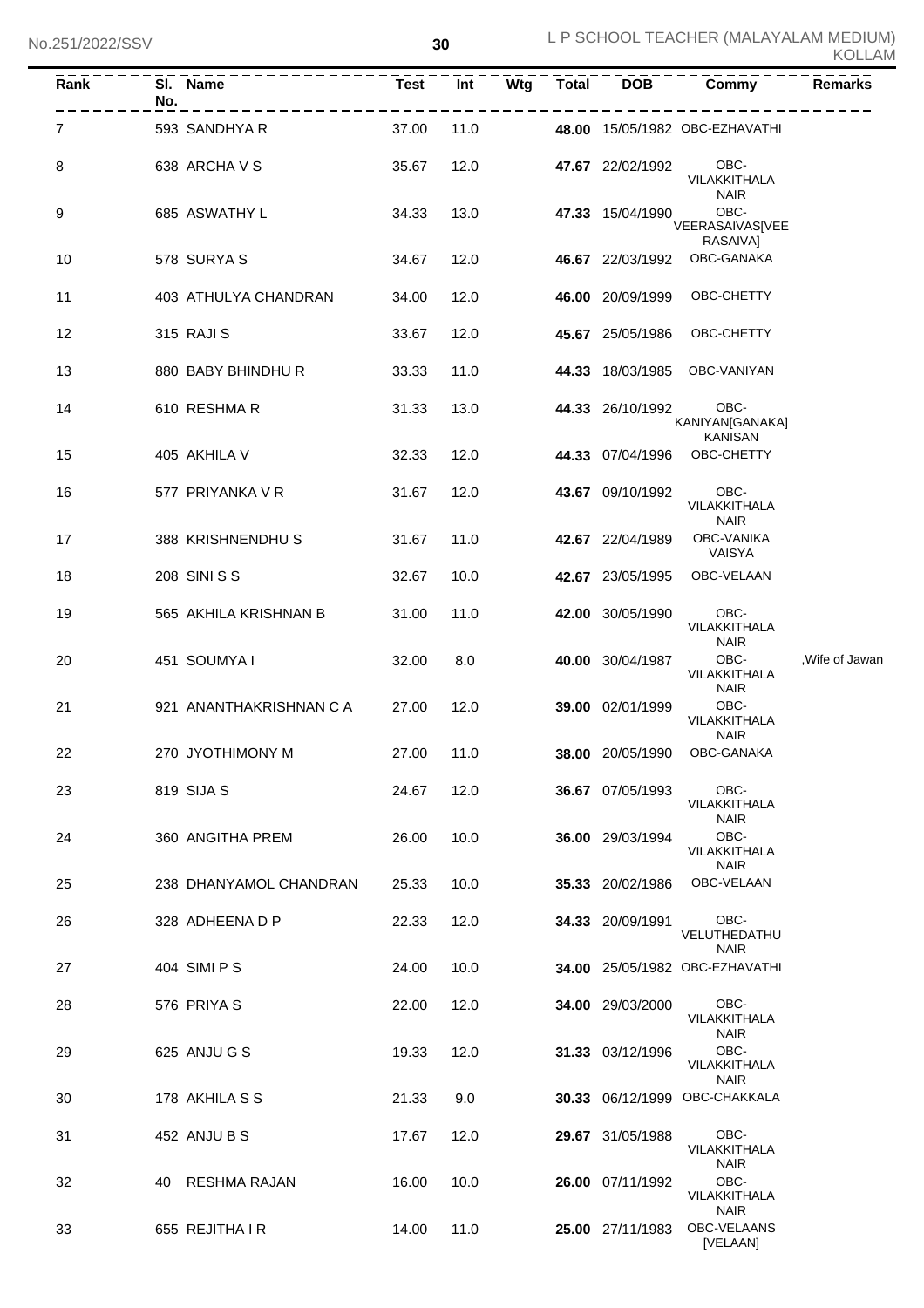| Rank | Sl. No. | Name | Test | Int | Wtg | Total | DOB | Commy | Remarks |
|---|---|---|---|---|---|---|---|---|---|
| 7 | 593 | SANDHYA R | 37.00 | 11.0 | | **48.00** | 15/05/1982 | OBC-EZHAVATHI | |
| 8 | 638 | ARCHA V S | 35.67 | 12.0 | | **47.67** | 22/02/1992 | OBC-VILAKKITHALA NAIR | |
| 9 | 685 | ASWATHY L | 34.33 | 13.0 | | **47.33** | 15/04/1990 | OBC-VEERASAIVAS[VEERASAIVA] | |
| 10 | 578 | SURYA S | 34.67 | 12.0 | | **46.67** | 22/03/1992 | OBC-GANAKA | |
| 11 | 403 | ATHULYA CHANDRAN | 34.00 | 12.0 | | **46.00** | 20/09/1999 | OBC-CHETTY | |
| 12 | 315 | RAJI S | 33.67 | 12.0 | | **45.67** | 25/05/1986 | OBC-CHETTY | |
| 13 | 880 | BABY BHINDHU R | 33.33 | 11.0 | | **44.33** | 18/03/1985 | OBC-VANIYAN | |
| 14 | 610 | RESHMA R | 31.33 | 13.0 | | **44.33** | 26/10/1992 | OBC-KANIYAN[GANAKA] KANISAN | |
| 15 | 405 | AKHILA V | 32.33 | 12.0 | | **44.33** | 07/04/1996 | OBC-CHETTY | |
| 16 | 577 | PRIYANKA V R | 31.67 | 12.0 | | **43.67** | 09/10/1992 | OBC-VILAKKITHALA NAIR | |
| 17 | 388 | KRISHNENDHU S | 31.67 | 11.0 | | **42.67** | 22/04/1989 | OBC-VANIKA VAISYA | |
| 18 | 208 | SINI S S | 32.67 | 10.0 | | **42.67** | 23/05/1995 | OBC-VELAAN | |
| 19 | 565 | AKHILA KRISHNAN B | 31.00 | 11.0 | | **42.00** | 30/05/1990 | OBC-VILAKKITHALA NAIR | |
| 20 | 451 | SOUMYA I | 32.00 | 8.0 | | **40.00** | 30/04/1987 | OBC-VILAKKITHALA NAIR | ,Wife of Jawan |
| 21 | 921 | ANANTHAKRISHNAN C A | 27.00 | 12.0 | | **39.00** | 02/01/1999 | OBC-VILAKKITHALA NAIR | |
| 22 | 270 | JYOTHIMONY M | 27.00 | 11.0 | | **38.00** | 20/05/1990 | OBC-GANAKA | |
| 23 | 819 | SIJA S | 24.67 | 12.0 | | **36.67** | 07/05/1993 | OBC-VILAKKITHALA NAIR | |
| 24 | 360 | ANGITHA PREM | 26.00 | 10.0 | | **36.00** | 29/03/1994 | OBC-VILAKKITHALA NAIR | |
| 25 | 238 | DHANYAMOL CHANDRAN | 25.33 | 10.0 | | **35.33** | 20/02/1986 | OBC-VELAAN | |
| 26 | 328 | ADHEENA D P | 22.33 | 12.0 | | **34.33** | 20/09/1991 | OBC-VELUTHEDATHU NAIR | |
| 27 | 404 | SIMI P S | 24.00 | 10.0 | | **34.00** | 25/05/1982 | OBC-EZHAVATHI | |
| 28 | 576 | PRIYA S | 22.00 | 12.0 | | **34.00** | 29/03/2000 | OBC-VILAKKITHALA NAIR | |
| 29 | 625 | ANJU G S | 19.33 | 12.0 | | **31.33** | 03/12/1996 | OBC-VILAKKITHALA NAIR | |
| 30 | 178 | AKHILA S S | 21.33 | 9.0 | | **30.33** | 06/12/1999 | OBC-CHAKKALA | |
| 31 | 452 | ANJU B S | 17.67 | 12.0 | | **29.67** | 31/05/1988 | OBC-VILAKKITHALA NAIR | |
| 32 | 40 | RESHMA RAJAN | 16.00 | 10.0 | | **26.00** | 07/11/1992 | OBC-VILAKKITHALA NAIR | |
| 33 | 655 | REJITHA I R | 14.00 | 11.0 | | **25.00** | 27/11/1983 | OBC-VELAANS [VELAAN] | |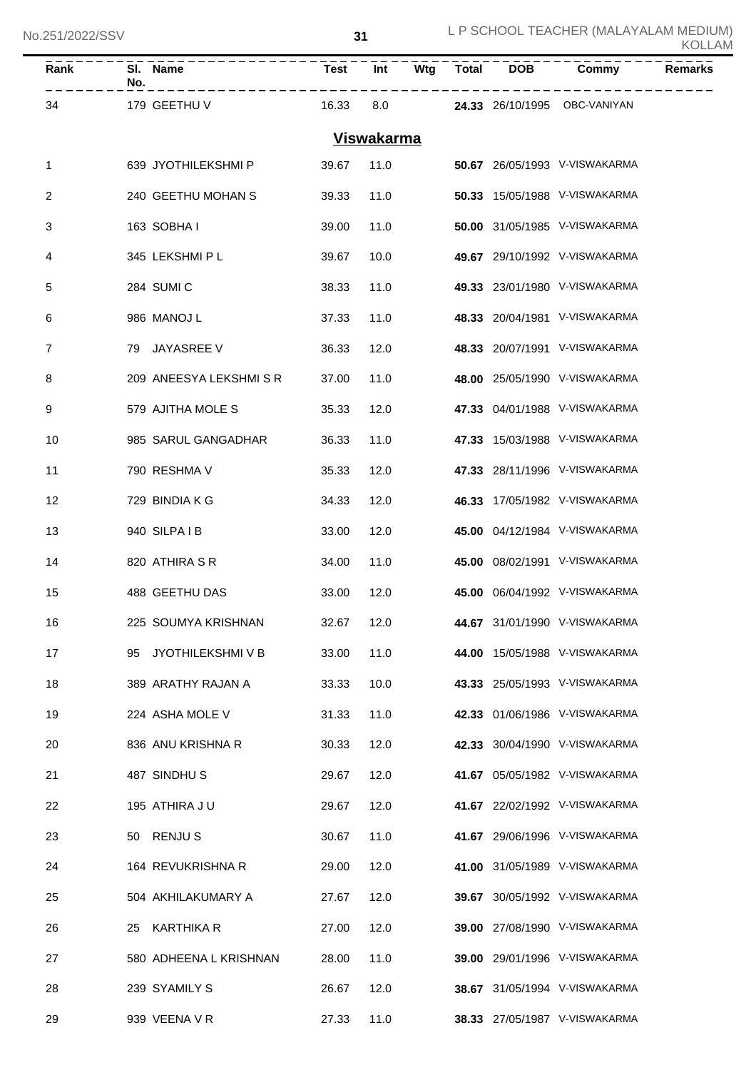| Rank | Sl. No. | Name | Test | Int | Wtg | Total | DOB | Commy | Remarks |
|---|---|---|---|---|---|---|---|---|---|
| 34 | 179 | GEETHU V | 16.33 | 8.0 | | **24.33** | 26/10/1995 | OBC-VANIYAN | |

## Viswakarma

| Rank | Sl. No. | Name | Test | Int | Wtg | Total | DOB | Commy | Remarks |
|---|---|---|---|---|---|---|---|---|---|
| 1 | 639 | JYOTHILEKSHMI P | 39.67 | 11.0 | | **50.67** | 26/05/1993 | V-VISWAKARMA | |
| 2 | 240 | GEETHU MOHAN S | 39.33 | 11.0 | | **50.33** | 15/05/1988 | V-VISWAKARMA | |
| 3 | 163 | SOBHA I | 39.00 | 11.0 | | **50.00** | 31/05/1985 | V-VISWAKARMA | |
| 4 | 345 | LEKSHMI P L | 39.67 | 10.0 | | **49.67** | 29/10/1992 | V-VISWAKARMA | |
| 5 | 284 | SUMI C | 38.33 | 11.0 | | **49.33** | 23/01/1980 | V-VISWAKARMA | |
| 6 | 986 | MANOJ L | 37.33 | 11.0 | | **48.33** | 20/04/1981 | V-VISWAKARMA | |
| 7 | 79 | JAYASREE V | 36.33 | 12.0 | | **48.33** | 20/07/1991 | V-VISWAKARMA | |
| 8 | 209 | ANEESYA LEKSHMI S R | 37.00 | 11.0 | | **48.00** | 25/05/1990 | V-VISWAKARMA | |
| 9 | 579 | AJITHA MOLE S | 35.33 | 12.0 | | **47.33** | 04/01/1988 | V-VISWAKARMA | |
| 10 | 985 | SARUL GANGADHAR | 36.33 | 11.0 | | **47.33** | 15/03/1988 | V-VISWAKARMA | |
| 11 | 790 | RESHMA V | 35.33 | 12.0 | | **47.33** | 28/11/1996 | V-VISWAKARMA | |
| 12 | 729 | BINDIA K G | 34.33 | 12.0 | | **46.33** | 17/05/1982 | V-VISWAKARMA | |
| 13 | 940 | SILPA I B | 33.00 | 12.0 | | **45.00** | 04/12/1984 | V-VISWAKARMA | |
| 14 | 820 | ATHIRA S R | 34.00 | 11.0 | | **45.00** | 08/02/1991 | V-VISWAKARMA | |
| 15 | 488 | GEETHU DAS | 33.00 | 12.0 | | **45.00** | 06/04/1992 | V-VISWAKARMA | |
| 16 | 225 | SOUMYA KRISHNAN | 32.67 | 12.0 | | **44.67** | 31/01/1990 | V-VISWAKARMA | |
| 17 | 95 | JYOTHILEKSHMI V B | 33.00 | 11.0 | | **44.00** | 15/05/1988 | V-VISWAKARMA | |
| 18 | 389 | ARATHY RAJAN A | 33.33 | 10.0 | | **43.33** | 25/05/1993 | V-VISWAKARMA | |
| 19 | 224 | ASHA MOLE V | 31.33 | 11.0 | | **42.33** | 01/06/1986 | V-VISWAKARMA | |
| 20 | 836 | ANU KRISHNA R | 30.33 | 12.0 | | **42.33** | 30/04/1990 | V-VISWAKARMA | |
| 21 | 487 | SINDHU S | 29.67 | 12.0 | | **41.67** | 05/05/1982 | V-VISWAKARMA | |
| 22 | 195 | ATHIRA J U | 29.67 | 12.0 | | **41.67** | 22/02/1992 | V-VISWAKARMA | |
| 23 | 50 | RENJU S | 30.67 | 11.0 | | **41.67** | 29/06/1996 | V-VISWAKARMA | |
| 24 | 164 | REVUKRISHNA R | 29.00 | 12.0 | | **41.00** | 31/05/1989 | V-VISWAKARMA | |
| 25 | 504 | AKHILAKUMARY A | 27.67 | 12.0 | | **39.67** | 30/05/1992 | V-VISWAKARMA | |
| 26 | 25 | KARTHIKA R | 27.00 | 12.0 | | **39.00** | 27/08/1990 | V-VISWAKARMA | |
| 27 | 580 | ADHEENA L KRISHNAN | 28.00 | 11.0 | | **39.00** | 29/01/1996 | V-VISWAKARMA | |
| 28 | 239 | SYAMILY S | 26.67 | 12.0 | | **38.67** | 31/05/1994 | V-VISWAKARMA | |
| 29 | 939 | VEENA V R | 27.33 | 11.0 | | **38.33** | 27/05/1987 | V-VISWAKARMA | |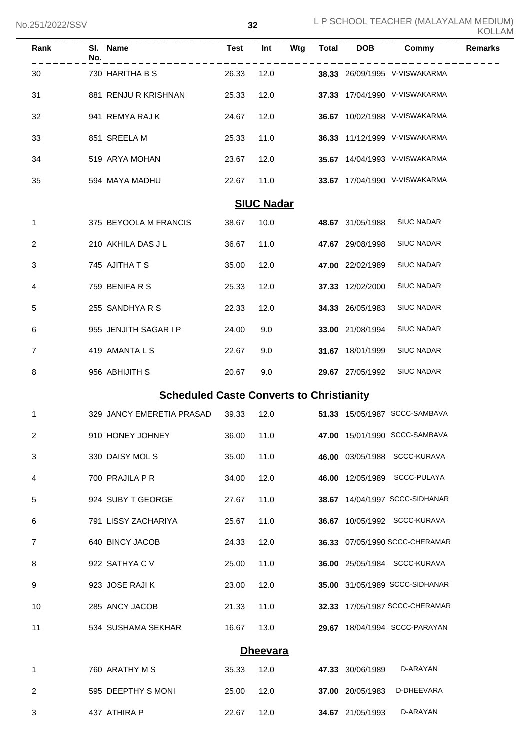| Rank | Sl. No. | Name | Test | Int | Wtg | Total | DOB | Commy | Remarks |
|---|---|---|---|---|---|---|---|---|---|
| 30 | 730 | HARITHA B S | 26.33 | 12.0 | | **38.33** | 26/09/1995 | V-VISWAKARMA | |
| 31 | 881 | RENJU R KRISHNAN | 25.33 | 12.0 | | **37.33** | 17/04/1990 | V-VISWAKARMA | |
| 32 | 941 | REMYA RAJ K | 24.67 | 12.0 | | **36.67** | 10/02/1988 | V-VISWAKARMA | |
| 33 | 851 | SREELA M | 25.33 | 11.0 | | **36.33** | 11/12/1999 | V-VISWAKARMA | |
| 34 | 519 | ARYA MOHAN | 23.67 | 12.0 | | **35.67** | 14/04/1993 | V-VISWAKARMA | |
| 35 | 594 | MAYA MADHU | 22.67 | 11.0 | | **33.67** | 17/04/1990 | V-VISWAKARMA | |

## SIUC Nadar

| Rank | Sl. No. | Name | Test | Int | Wtg | Total | DOB | Commy | Remarks |
|---|---|---|---|---|---|---|---|---|---|
| 1 | 375 | BEYOOLA M FRANCIS | 38.67 | 10.0 | | **48.67** | 31/05/1988 | SIUC NADAR | |
| 2 | 210 | AKHILA DAS J L | 36.67 | 11.0 | | **47.67** | 29/08/1998 | SIUC NADAR | |
| 3 | 745 | AJITHA T S | 35.00 | 12.0 | | **47.00** | 22/02/1989 | SIUC NADAR | |
| 4 | 759 | BENIFA R S | 25.33 | 12.0 | | **37.33** | 12/02/2000 | SIUC NADAR | |
| 5 | 255 | SANDHYA R S | 22.33 | 12.0 | | **34.33** | 26/05/1983 | SIUC NADAR | |
| 6 | 955 | JENJITH SAGAR I P | 24.00 | 9.0 | | **33.00** | 21/08/1994 | SIUC NADAR | |
| 7 | 419 | AMANTA L S | 22.67 | 9.0 | | **31.67** | 18/01/1999 | SIUC NADAR | |
| 8 | 956 | ABHIJITH S | 20.67 | 9.0 | | **29.67** | 27/05/1992 | SIUC NADAR | |

## Scheduled Caste Converts to Christianity

| Rank | Sl. No. | Name | Test | Int | Wtg | Total | DOB | Commy | Remarks |
|---|---|---|---|---|---|---|---|---|---|
| 1 | 329 | JANCY EMERETIA PRASAD | 39.33 | 12.0 | | **51.33** | 15/05/1987 | SCCC-SAMBAVA | |
| 2 | 910 | HONEY JOHNEY | 36.00 | 11.0 | | **47.00** | 15/01/1990 | SCCC-SAMBAVA | |
| 3 | 330 | DAISY MOL S | 35.00 | 11.0 | | **46.00** | 03/05/1988 | SCCC-KURAVA | |
| 4 | 700 | PRAJILA P R | 34.00 | 12.0 | | **46.00** | 12/05/1989 | SCCC-PULAYA | |
| 5 | 924 | SUBY T GEORGE | 27.67 | 11.0 | | **38.67** | 14/04/1997 | SCCC-SIDHANAR | |
| 6 | 791 | LISSY ZACHARIYA | 25.67 | 11.0 | | **36.67** | 10/05/1992 | SCCC-KURAVA | |
| 7 | 640 | BINCY JACOB | 24.33 | 12.0 | | **36.33** | 07/05/1990 | SCCC-CHERAMAR | |
| 8 | 922 | SATHYA C V | 25.00 | 11.0 | | **36.00** | 25/05/1984 | SCCC-KURAVA | |
| 9 | 923 | JOSE RAJI K | 23.00 | 12.0 | | **35.00** | 31/05/1989 | SCCC-SIDHANAR | |
| 10 | 285 | ANCY JACOB | 21.33 | 11.0 | | **32.33** | 17/05/1987 | SCCC-CHERAMAR | |
| 11 | 534 | SUSHAMA SEKHAR | 16.67 | 13.0 | | **29.67** | 18/04/1994 | SCCC-PARAYAN | |

## Dheevara

| Rank | Sl. No. | Name | Test | Int | Wtg | Total | DOB | Commy | Remarks |
|---|---|---|---|---|---|---|---|---|---|
| 1 | 760 | ARATHY M S | 35.33 | 12.0 | | **47.33** | 30/06/1989 | D-ARAYAN | |
| 2 | 595 | DEEPTHY S MONI | 25.00 | 12.0 | | **37.00** | 20/05/1983 | D-DHEEVARA | |
| 3 | 437 | ATHIRA P | 22.67 | 12.0 | | **34.67** | 21/05/1993 | D-ARAYAN | |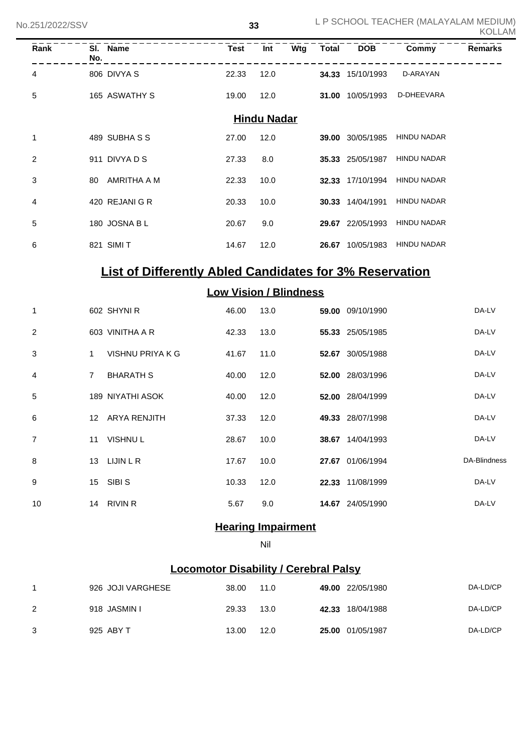| Rank | Sl. No. | Name | Test | Int | Wtg | Total | DOB | Commy | Remarks |
|---|---|---|---|---|---|---|---|---|---|
| 4 | 806 | DIVYA S | 22.33 | 12.0 | | **34.33** | 15/10/1993 | D-ARAYAN | |
| 5 | 165 | ASWATHY S | 19.00 | 12.0 | | **31.00** | 10/05/1993 | D-DHEEVARA | |

## Hindu Nadar

| Rank | Sl. No. | Name | Test | Int | Wtg | Total | DOB | Commy | Remarks |
|---|---|---|---|---|---|---|---|---|---|
| 1 | 489 | SUBHA S S | 27.00 | 12.0 | | **39.00** | 30/05/1985 | HINDU NADAR | |
| 2 | 911 | DIVYA D S | 27.33 | 8.0 | | **35.33** | 25/05/1987 | HINDU NADAR | |
| 3 | 80 | AMRITHA A M | 22.33 | 10.0 | | **32.33** | 17/10/1994 | HINDU NADAR | |
| 4 | 420 | REJANI G R | 20.33 | 10.0 | | **30.33** | 14/04/1991 | HINDU NADAR | |
| 5 | 180 | JOSNA B L | 20.67 | 9.0 | | **29.67** | 22/05/1993 | HINDU NADAR | |
| 6 | 821 | SIMI T | 14.67 | 12.0 | | **26.67** | 10/05/1983 | HINDU NADAR | |

# List of Differently Abled Candidates for 3% Reservation

## Low Vision / Blindness

| Rank | Sl. No. | Name | Test | Int | Wtg | Total | DOB | Commy | Remarks |
|---|---|---|---|---|---|---|---|---|---|
| 1 | 602 | SHYNI R | 46.00 | 13.0 | | **59.00** | 09/10/1990 | | DA-LV |
| 2 | 603 | VINITHA A R | 42.33 | 13.0 | | **55.33** | 25/05/1985 | | DA-LV |
| 3 | 1 | VISHNU PRIYA K G | 41.67 | 11.0 | | **52.67** | 30/05/1988 | | DA-LV |
| 4 | 7 | BHARATH S | 40.00 | 12.0 | | **52.00** | 28/03/1996 | | DA-LV |
| 5 | 189 | NIYATHI ASOK | 40.00 | 12.0 | | **52.00** | 28/04/1999 | | DA-LV |
| 6 | 12 | ARYA RENJITH | 37.33 | 12.0 | | **49.33** | 28/07/1998 | | DA-LV |
| 7 | 11 | VISHNU L | 28.67 | 10.0 | | **38.67** | 14/04/1993 | | DA-LV |
| 8 | 13 | LIJIN L R | 17.67 | 10.0 | | **27.67** | 01/06/1994 | | DA-Blindness |
| 9 | 15 | SIBI S | 10.33 | 12.0 | | **22.33** | 11/08/1999 | | DA-LV |
| 10 | 14 | RIVIN R | 5.67 | 9.0 | | **14.67** | 24/05/1990 | | DA-LV |

## Hearing Impairment

Nil

## Locomotor Disability / Cerebral Palsy

| Rank | Sl. No. | Name | Test | Int | Wtg | Total | DOB | Commy | Remarks |
|---|---|---|---|---|---|---|---|---|---|
| 1 | 926 | JOJI VARGHESE | 38.00 | 11.0 | | **49.00** | 22/05/1980 | | DA-LD/CP |
| 2 | 918 | JASMIN I | 29.33 | 13.0 | | **42.33** | 18/04/1988 | | DA-LD/CP |
| 3 | 925 | ABY T | 13.00 | 12.0 | | **25.00** | 01/05/1987 | | DA-LD/CP |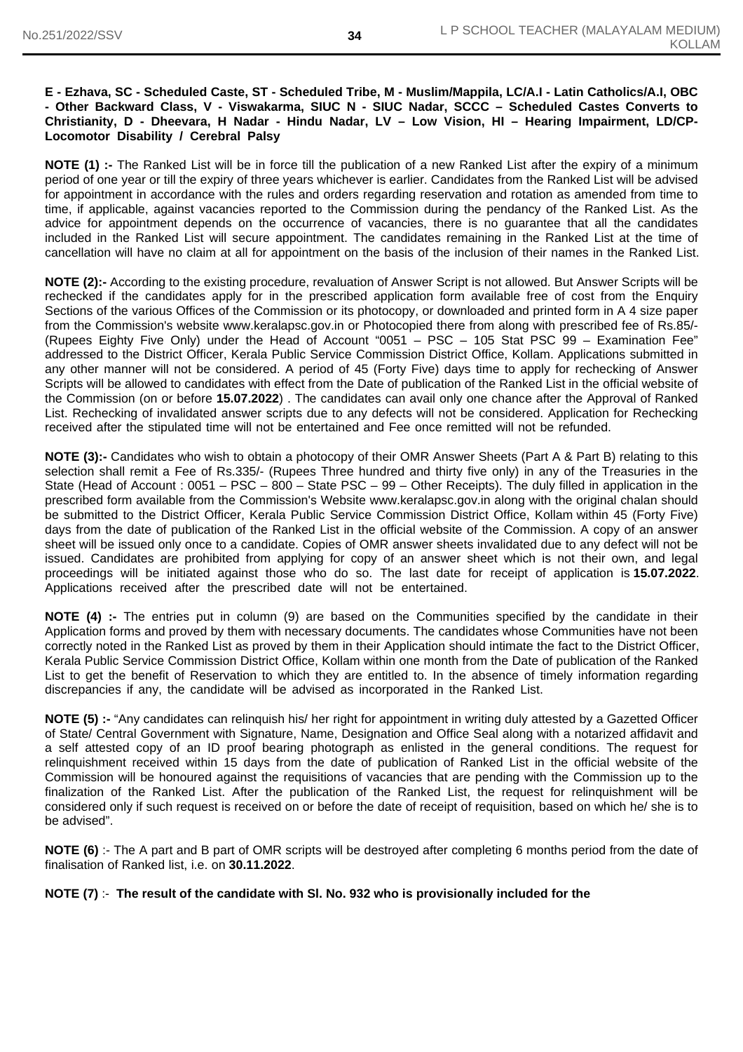**E - Ezhava, SC - Scheduled Caste, ST - Scheduled Tribe, M - Muslim/Mappila, LC/A.I - Latin Catholics/A.I, OBC - Other Backward Class, V - Viswakarma, SIUC N - SIUC Nadar, SCCC – Scheduled Castes Converts to Christianity, D - Dheevara, H Nadar - Hindu Nadar, LV – Low Vision, HI – Hearing Impairment, LD/CP- Locomotor Disability / Cerebral Palsy**

**NOTE (1) :-** The Ranked List will be in force till the publication of a new Ranked List after the expiry of a minimum period of one year or till the expiry of three years whichever is earlier. Candidates from the Ranked List will be advised for appointment in accordance with the rules and orders regarding reservation and rotation as amended from time to time, if applicable, against vacancies reported to the Commission during the pendancy of the Ranked List. As the advice for appointment depends on the occurrence of vacancies, there is no guarantee that all the candidates included in the Ranked List will secure appointment. The candidates remaining in the Ranked List at the time of cancellation will have no claim at all for appointment on the basis of the inclusion of their names in the Ranked List.

**NOTE (2):-** According to the existing procedure, revaluation of Answer Script is not allowed. But Answer Scripts will be rechecked if the candidates apply for in the prescribed application form available free of cost from the Enquiry Sections of the various Offices of the Commission or its photocopy, or downloaded and printed form in A 4 size paper from the Commission's website www.keralapsc.gov.in or Photocopied there from along with prescribed fee of Rs.85/- (Rupees Eighty Five Only) under the Head of Account "0051 – PSC – 105 Stat PSC 99 – Examination Fee" addressed to the District Officer, Kerala Public Service Commission District Office, Kollam. Applications submitted in any other manner will not be considered. A period of 45 (Forty Five) days time to apply for rechecking of Answer Scripts will be allowed to candidates with effect from the Date of publication of the Ranked List in the official website of the Commission (on or before **15.07.2022**) . The candidates can avail only one chance after the Approval of Ranked List. Rechecking of invalidated answer scripts due to any defects will not be considered. Application for Rechecking received after the stipulated time will not be entertained and Fee once remitted will not be refunded.

**NOTE (3):-** Candidates who wish to obtain a photocopy of their OMR Answer Sheets (Part A & Part B) relating to this selection shall remit a Fee of Rs.335/- (Rupees Three hundred and thirty five only) in any of the Treasuries in the State (Head of Account : 0051 – PSC – 800 – State PSC – 99 – Other Receipts). The duly filled in application in the prescribed form available from the Commission's Website www.keralapsc.gov.in along with the original chalan should be submitted to the District Officer, Kerala Public Service Commission District Office, Kollam within 45 (Forty Five) days from the date of publication of the Ranked List in the official website of the Commission. A copy of an answer sheet will be issued only once to a candidate. Copies of OMR answer sheets invalidated due to any defect will not be issued. Candidates are prohibited from applying for copy of an answer sheet which is not their own, and legal proceedings will be initiated against those who do so. The last date for receipt of application is **15.07.2022**. Applications received after the prescribed date will not be entertained.

**NOTE (4) :-** The entries put in column (9) are based on the Communities specified by the candidate in their Application forms and proved by them with necessary documents. The candidates whose Communities have not been correctly noted in the Ranked List as proved by them in their Application should intimate the fact to the District Officer, Kerala Public Service Commission District Office, Kollam within one month from the Date of publication of the Ranked List to get the benefit of Reservation to which they are entitled to. In the absence of timely information regarding discrepancies if any, the candidate will be advised as incorporated in the Ranked List.

**NOTE (5) :-** "Any candidates can relinquish his/ her right for appointment in writing duly attested by a Gazetted Officer of State/ Central Government with Signature, Name, Designation and Office Seal along with a notarized affidavit and a self attested copy of an ID proof bearing photograph as enlisted in the general conditions. The request for relinquishment received within 15 days from the date of publication of Ranked List in the official website of the Commission will be honoured against the requisitions of vacancies that are pending with the Commission up to the finalization of the Ranked List. After the publication of the Ranked List, the request for relinquishment will be considered only if such request is received on or before the date of receipt of requisition, based on which he/ she is to be advised".

**NOTE (6)** :- The A part and B part of OMR scripts will be destroyed after completing 6 months period from the date of finalisation of Ranked list, i.e. on **30.11.2022**.

**NOTE (7)** :- **The result of the candidate with Sl. No. 932 who is provisionally included for the**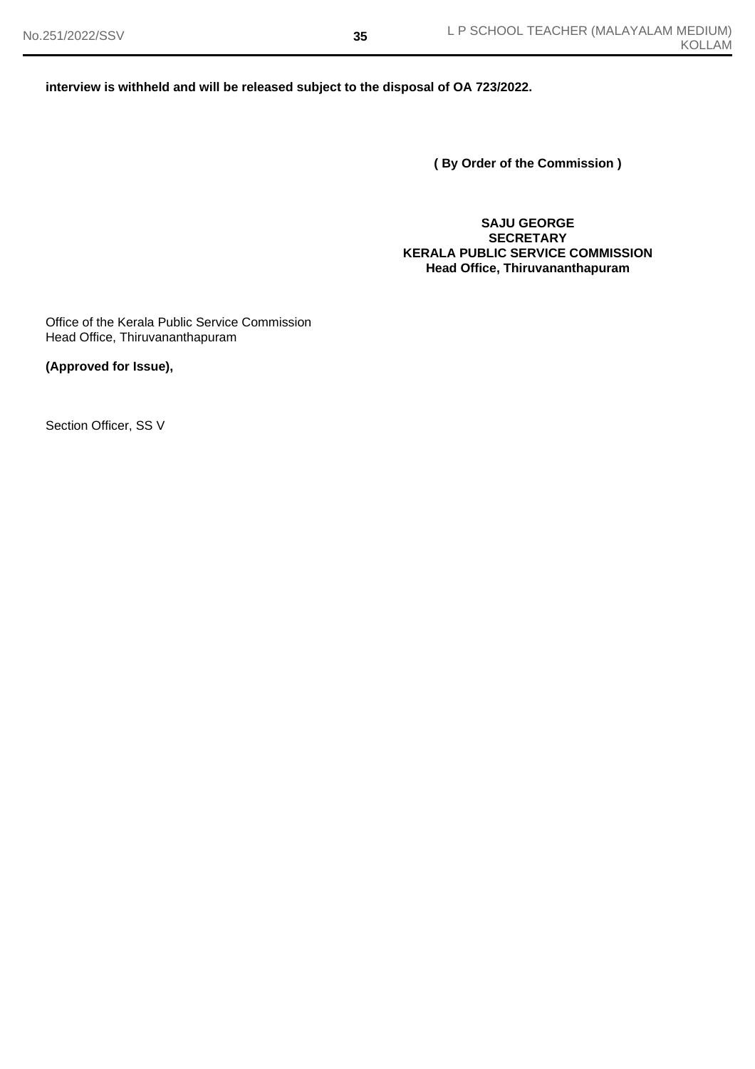**interview is withheld and will be released subject to the disposal of OA 723/2022.**

**( By Order of the Commission )**

**SAJU GEORGE**
**SECRETARY**
**KERALA PUBLIC SERVICE COMMISSION**
**Head Office, Thiruvananthapuram**

Office of the Kerala Public Service Commission
Head Office, Thiruvananthapuram

**(Approved for Issue),**

Section Officer, SS V